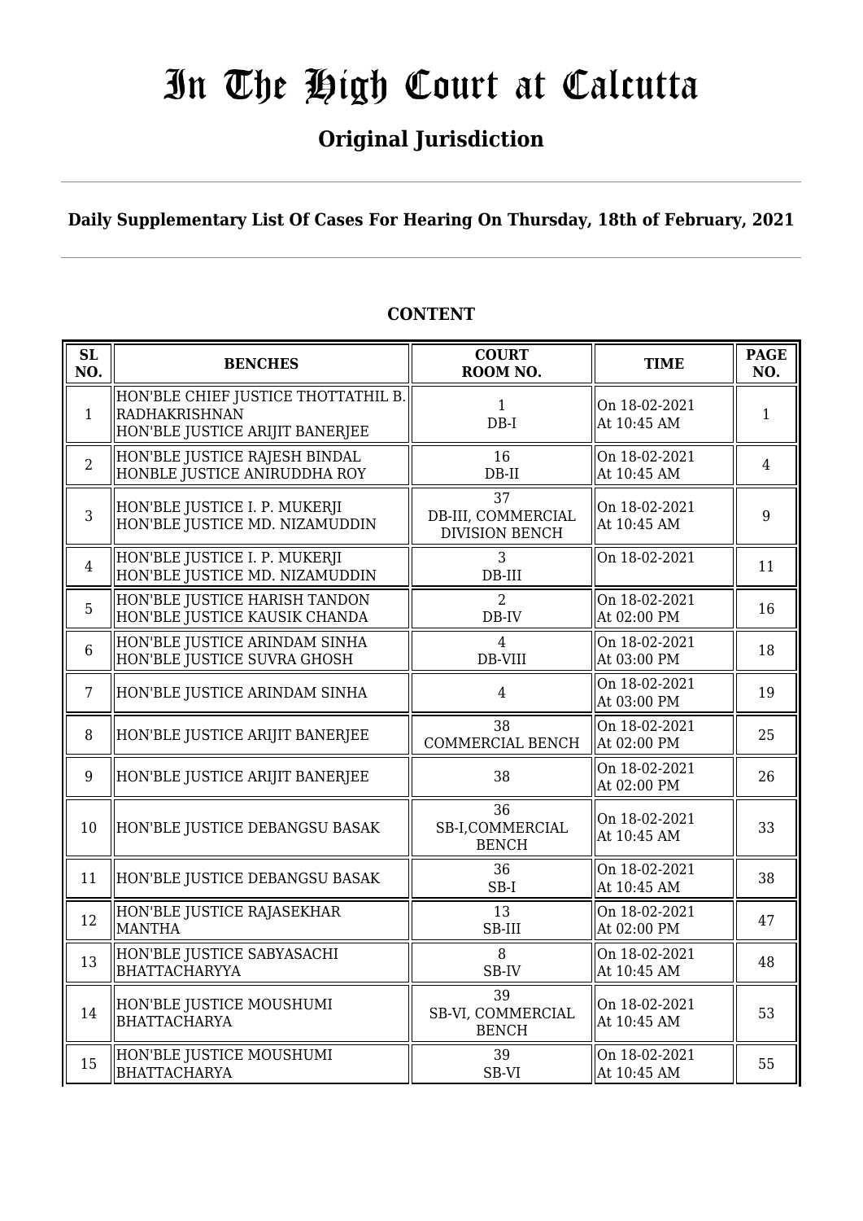# In The High Court at Calcutta

## Original Jurisdiction

**Daily Supplementary List Of Cases For Hearing On Thursday, 18th of February, 2021**

**CONTENT**

| SL NO. | BENCHES | COURT ROOM NO. | TIME | PAGE NO. |
|---|---|---|---|---|
| 1 | HON'BLE CHIEF JUSTICE THOTTATHIL B. RADHAKRISHNAN<br>HON'BLE JUSTICE ARIJIT BANERJEE | 1<br>DB-I | On 18-02-2021<br>At 10:45 AM | 1 |
| 2 | HON'BLE JUSTICE RAJESH BINDAL<br>HONBLE JUSTICE ANIRUDDHA ROY | 16<br>DB-II | On 18-02-2021<br>At 10:45 AM | 4 |
| 3 | HON'BLE JUSTICE I. P. MUKERJI<br>HON'BLE JUSTICE MD. NIZAMUDDIN | 37<br>DB-III, COMMERCIAL DIVISION BENCH | On 18-02-2021<br>At 10:45 AM | 9 |
| 4 | HON'BLE JUSTICE I. P. MUKERJI<br>HON'BLE JUSTICE MD. NIZAMUDDIN | 3<br>DB-III | On 18-02-2021 | 11 |
| 5 | HON'BLE JUSTICE HARISH TANDON<br>HON'BLE JUSTICE KAUSIK CHANDA | 2<br>DB-IV | On 18-02-2021<br>At 02:00 PM | 16 |
| 6 | HON'BLE JUSTICE ARINDAM SINHA<br>HON'BLE JUSTICE SUVRA GHOSH | 4<br>DB-VIII | On 18-02-2021<br>At 03:00 PM | 18 |
| 7 | HON'BLE JUSTICE ARINDAM SINHA | 4 | On 18-02-2021<br>At 03:00 PM | 19 |
| 8 | HON'BLE JUSTICE ARIJIT BANERJEE | 38<br>COMMERCIAL BENCH | On 18-02-2021<br>At 02:00 PM | 25 |
| 9 | HON'BLE JUSTICE ARIJIT BANERJEE | 38 | On 18-02-2021<br>At 02:00 PM | 26 |
| 10 | HON'BLE JUSTICE DEBANGSU BASAK | 36<br>SB-I,COMMERCIAL BENCH | On 18-02-2021<br>At 10:45 AM | 33 |
| 11 | HON'BLE JUSTICE DEBANGSU BASAK | 36<br>SB-I | On 18-02-2021<br>At 10:45 AM | 38 |
| 12 | HON'BLE JUSTICE RAJASEKHAR MANTHA | 13<br>SB-III | On 18-02-2021<br>At 02:00 PM | 47 |
| 13 | HON'BLE JUSTICE SABYASACHI BHATTACHARYYA | 8<br>SB-IV | On 18-02-2021<br>At 10:45 AM | 48 |
| 14 | HON'BLE JUSTICE MOUSHUMI BHATTACHARYA | 39<br>SB-VI, COMMERCIAL BENCH | On 18-02-2021<br>At 10:45 AM | 53 |
| 15 | HON'BLE JUSTICE MOUSHUMI BHATTACHARYA | 39<br>SB-VI | On 18-02-2021<br>At 10:45 AM | 55 |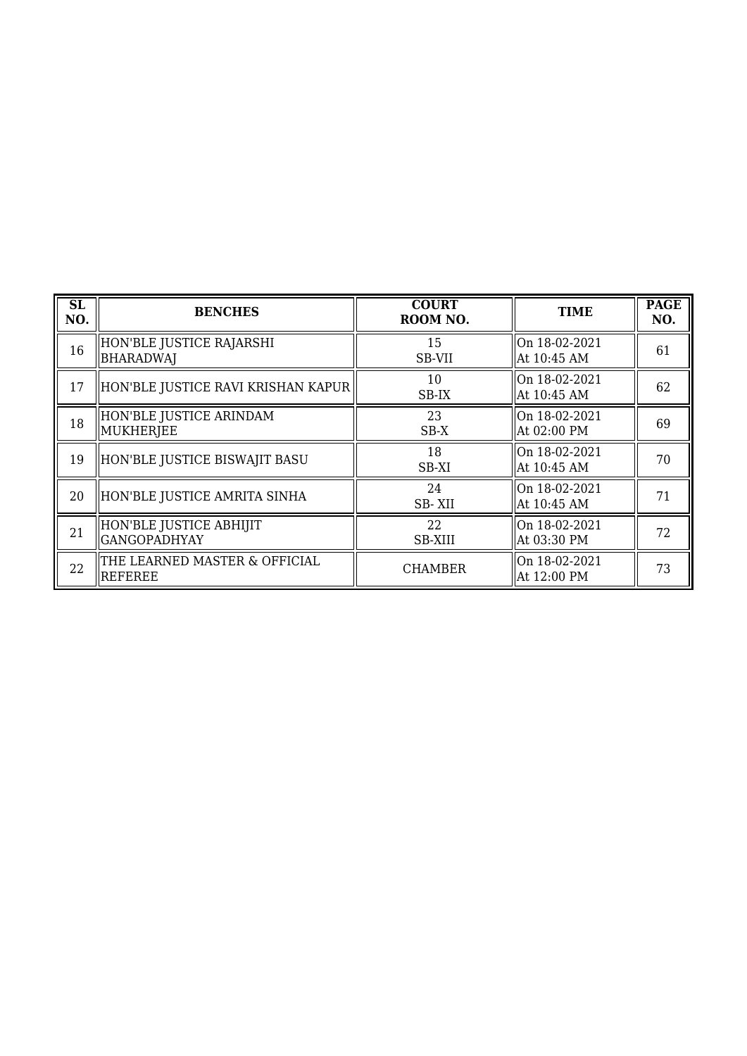| SL NO. | BENCHES | COURT ROOM NO. | TIME | PAGE NO. |
|---|---|---|---|---|
| 16 | HON'BLE JUSTICE RAJARSHI BHARADWAJ | 15<br>SB-VII | On 18-02-2021<br>At 10:45 AM | 61 |
| 17 | HON'BLE JUSTICE RAVI KRISHAN KAPUR | 10<br>SB-IX | On 18-02-2021<br>At 10:45 AM | 62 |
| 18 | HON'BLE JUSTICE ARINDAM MUKHERJEE | 23<br>SB-X | On 18-02-2021<br>At 02:00 PM | 69 |
| 19 | HON'BLE JUSTICE BISWAJIT BASU | 18<br>SB-XI | On 18-02-2021<br>At 10:45 AM | 70 |
| 20 | HON'BLE JUSTICE AMRITA SINHA | 24<br>SB- XII | On 18-02-2021<br>At 10:45 AM | 71 |
| 21 | HON'BLE JUSTICE ABHIJIT GANGOPADHYAY | 22<br>SB-XIII | On 18-02-2021<br>At 03:30 PM | 72 |
| 22 | THE LEARNED MASTER & OFFICIAL REFEREE | CHAMBER | On 18-02-2021<br>At 12:00 PM | 73 |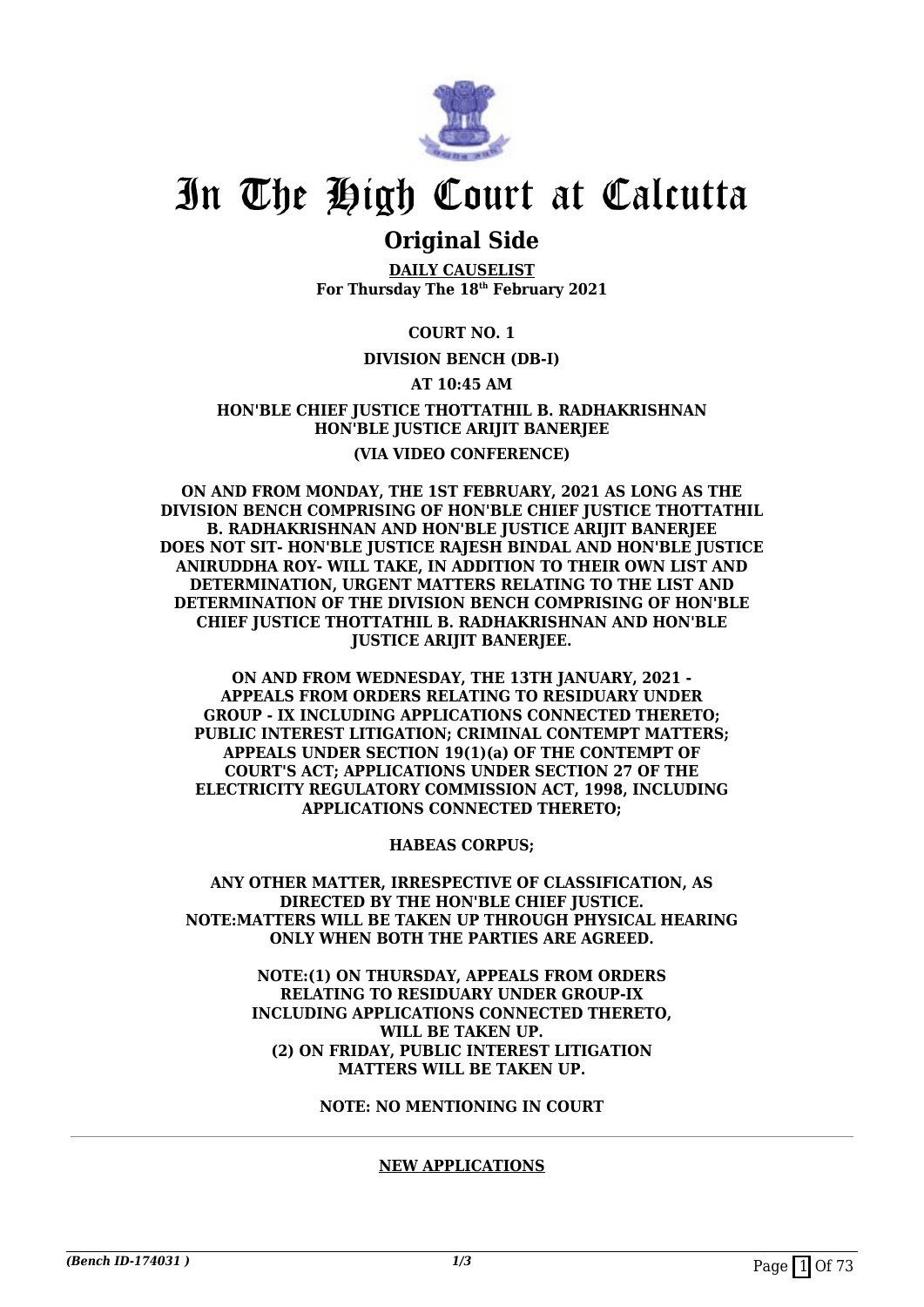# In The High Court at Calcutta

## Original Side

**DAILY CAUSELIST**
**For Thursday The 18th February 2021**

**COURT NO. 1**

**DIVISION BENCH (DB-I)**

**AT 10:45 AM**

**HON'BLE CHIEF JUSTICE THOTTATHIL B. RADHAKRISHNAN**
**HON'BLE JUSTICE ARIJIT BANERJEE**

**(VIA VIDEO CONFERENCE)**

**ON AND FROM MONDAY, THE 1ST FEBRUARY, 2021 AS LONG AS THE DIVISION BENCH COMPRISING OF HON'BLE CHIEF JUSTICE THOTTATHIL B. RADHAKRISHNAN AND HON'BLE JUSTICE ARIJIT BANERJEE DOES NOT SIT- HON'BLE JUSTICE RAJESH BINDAL AND HON'BLE JUSTICE ANIRUDDHA ROY- WILL TAKE, IN ADDITION TO THEIR OWN LIST AND DETERMINATION, URGENT MATTERS RELATING TO THE LIST AND DETERMINATION OF THE DIVISION BENCH COMPRISING OF HON'BLE CHIEF JUSTICE THOTTATHIL B. RADHAKRISHNAN AND HON'BLE JUSTICE ARIJIT BANERJEE.**

**ON AND FROM WEDNESDAY, THE 13TH JANUARY, 2021 - APPEALS FROM ORDERS RELATING TO RESIDUARY UNDER GROUP - IX INCLUDING APPLICATIONS CONNECTED THERETO; PUBLIC INTEREST LITIGATION; CRIMINAL CONTEMPT MATTERS; APPEALS UNDER SECTION 19(1)(a) OF THE CONTEMPT OF COURT'S ACT; APPLICATIONS UNDER SECTION 27 OF THE ELECTRICITY REGULATORY COMMISSION ACT, 1998, INCLUDING APPLICATIONS CONNECTED THERETO;**

**HABEAS CORPUS;**

**ANY OTHER MATTER, IRRESPECTIVE OF CLASSIFICATION, AS DIRECTED BY THE HON'BLE CHIEF JUSTICE.**
**NOTE:MATTERS WILL BE TAKEN UP THROUGH PHYSICAL HEARING ONLY WHEN BOTH THE PARTIES ARE AGREED.**

**NOTE:(1) ON THURSDAY, APPEALS FROM ORDERS RELATING TO RESIDUARY UNDER GROUP-IX INCLUDING APPLICATIONS CONNECTED THERETO, WILL BE TAKEN UP.**
**(2) ON FRIDAY, PUBLIC INTEREST LITIGATION MATTERS WILL BE TAKEN UP.**

**NOTE: NO MENTIONING IN COURT**

**NEW APPLICATIONS**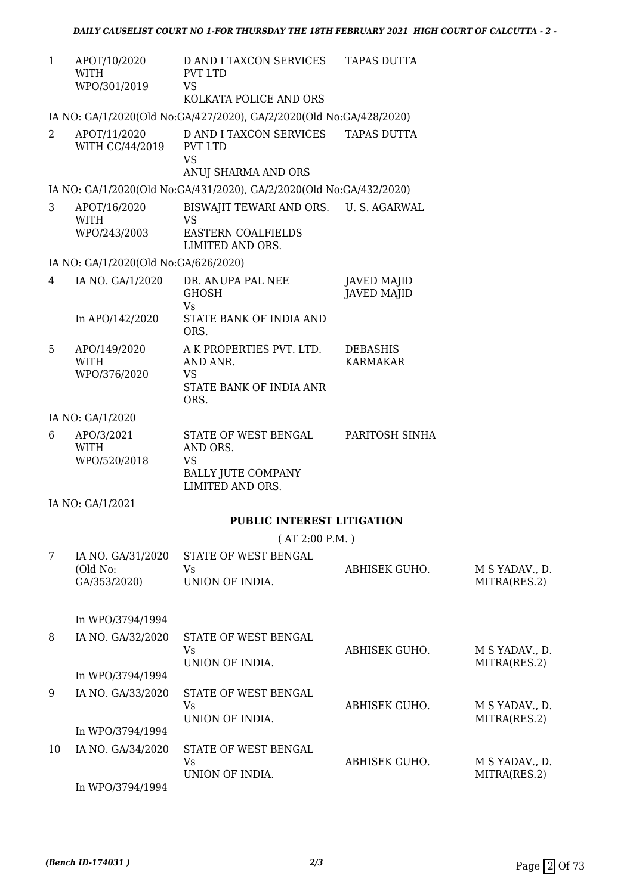| | | | | |
|---|---|---|---|---|
| 1 | APOT/10/2020 WITH WPO/301/2019 | D AND I TAXCON SERVICES PVT LTD VS KOLKATA POLICE AND ORS | TAPAS DUTTA | |
| | IA NO: GA/1/2020(Old No:GA/427/2020), GA/2/2020(Old No:GA/428/2020) | | | |
| 2 | APOT/11/2020 WITH CC/44/2019 | D AND I TAXCON SERVICES PVT LTD VS ANUJ SHARMA AND ORS | TAPAS DUTTA | |
| | IA NO: GA/1/2020(Old No:GA/431/2020), GA/2/2020(Old No:GA/432/2020) | | | |
| 3 | APOT/16/2020 WITH WPO/243/2003 | BISWAJIT TEWARI AND ORS. VS EASTERN COALFIELDS LIMITED AND ORS. | U. S. AGARWAL | |
| | IA NO: GA/1/2020(Old No:GA/626/2020) | | | |
| 4 | IA NO. GA/1/2020 In APO/142/2020 | DR. ANUPA PAL NEE GHOSH Vs STATE BANK OF INDIA AND ORS. | JAVED MAJID JAVED MAJID | |
| 5 | APO/149/2020 WITH WPO/376/2020 | A K PROPERTIES PVT. LTD. AND ANR. VS STATE BANK OF INDIA ANR ORS. | DEBASHIS KARMAKAR | |
| | IA NO: GA/1/2020 | | | |
| 6 | APO/3/2021 WITH WPO/520/2018 | STATE OF WEST BENGAL AND ORS. VS BALLY JUTE COMPANY LIMITED AND ORS. | PARITOSH SINHA | |
| | IA NO: GA/1/2021 | | | |

**PUBLIC INTEREST LITIGATION**

( AT 2:00 P.M. )

| | | | | |
|---|---|---|---|---|
| 7 | IA NO. GA/31/2020 (Old No: GA/353/2020) In WPO/3794/1994 | STATE OF WEST BENGAL Vs UNION OF INDIA. | ABHISEK GUHO. | M S YADAV., D. MITRA(RES.2) |
| 8 | IA NO. GA/32/2020 In WPO/3794/1994 | STATE OF WEST BENGAL Vs UNION OF INDIA. | ABHISEK GUHO. | M S YADAV., D. MITRA(RES.2) |
| 9 | IA NO. GA/33/2020 In WPO/3794/1994 | STATE OF WEST BENGAL Vs UNION OF INDIA. | ABHISEK GUHO. | M S YADAV., D. MITRA(RES.2) |
| 10 | IA NO. GA/34/2020 In WPO/3794/1994 | STATE OF WEST BENGAL Vs UNION OF INDIA. | ABHISEK GUHO. | M S YADAV., D. MITRA(RES.2) |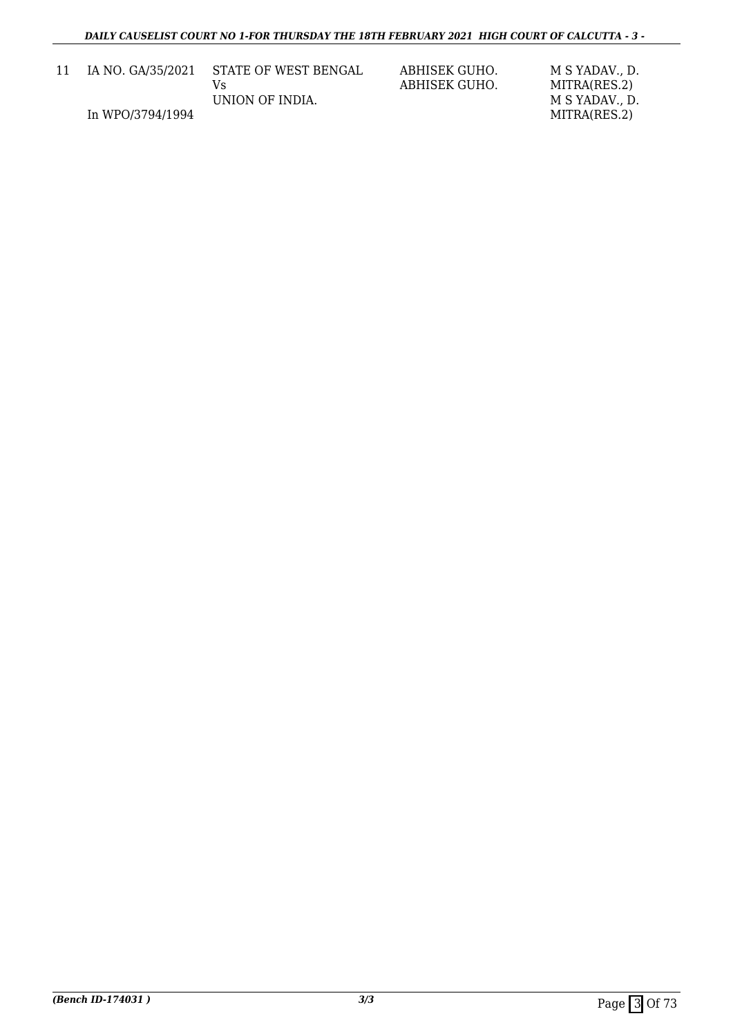| 11 | IA NO. GA/35/2021<br><br>In WPO/3794/1994 | STATE OF WEST BENGAL<br>Vs<br>UNION OF INDIA. | ABHISEK GUHO.<br>ABHISEK GUHO. | M S YADAV., D. MITRA(RES.2)<br>M S YADAV., D. MITRA(RES.2) |
|---|---|---|---|---|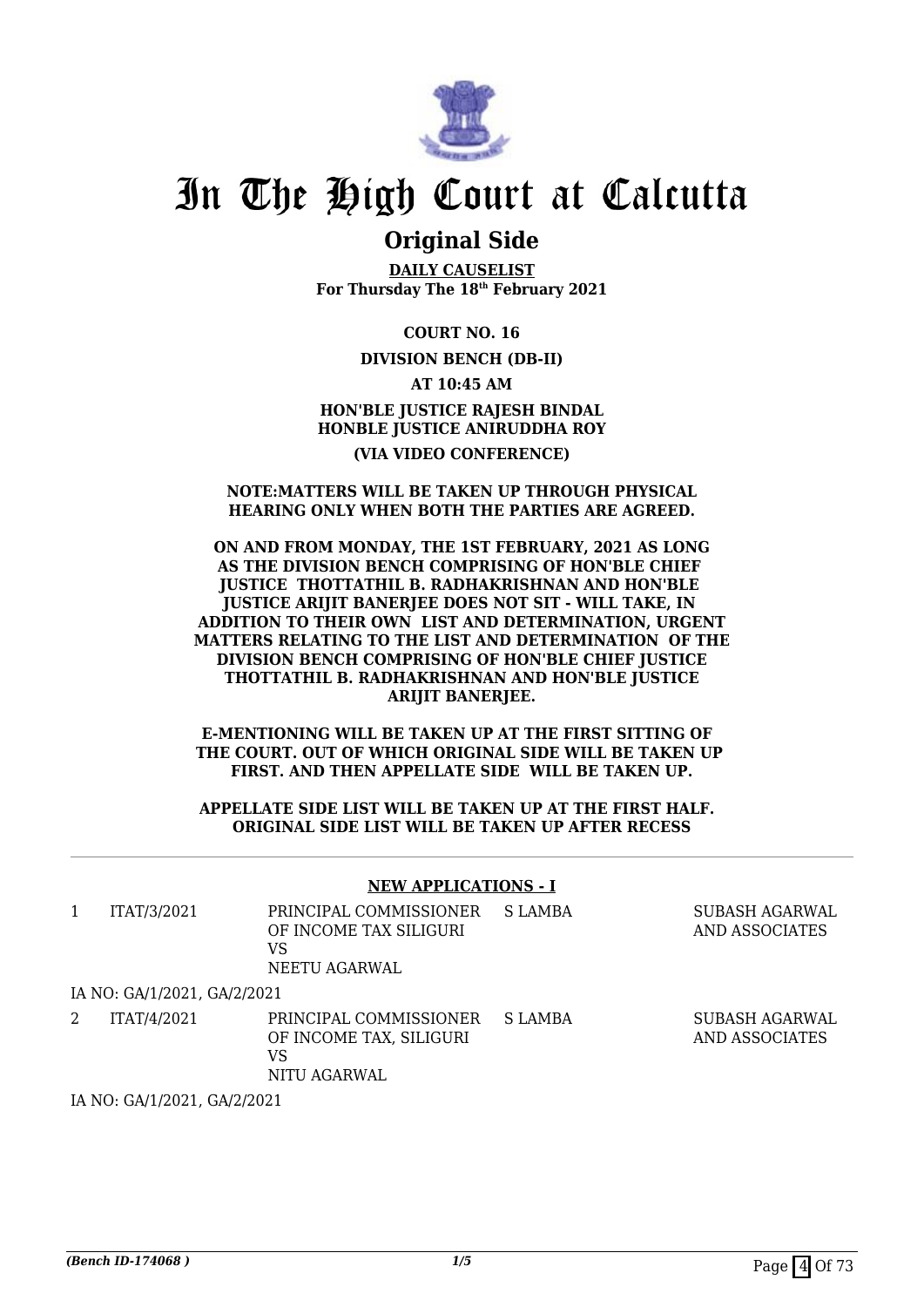# In The High Court at Calcutta

## Original Side

**DAILY CAUSELIST**
**For Thursday The 18th February 2021**

**COURT NO. 16**

**DIVISION BENCH (DB-II)**

**AT 10:45 AM**

**HON'BLE JUSTICE RAJESH BINDAL**
**HONBLE JUSTICE ANIRUDDHA ROY**

**(VIA VIDEO CONFERENCE)**

**NOTE:MATTERS WILL BE TAKEN UP THROUGH PHYSICAL HEARING ONLY WHEN BOTH THE PARTIES ARE AGREED.**

**ON AND FROM MONDAY, THE 1ST FEBRUARY, 2021 AS LONG AS THE DIVISION BENCH COMPRISING OF HON'BLE CHIEF JUSTICE THOTTATHIL B. RADHAKRISHNAN AND HON'BLE JUSTICE ARIJIT BANERJEE DOES NOT SIT - WILL TAKE, IN ADDITION TO THEIR OWN LIST AND DETERMINATION, URGENT MATTERS RELATING TO THE LIST AND DETERMINATION OF THE DIVISION BENCH COMPRISING OF HON'BLE CHIEF JUSTICE THOTTATHIL B. RADHAKRISHNAN AND HON'BLE JUSTICE ARIJIT BANERJEE.**

**E-MENTIONING WILL BE TAKEN UP AT THE FIRST SITTING OF THE COURT. OUT OF WHICH ORIGINAL SIDE WILL BE TAKEN UP FIRST. AND THEN APPELLATE SIDE WILL BE TAKEN UP.**

**APPELLATE SIDE LIST WILL BE TAKEN UP AT THE FIRST HALF. ORIGINAL SIDE LIST WILL BE TAKEN UP AFTER RECESS**

---

**NEW APPLICATIONS - I**

| | | | | |
|---|---|---|---|---|
| 1 | ITAT/3/2021 | PRINCIPAL COMMISSIONER OF INCOME TAX SILIGURI VS NEETU AGARWAL | S LAMBA | SUBASH AGARWAL AND ASSOCIATES |
| | IA NO: GA/1/2021, GA/2/2021 | | | |
| 2 | ITAT/4/2021 | PRINCIPAL COMMISSIONER OF INCOME TAX, SILIGURI VS NITU AGARWAL | S LAMBA | SUBASH AGARWAL AND ASSOCIATES |
| | IA NO: GA/1/2021, GA/2/2021 | | | |

*(Bench ID-174068 )* 1/5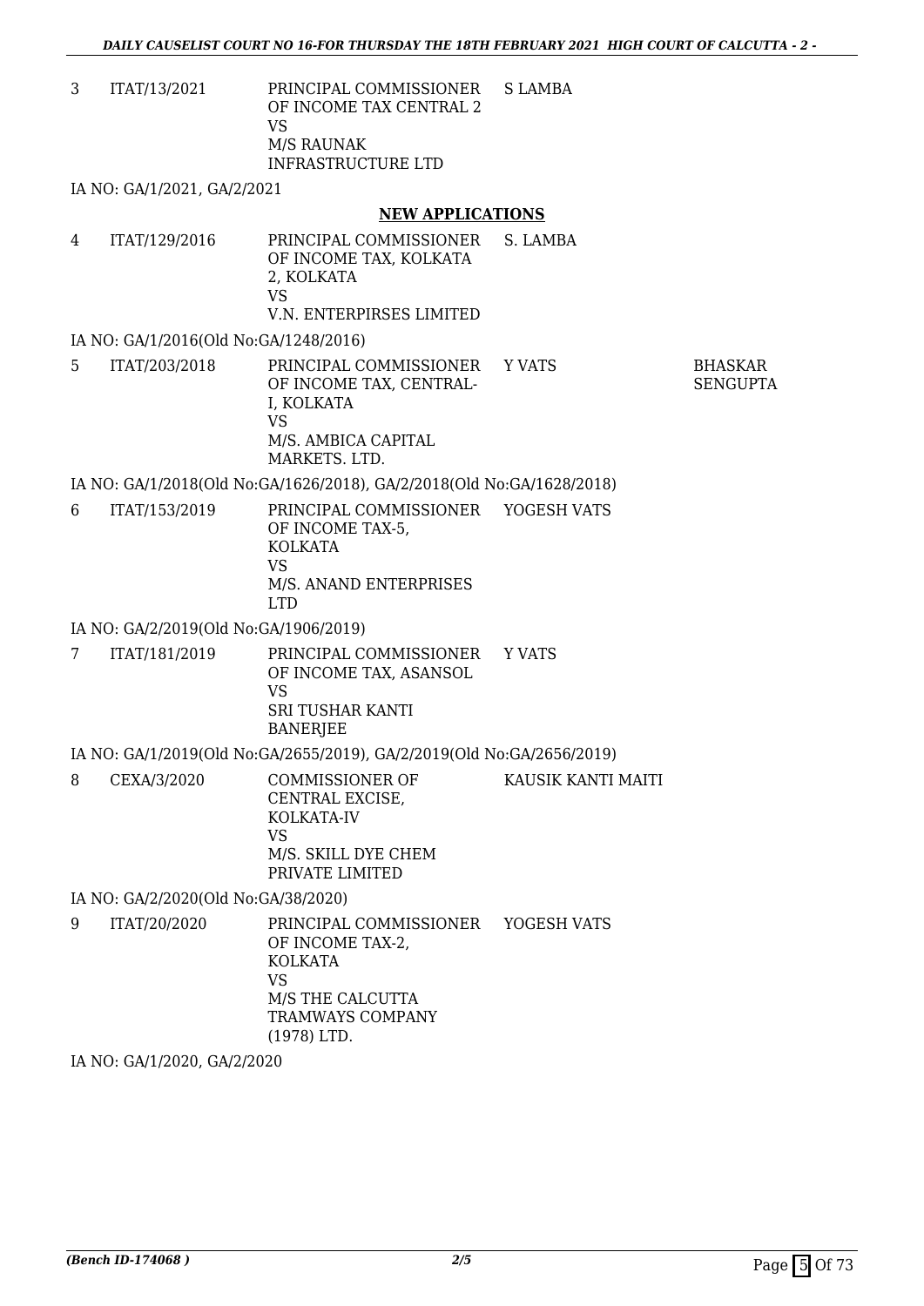| | | | | |
|---|---|---|---|---|
| 3 | ITAT/13/2021 | PRINCIPAL COMMISSIONER OF INCOME TAX CENTRAL 2<br>VS<br>M/S RAUNAK INFRASTRUCTURE LTD | S LAMBA | |

IA NO: GA/1/2021, GA/2/2021

## NEW APPLICATIONS

| | | | | |
|---|---|---|---|---|
| 4 | ITAT/129/2016 | PRINCIPAL COMMISSIONER OF INCOME TAX, KOLKATA 2, KOLKATA<br>VS<br>V.N. ENTERPIRSES LIMITED | S. LAMBA | |

IA NO: GA/1/2016(Old No:GA/1248/2016)

| | | | | |
|---|---|---|---|---|
| 5 | ITAT/203/2018 | PRINCIPAL COMMISSIONER OF INCOME TAX, CENTRAL-I, KOLKATA<br>VS<br>M/S. AMBICA CAPITAL MARKETS. LTD. | Y VATS | BHASKAR SENGUPTA |

IA NO: GA/1/2018(Old No:GA/1626/2018), GA/2/2018(Old No:GA/1628/2018)

| | | | | |
|---|---|---|---|---|
| 6 | ITAT/153/2019 | PRINCIPAL COMMISSIONER OF INCOME TAX-5, KOLKATA<br>VS<br>M/S. ANAND ENTERPRISES LTD | YOGESH VATS | |

IA NO: GA/2/2019(Old No:GA/1906/2019)

| | | | | |
|---|---|---|---|---|
| 7 | ITAT/181/2019 | PRINCIPAL COMMISSIONER OF INCOME TAX, ASANSOL<br>VS<br>SRI TUSHAR KANTI BANERJEE | Y VATS | |

IA NO: GA/1/2019(Old No:GA/2655/2019), GA/2/2019(Old No:GA/2656/2019)

| | | | | |
|---|---|---|---|---|
| 8 | CEXA/3/2020 | COMMISSIONER OF CENTRAL EXCISE, KOLKATA-IV<br>VS<br>M/S. SKILL DYE CHEM PRIVATE LIMITED | KAUSIK KANTI MAITI | |

IA NO: GA/2/2020(Old No:GA/38/2020)

| | | | | |
|---|---|---|---|---|
| 9 | ITAT/20/2020 | PRINCIPAL COMMISSIONER OF INCOME TAX-2, KOLKATA<br>VS<br>M/S THE CALCUTTA TRAMWAYS COMPANY (1978) LTD. | YOGESH VATS | |

IA NO: GA/1/2020, GA/2/2020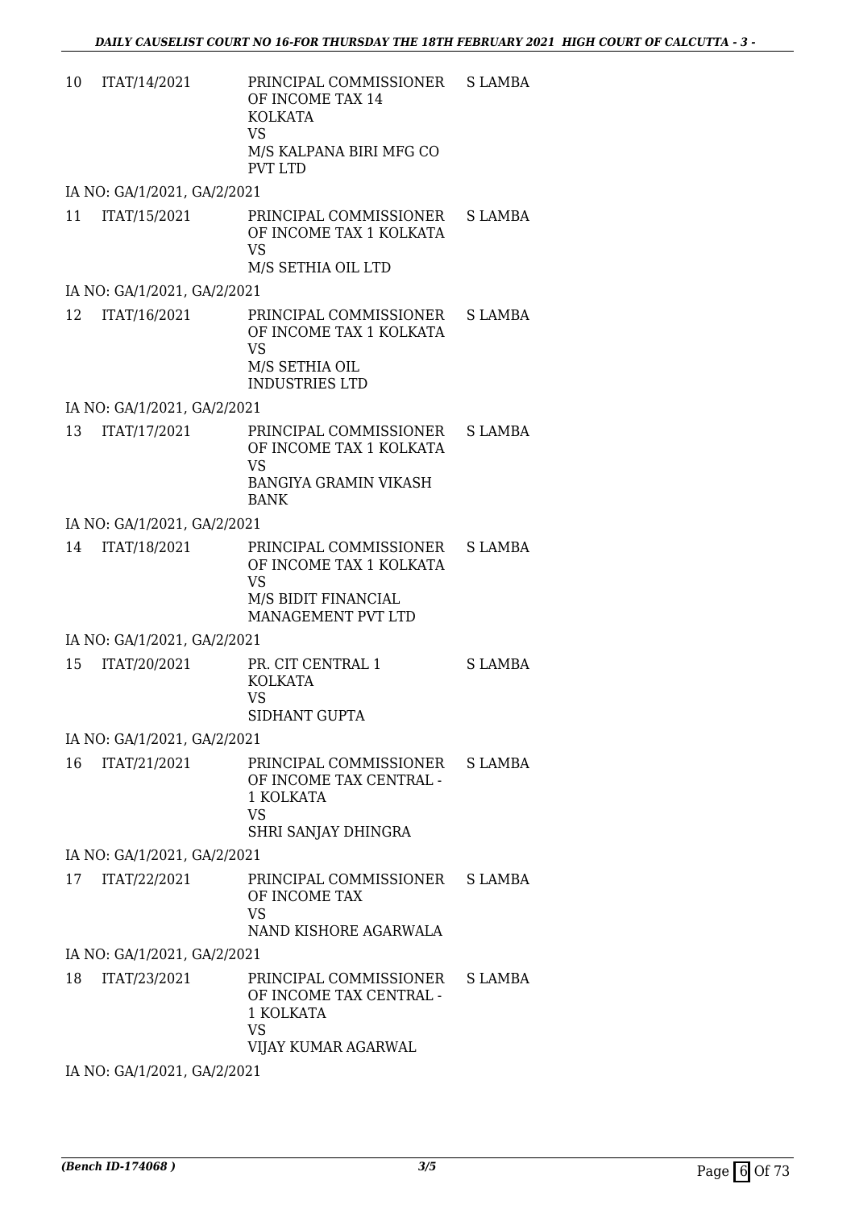| | | | |
|---|---|---|---|
| 10 | ITAT/14/2021 | PRINCIPAL COMMISSIONER OF INCOME TAX 14 KOLKATA<br>VS<br>M/S KALPANA BIRI MFG CO PVT LTD | S LAMBA |

IA NO: GA/1/2021, GA/2/2021

| | | | |
|---|---|---|---|
| 11 | ITAT/15/2021 | PRINCIPAL COMMISSIONER OF INCOME TAX 1 KOLKATA<br>VS<br>M/S SETHIA OIL LTD | S LAMBA |

IA NO: GA/1/2021, GA/2/2021

| | | | |
|---|---|---|---|
| 12 | ITAT/16/2021 | PRINCIPAL COMMISSIONER OF INCOME TAX 1 KOLKATA<br>VS<br>M/S SETHIA OIL INDUSTRIES LTD | S LAMBA |

IA NO: GA/1/2021, GA/2/2021

| | | | |
|---|---|---|---|
| 13 | ITAT/17/2021 | PRINCIPAL COMMISSIONER OF INCOME TAX 1 KOLKATA<br>VS<br>BANGIYA GRAMIN VIKASH BANK | S LAMBA |

IA NO: GA/1/2021, GA/2/2021

| | | | |
|---|---|---|---|
| 14 | ITAT/18/2021 | PRINCIPAL COMMISSIONER OF INCOME TAX 1 KOLKATA<br>VS<br>M/S BIDIT FINANCIAL MANAGEMENT PVT LTD | S LAMBA |

IA NO: GA/1/2021, GA/2/2021

| | | | |
|---|---|---|---|
| 15 | ITAT/20/2021 | PR. CIT CENTRAL 1 KOLKATA<br>VS<br>SIDHANT GUPTA | S LAMBA |

IA NO: GA/1/2021, GA/2/2021

| | | | |
|---|---|---|---|
| 16 | ITAT/21/2021 | PRINCIPAL COMMISSIONER OF INCOME TAX CENTRAL - 1 KOLKATA<br>VS<br>SHRI SANJAY DHINGRA | S LAMBA |

IA NO: GA/1/2021, GA/2/2021

| | | | |
|---|---|---|---|
| 17 | ITAT/22/2021 | PRINCIPAL COMMISSIONER OF INCOME TAX<br>VS<br>NAND KISHORE AGARWALA | S LAMBA |

IA NO: GA/1/2021, GA/2/2021

| | | | |
|---|---|---|---|
| 18 | ITAT/23/2021 | PRINCIPAL COMMISSIONER OF INCOME TAX CENTRAL - 1 KOLKATA<br>VS<br>VIJAY KUMAR AGARWAL | S LAMBA |

IA NO: GA/1/2021, GA/2/2021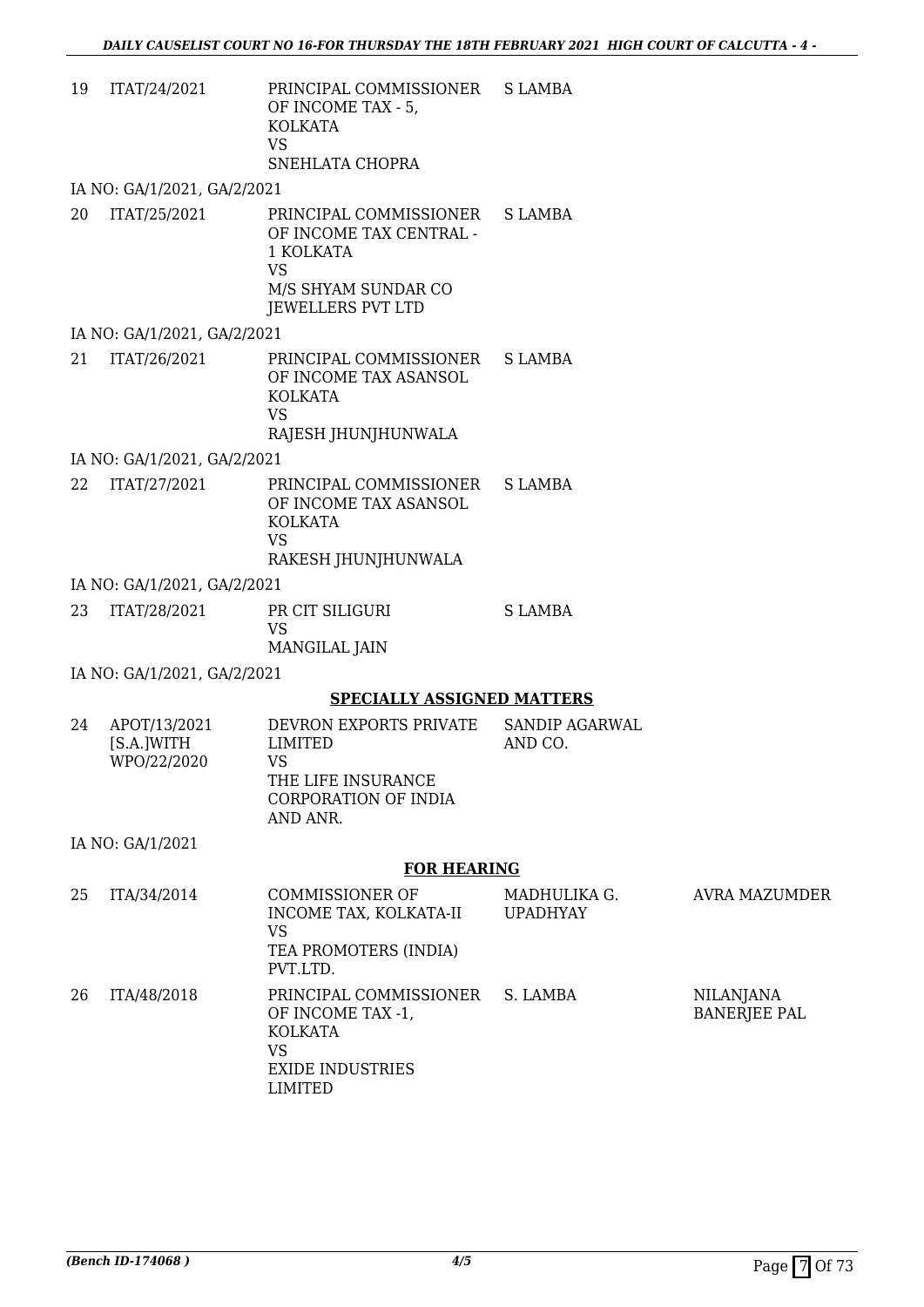| | | | | |
|---|---|---|---|---|
| 19 | ITAT/24/2021 | PRINCIPAL COMMISSIONER OF INCOME TAX - 5, KOLKATA<br>VS<br>SNEHLATA CHOPRA | S LAMBA | |

IA NO: GA/1/2021, GA/2/2021

| | | | | |
|---|---|---|---|---|
| 20 | ITAT/25/2021 | PRINCIPAL COMMISSIONER OF INCOME TAX CENTRAL - 1 KOLKATA<br>VS<br>M/S SHYAM SUNDAR CO JEWELLERS PVT LTD | S LAMBA | |

IA NO: GA/1/2021, GA/2/2021

| | | | | |
|---|---|---|---|---|
| 21 | ITAT/26/2021 | PRINCIPAL COMMISSIONER OF INCOME TAX ASANSOL KOLKATA<br>VS<br>RAJESH JHUNJHUNWALA | S LAMBA | |

IA NO: GA/1/2021, GA/2/2021

| | | | | |
|---|---|---|---|---|
| 22 | ITAT/27/2021 | PRINCIPAL COMMISSIONER OF INCOME TAX ASANSOL KOLKATA<br>VS<br>RAKESH JHUNJHUNWALA | S LAMBA | |

IA NO: GA/1/2021, GA/2/2021

| | | | | |
|---|---|---|---|---|
| 23 | ITAT/28/2021 | PR CIT SILIGURI<br>VS<br>MANGILAL JAIN | S LAMBA | |

IA NO: GA/1/2021, GA/2/2021

**SPECIALLY ASSIGNED MATTERS**

| | | | | |
|---|---|---|---|---|
| 24 | APOT/13/2021 [S.A.]WITH WPO/22/2020 | DEVRON EXPORTS PRIVATE LIMITED<br>VS<br>THE LIFE INSURANCE CORPORATION OF INDIA AND ANR. | SANDIP AGARWAL AND CO. | |

IA NO: GA/1/2021

**FOR HEARING**

| | | | | |
|---|---|---|---|---|
| 25 | ITA/34/2014 | COMMISSIONER OF INCOME TAX, KOLKATA-II<br>VS<br>TEA PROMOTERS (INDIA) PVT.LTD. | MADHULIKA G. UPADHYAY | AVRA MAZUMDER |
| 26 | ITA/48/2018 | PRINCIPAL COMMISSIONER OF INCOME TAX -1, KOLKATA<br>VS<br>EXIDE INDUSTRIES LIMITED | S. LAMBA | NILANJANA BANERJEE PAL |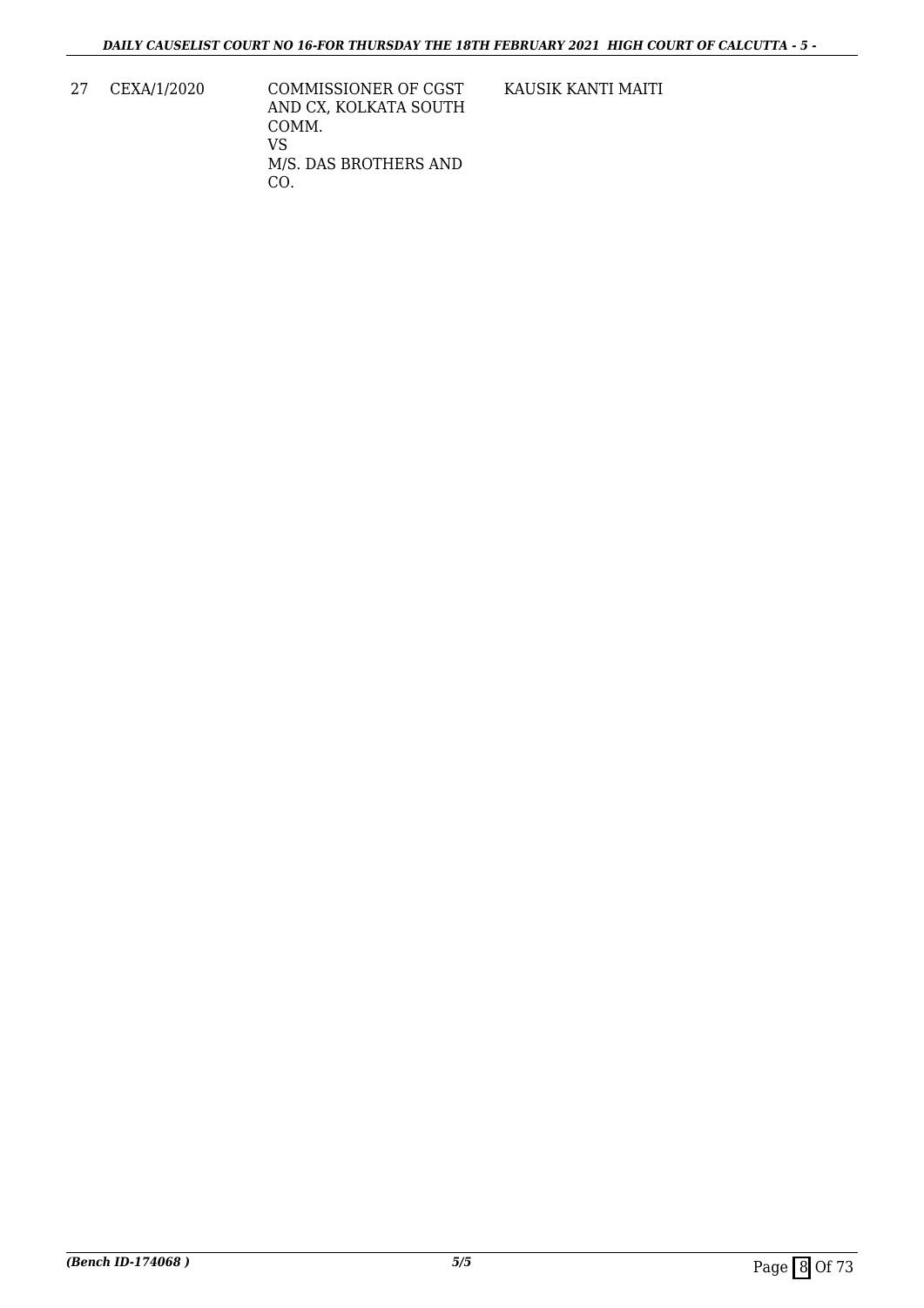| 27 | CEXA/1/2020 | COMMISSIONER OF CGST AND CX, KOLKATA SOUTH COMM.<br>VS<br>M/S. DAS BROTHERS AND CO. | KAUSIK KANTI MAITI |
|---|---|---|---|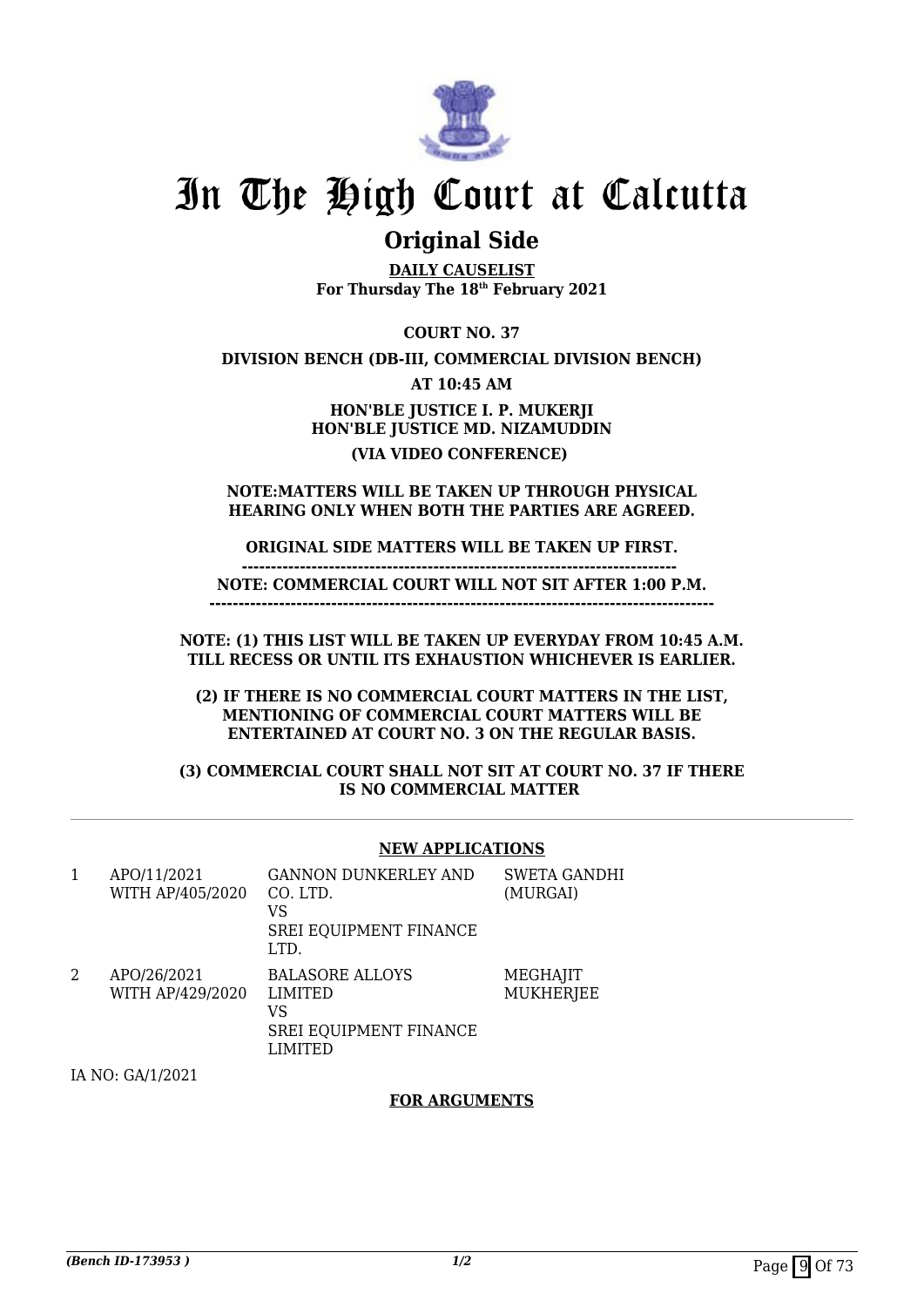# In The High Court at Calcutta

## Original Side

**DAILY CAUSELIST**
**For Thursday The 18th February 2021**

**COURT NO. 37**

**DIVISION BENCH (DB-III, COMMERCIAL DIVISION BENCH)**

**AT 10:45 AM**

**HON'BLE JUSTICE I. P. MUKERJI**
**HON'BLE JUSTICE MD. NIZAMUDDIN**

**(VIA VIDEO CONFERENCE)**

**NOTE:MATTERS WILL BE TAKEN UP THROUGH PHYSICAL HEARING ONLY WHEN BOTH THE PARTIES ARE AGREED.**

**ORIGINAL SIDE MATTERS WILL BE TAKEN UP FIRST.**

**--------------------------------------------------------------------------**
**NOTE: COMMERCIAL COURT WILL NOT SIT AFTER 1:00 P.M.**
**----------------------------------------------------------------------------------**

**NOTE: (1) THIS LIST WILL BE TAKEN UP EVERYDAY FROM 10:45 A.M. TILL RECESS OR UNTIL ITS EXHAUSTION WHICHEVER IS EARLIER.**

**(2) IF THERE IS NO COMMERCIAL COURT MATTERS IN THE LIST, MENTIONING OF COMMERCIAL COURT MATTERS WILL BE ENTERTAINED AT COURT NO. 3 ON THE REGULAR BASIS.**

**(3) COMMERCIAL COURT SHALL NOT SIT AT COURT NO. 37 IF THERE IS NO COMMERCIAL MATTER**

**NEW APPLICATIONS**

| | | | |
|---|---|---|---|
| 1 | APO/11/2021 WITH AP/405/2020 | GANNON DUNKERLEY AND CO. LTD. VS SREI EQUIPMENT FINANCE LTD. | SWETA GANDHI (MURGAI) |
| 2 | APO/26/2021 WITH AP/429/2020 | BALASORE ALLOYS LIMITED VS SREI EQUIPMENT FINANCE LIMITED | MEGHAJIT MUKHERJEE |

IA NO: GA/1/2021

**FOR ARGUMENTS**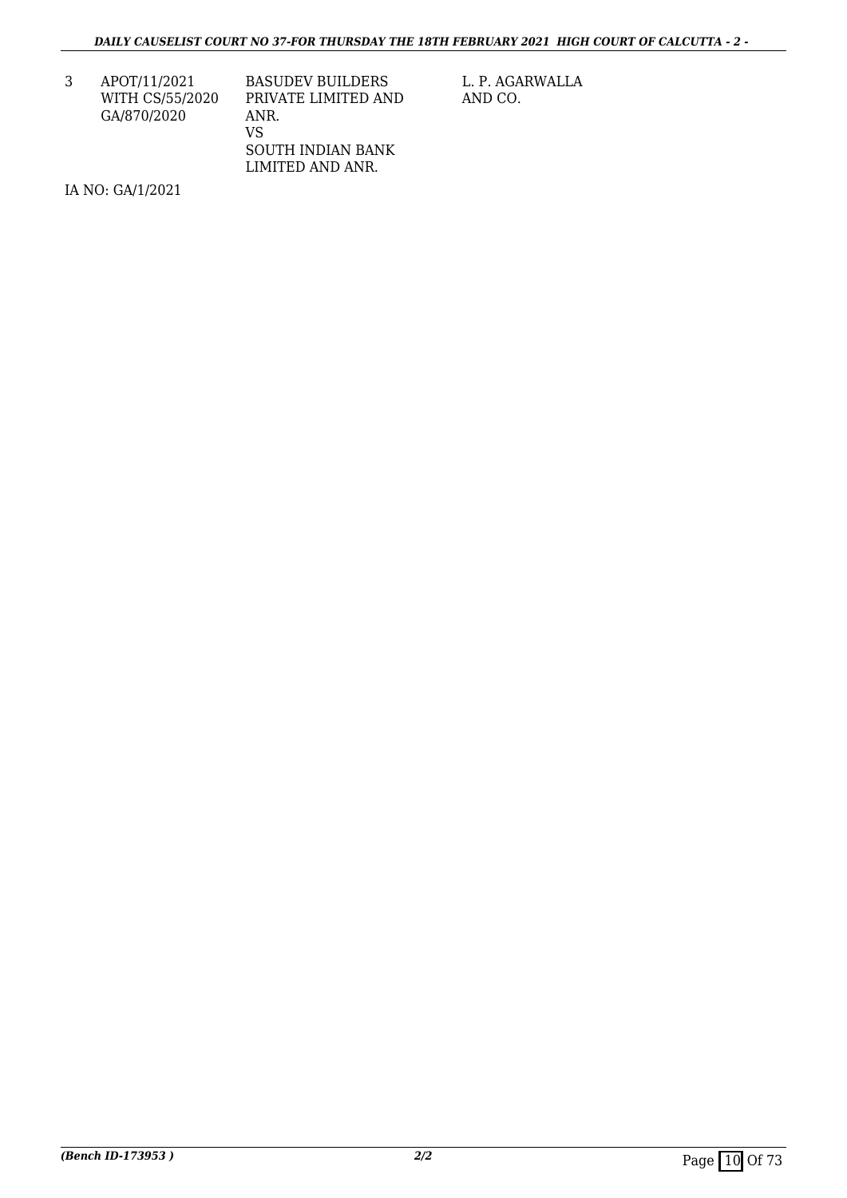| 3 | APOT/11/2021 WITH CS/55/2020 GA/870/2020 | BASUDEV BUILDERS PRIVATE LIMITED AND ANR. VS SOUTH INDIAN BANK LIMITED AND ANR. | L. P. AGARWALLA AND CO. |
|---|---|---|---|

IA NO: GA/1/2021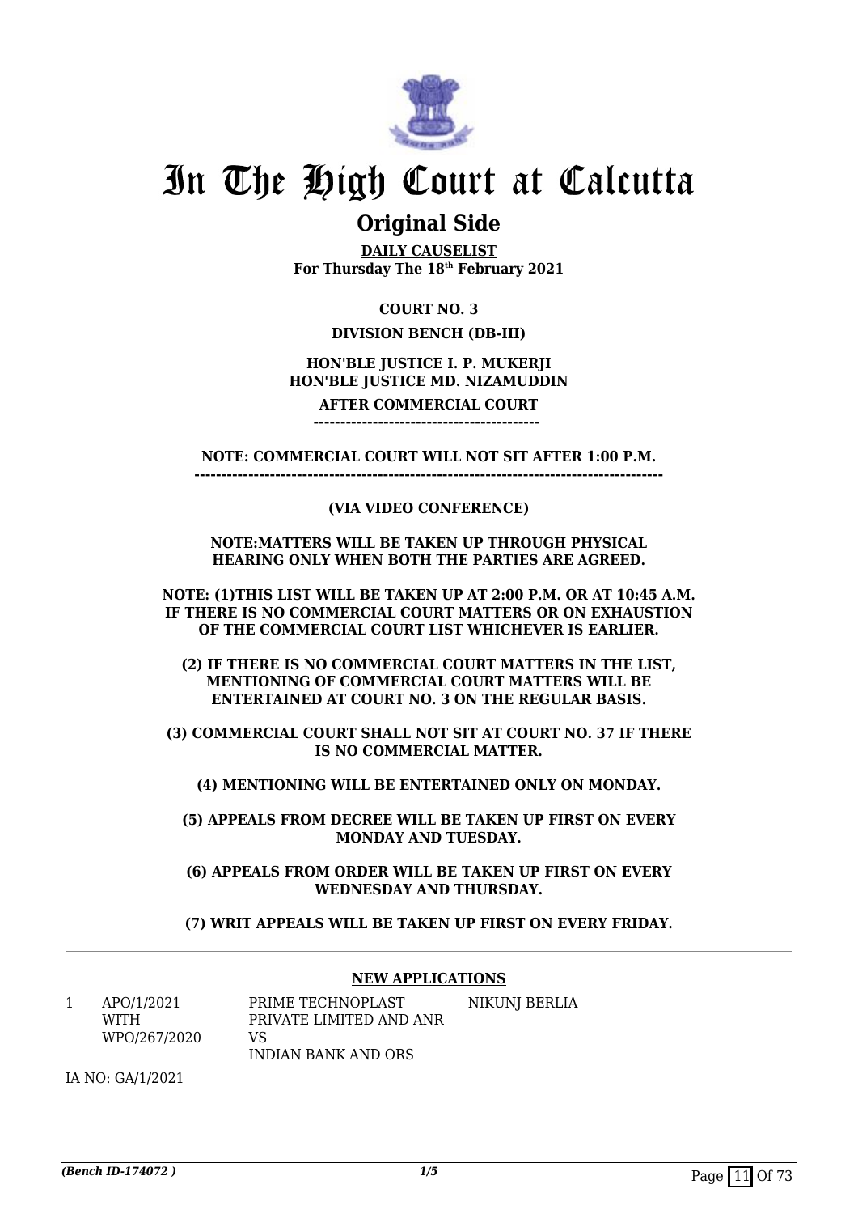# In The High Court at Calcutta

## Original Side

**DAILY CAUSELIST**
**For Thursday The 18th February 2021**

**COURT NO. 3**

**DIVISION BENCH (DB-III)**

**HON'BLE JUSTICE I. P. MUKERJI**
**HON'BLE JUSTICE MD. NIZAMUDDIN**

**AFTER COMMERCIAL COURT**
**------------------------------------------**

**NOTE: COMMERCIAL COURT WILL NOT SIT AFTER 1:00 P.M.**
**--------------------------------------------------------------------------------------**

**(VIA VIDEO CONFERENCE)**

**NOTE:MATTERS WILL BE TAKEN UP THROUGH PHYSICAL HEARING ONLY WHEN BOTH THE PARTIES ARE AGREED.**

**NOTE: (1)THIS LIST WILL BE TAKEN UP AT 2:00 P.M. OR AT 10:45 A.M. IF THERE IS NO COMMERCIAL COURT MATTERS OR ON EXHAUSTION OF THE COMMERCIAL COURT LIST WHICHEVER IS EARLIER.**

**(2) IF THERE IS NO COMMERCIAL COURT MATTERS IN THE LIST, MENTIONING OF COMMERCIAL COURT MATTERS WILL BE ENTERTAINED AT COURT NO. 3 ON THE REGULAR BASIS.**

**(3) COMMERCIAL COURT SHALL NOT SIT AT COURT NO. 37 IF THERE IS NO COMMERCIAL MATTER.**

**(4) MENTIONING WILL BE ENTERTAINED ONLY ON MONDAY.**

**(5) APPEALS FROM DECREE WILL BE TAKEN UP FIRST ON EVERY MONDAY AND TUESDAY.**

**(6) APPEALS FROM ORDER WILL BE TAKEN UP FIRST ON EVERY WEDNESDAY AND THURSDAY.**

**(7) WRIT APPEALS WILL BE TAKEN UP FIRST ON EVERY FRIDAY.**

**NEW APPLICATIONS**

| | | | |
|---|---|---|---|
| 1 | APO/1/2021 WITH WPO/267/2020 | PRIME TECHNOPLAST PRIVATE LIMITED AND ANR VS INDIAN BANK AND ORS | NIKUNJ BERLIA |

IA NO: GA/1/2021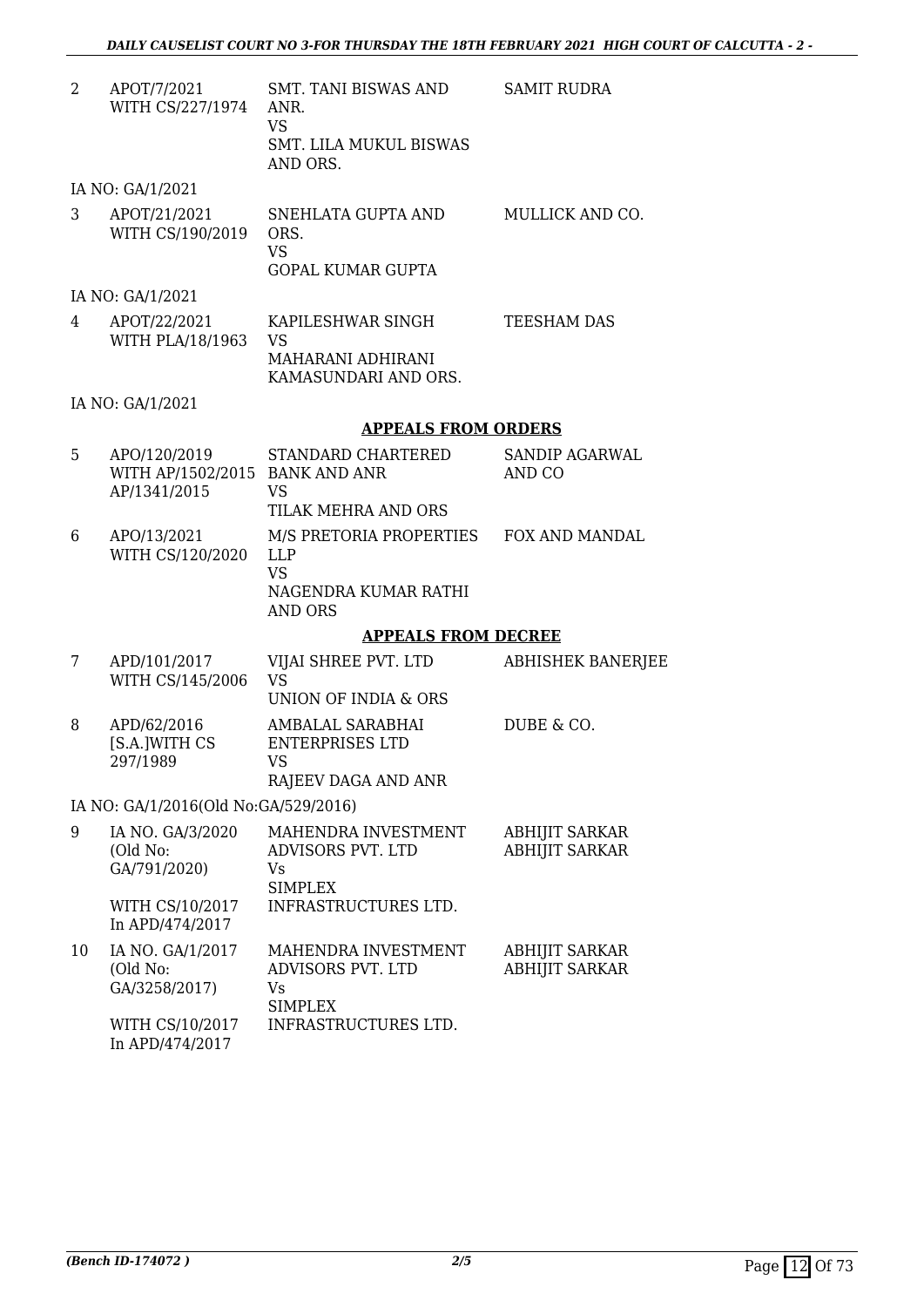| | | | |
|---|---|---|---|
| 2 | APOT/7/2021 WITH CS/227/1974 | SMT. TANI BISWAS AND ANR. VS SMT. LILA MUKUL BISWAS AND ORS. | SAMIT RUDRA |

IA NO: GA/1/2021

| | | | |
|---|---|---|---|
| 3 | APOT/21/2021 WITH CS/190/2019 | SNEHLATA GUPTA AND ORS. VS GOPAL KUMAR GUPTA | MULLICK AND CO. |

IA NO: GA/1/2021

| | | | |
|---|---|---|---|
| 4 | APOT/22/2021 WITH PLA/18/1963 | KAPILESHWAR SINGH VS MAHARANI ADHIRANI KAMASUNDARI AND ORS. | TEESHAM DAS |

IA NO: GA/1/2021

## APPEALS FROM ORDERS

| | | | |
|---|---|---|---|
| 5 | APO/120/2019 WITH AP/1502/2015 AP/1341/2015 | STANDARD CHARTERED BANK AND ANR VS TILAK MEHRA AND ORS | SANDIP AGARWAL AND CO |
| 6 | APO/13/2021 WITH CS/120/2020 | M/S PRETORIA PROPERTIES LLP VS NAGENDRA KUMAR RATHI AND ORS | FOX AND MANDAL |

## APPEALS FROM DECREE

| | | | |
|---|---|---|---|
| 7 | APD/101/2017 WITH CS/145/2006 | VIJAI SHREE PVT. LTD VS UNION OF INDIA & ORS | ABHISHEK BANERJEE |
| 8 | APD/62/2016 [S.A.]WITH CS 297/1989 | AMBALAL SARABHAI ENTERPRISES LTD VS RAJEEV DAGA AND ANR | DUBE & CO. |

IA NO: GA/1/2016(Old No:GA/529/2016)

| | | | |
|---|---|---|---|
| 9 | IA NO. GA/3/2020 (Old No: GA/791/2020) WITH CS/10/2017 In APD/474/2017 | MAHENDRA INVESTMENT ADVISORS PVT. LTD Vs SIMPLEX INFRASTRUCTURES LTD. | ABHIJIT SARKAR ABHIJIT SARKAR |
| 10 | IA NO. GA/1/2017 (Old No: GA/3258/2017) WITH CS/10/2017 In APD/474/2017 | MAHENDRA INVESTMENT ADVISORS PVT. LTD Vs SIMPLEX INFRASTRUCTURES LTD. | ABHIJIT SARKAR ABHIJIT SARKAR |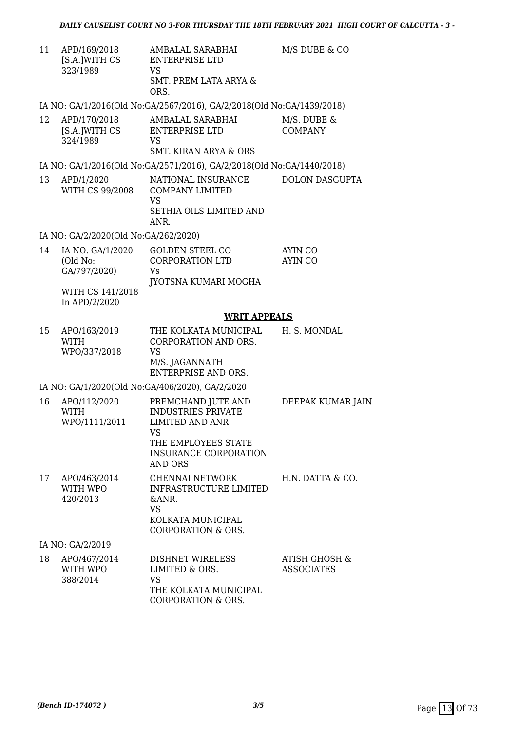| | | | |
|---|---|---|---|
| 11 | APD/169/2018 [S.A.]WITH CS 323/1989 | AMBALAL SARABHAI ENTERPRISE LTD VS SMT. PREM LATA ARYA & ORS. | M/S DUBE & CO |

IA NO: GA/1/2016(Old No:GA/2567/2016), GA/2/2018(Old No:GA/1439/2018)

| | | | |
|---|---|---|---|
| 12 | APD/170/2018 [S.A.]WITH CS 324/1989 | AMBALAL SARABHAI ENTERPRISE LTD VS SMT. KIRAN ARYA & ORS | M/S. DUBE & COMPANY |

IA NO: GA/1/2016(Old No:GA/2571/2016), GA/2/2018(Old No:GA/1440/2018)

| | | | |
|---|---|---|---|
| 13 | APD/1/2020 WITH CS 99/2008 | NATIONAL INSURANCE COMPANY LIMITED VS SETHIA OILS LIMITED AND ANR. | DOLON DASGUPTA |

IA NO: GA/2/2020(Old No:GA/262/2020)

| | | | |
|---|---|---|---|
| 14 | IA NO. GA/1/2020 (Old No: GA/797/2020) WITH CS 141/2018 In APD/2/2020 | GOLDEN STEEL CO CORPORATION LTD Vs JYOTSNA KUMARI MOGHA | AYIN CO AYIN CO |

## WRIT APPEALS

| | | | |
|---|---|---|---|
| 15 | APO/163/2019 WITH WPO/337/2018 | THE KOLKATA MUNICIPAL CORPORATION AND ORS. VS M/S. JAGANNATH ENTERPRISE AND ORS. | H. S. MONDAL |

IA NO: GA/1/2020(Old No:GA/406/2020), GA/2/2020

| | | | |
|---|---|---|---|
| 16 | APO/112/2020 WITH WPO/1111/2011 | PREMCHAND JUTE AND INDUSTRIES PRIVATE LIMITED AND ANR VS THE EMPLOYEES STATE INSURANCE CORPORATION AND ORS | DEEPAK KUMAR JAIN |
| 17 | APO/463/2014 WITH WPO 420/2013 | CHENNAI NETWORK INFRASTRUCTURE LIMITED &ANR. VS KOLKATA MUNICIPAL CORPORATION & ORS. | H.N. DATTA & CO. |

IA NO: GA/2/2019

| | | | |
|---|---|---|---|
| 18 | APO/467/2014 WITH WPO 388/2014 | DISHNET WIRELESS LIMITED & ORS. VS THE KOLKATA MUNICIPAL CORPORATION & ORS. | ATISH GHOSH & ASSOCIATES |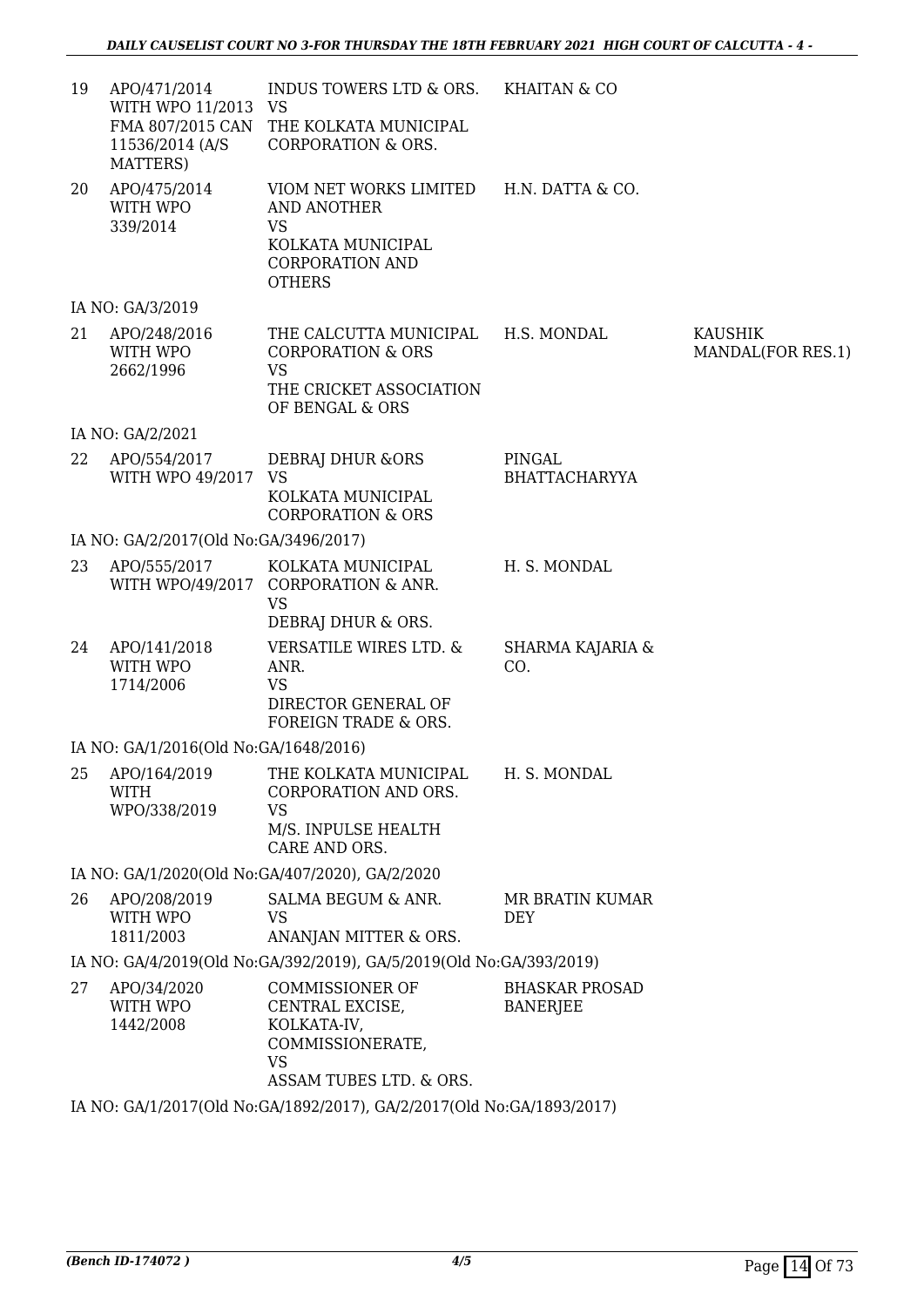| | | | | |
|---|---|---|---|---|
| 19 | APO/471/2014 WITH WPO 11/2013 FMA 807/2015 CAN 11536/2014 (A/S MATTERS) | INDUS TOWERS LTD & ORS. VS THE KOLKATA MUNICIPAL CORPORATION & ORS. | KHAITAN & CO | |
| 20 | APO/475/2014 WITH WPO 339/2014 | VIOM NET WORKS LIMITED AND ANOTHER VS KOLKATA MUNICIPAL CORPORATION AND OTHERS | H.N. DATTA & CO. | |
| | IA NO: GA/3/2019 | | | |
| 21 | APO/248/2016 WITH WPO 2662/1996 | THE CALCUTTA MUNICIPAL CORPORATION & ORS VS THE CRICKET ASSOCIATION OF BENGAL & ORS | H.S. MONDAL | KAUSHIK MANDAL(FOR RES.1) |
| | IA NO: GA/2/2021 | | | |
| 22 | APO/554/2017 WITH WPO 49/2017 | DEBRAJ DHUR &ORS VS KOLKATA MUNICIPAL CORPORATION & ORS | PINGAL BHATTACHARYYA | |
| | IA NO: GA/2/2017(Old No:GA/3496/2017) | | | |
| 23 | APO/555/2017 WITH WPO/49/2017 | KOLKATA MUNICIPAL CORPORATION & ANR. VS DEBRAJ DHUR & ORS. | H. S. MONDAL | |
| 24 | APO/141/2018 WITH WPO 1714/2006 | VERSATILE WIRES LTD. & ANR. VS DIRECTOR GENERAL OF FOREIGN TRADE & ORS. | SHARMA KAJARIA & CO. | |
| | IA NO: GA/1/2016(Old No:GA/1648/2016) | | | |
| 25 | APO/164/2019 WITH WPO/338/2019 | THE KOLKATA MUNICIPAL CORPORATION AND ORS. VS M/S. INPULSE HEALTH CARE AND ORS. | H. S. MONDAL | |
| | IA NO: GA/1/2020(Old No:GA/407/2020), GA/2/2020 | | | |
| 26 | APO/208/2019 WITH WPO 1811/2003 | SALMA BEGUM & ANR. VS ANANJAN MITTER & ORS. | MR BRATIN KUMAR DEY | |
| | IA NO: GA/4/2019(Old No:GA/392/2019), GA/5/2019(Old No:GA/393/2019) | | | |
| 27 | APO/34/2020 WITH WPO 1442/2008 | COMMISSIONER OF CENTRAL EXCISE, KOLKATA-IV, COMMISSIONERATE, VS ASSAM TUBES LTD. & ORS. | BHASKAR PROSAD BANERJEE | |
| | IA NO: GA/1/2017(Old No:GA/1892/2017), GA/2/2017(Old No:GA/1893/2017) | | | |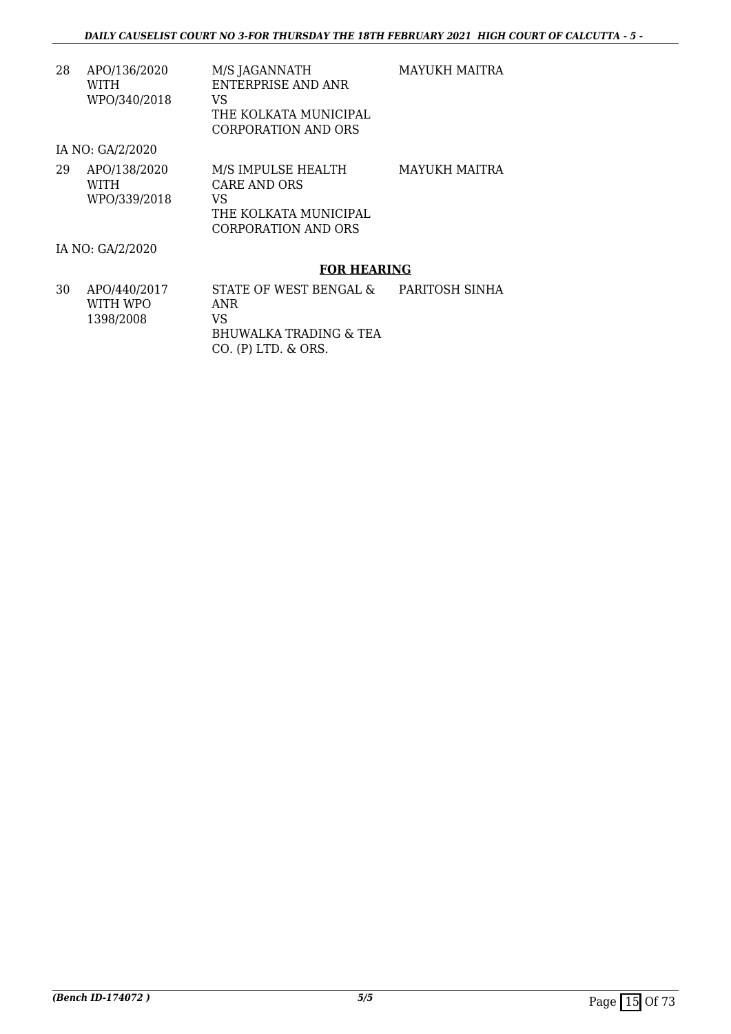| | | | |
|---|---|---|---|
| 28 | APO/136/2020<br>WITH<br>WPO/340/2018 | M/S JAGANNATH ENTERPRISE AND ANR<br>VS<br>THE KOLKATA MUNICIPAL CORPORATION AND ORS | MAYUKH MAITRA |

IA NO: GA/2/2020

| | | | |
|---|---|---|---|
| 29 | APO/138/2020<br>WITH<br>WPO/339/2018 | M/S IMPULSE HEALTH CARE AND ORS<br>VS<br>THE KOLKATA MUNICIPAL CORPORATION AND ORS | MAYUKH MAITRA |

IA NO: GA/2/2020

**FOR HEARING**

| | | | |
|---|---|---|---|
| 30 | APO/440/2017<br>WITH WPO<br>1398/2008 | STATE OF WEST BENGAL & ANR<br>VS<br>BHUWALKA TRADING & TEA CO. (P) LTD. & ORS. | PARITOSH SINHA |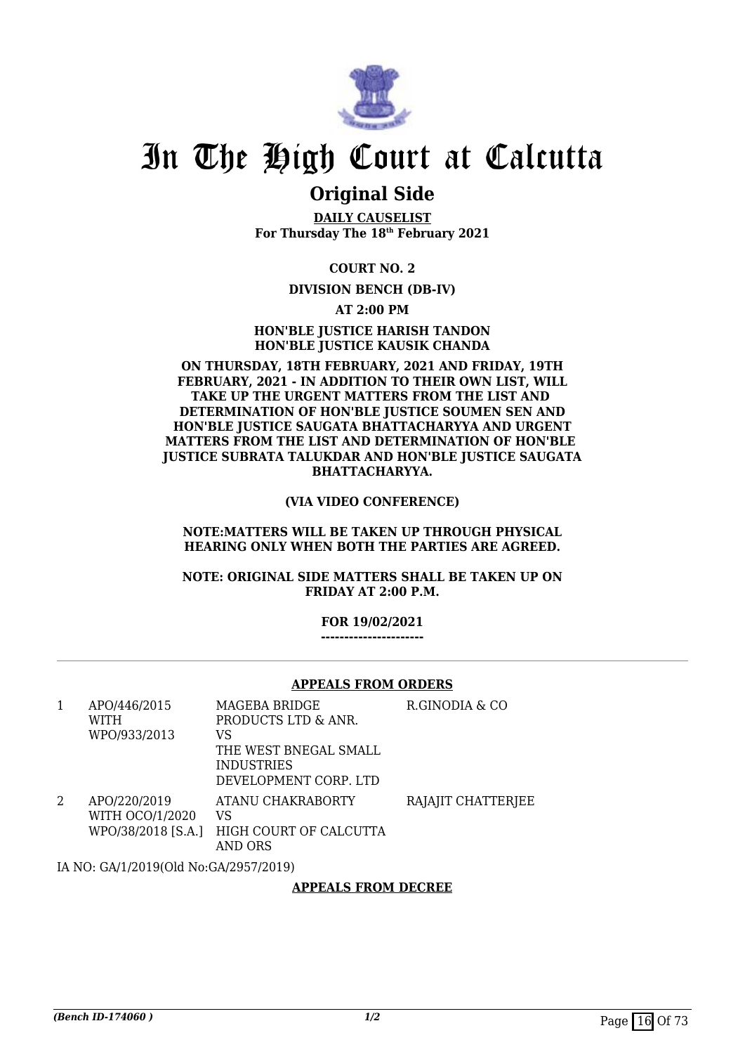# In The High Court at Calcutta

## Original Side

**DAILY CAUSELIST**
**For Thursday The 18th February 2021**

**COURT NO. 2**

**DIVISION BENCH (DB-IV)**

**AT 2:00 PM**

**HON'BLE JUSTICE HARISH TANDON**
**HON'BLE JUSTICE KAUSIK CHANDA**

**ON THURSDAY, 18TH FEBRUARY, 2021 AND FRIDAY, 19TH FEBRUARY, 2021 - IN ADDITION TO THEIR OWN LIST, WILL TAKE UP THE URGENT MATTERS FROM THE LIST AND DETERMINATION OF HON'BLE JUSTICE SOUMEN SEN AND HON'BLE JUSTICE SAUGATA BHATTACHARYYA AND URGENT MATTERS FROM THE LIST AND DETERMINATION OF HON'BLE JUSTICE SUBRATA TALUKDAR AND HON'BLE JUSTICE SAUGATA BHATTACHARYYA.**

**(VIA VIDEO CONFERENCE)**

**NOTE:MATTERS WILL BE TAKEN UP THROUGH PHYSICAL HEARING ONLY WHEN BOTH THE PARTIES ARE AGREED.**

**NOTE: ORIGINAL SIDE MATTERS SHALL BE TAKEN UP ON FRIDAY AT 2:00 P.M.**

**FOR 19/02/2021**
**----------------------**

**APPEALS FROM ORDERS**

| | | | |
|---|---|---|---|
| 1 | APO/446/2015 WITH WPO/933/2013 | MAGEBA BRIDGE PRODUCTS LTD & ANR. VS THE WEST BNEGAL SMALL INDUSTRIES DEVELOPMENT CORP. LTD | R.GINODIA & CO |
| 2 | APO/220/2019 WITH OCO/1/2020 WPO/38/2018 [S.A.] | ATANU CHAKRABORTY VS HIGH COURT OF CALCUTTA AND ORS | RAJAJIT CHATTERJEE |

IA NO: GA/1/2019(Old No:GA/2957/2019)

**APPEALS FROM DECREE**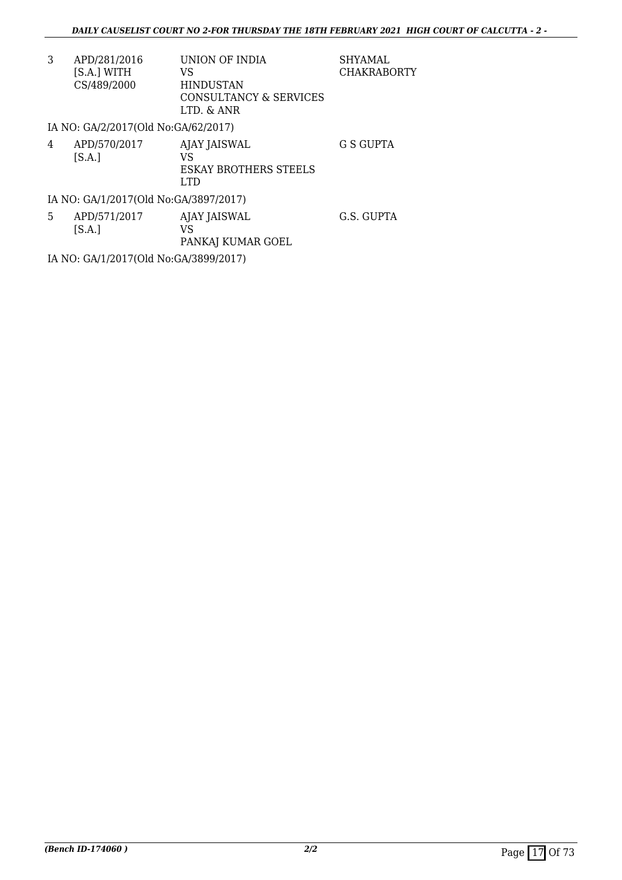| | | | |
|---|---|---|---|
| 3 | APD/281/2016 [S.A.] WITH CS/489/2000 | UNION OF INDIA VS HINDUSTAN CONSULTANCY & SERVICES LTD. & ANR | SHYAMAL CHAKRABORTY |

IA NO: GA/2/2017(Old No:GA/62/2017)

| | | | |
|---|---|---|---|
| 4 | APD/570/2017 [S.A.] | AJAY JAISWAL VS ESKAY BROTHERS STEELS LTD | G S GUPTA |

IA NO: GA/1/2017(Old No:GA/3897/2017)

| | | | |
|---|---|---|---|
| 5 | APD/571/2017 [S.A.] | AJAY JAISWAL VS PANKAJ KUMAR GOEL | G.S. GUPTA |

IA NO: GA/1/2017(Old No:GA/3899/2017)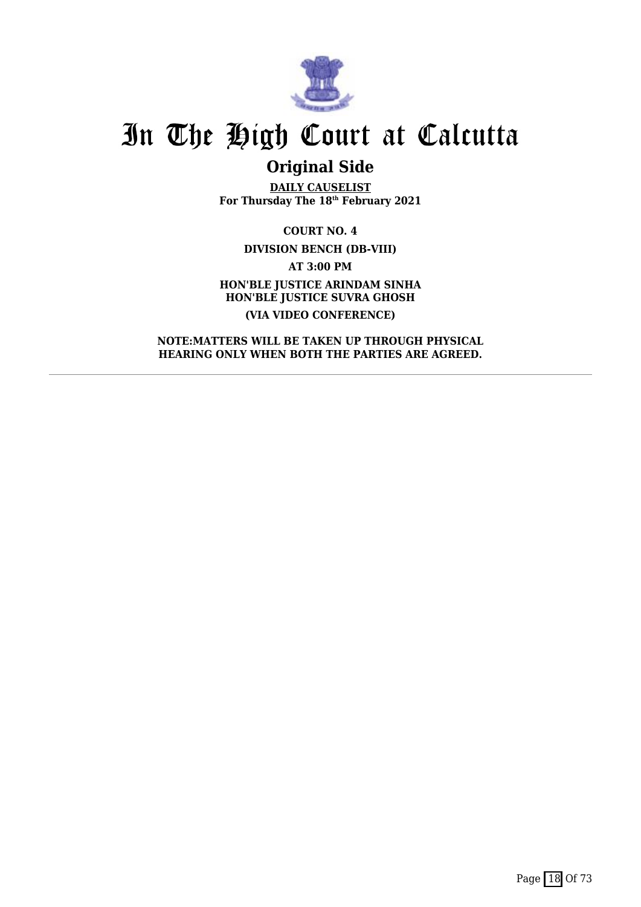# In The High Court at Calcutta

## Original Side

**DAILY CAUSELIST**
**For Thursday The 18th February 2021**

**COURT NO. 4**

**DIVISION BENCH (DB-VIII)**

**AT 3:00 PM**

**HON'BLE JUSTICE ARINDAM SINHA**
**HON'BLE JUSTICE SUVRA GHOSH**

**(VIA VIDEO CONFERENCE)**

**NOTE:MATTERS WILL BE TAKEN UP THROUGH PHYSICAL HEARING ONLY WHEN BOTH THE PARTIES ARE AGREED.**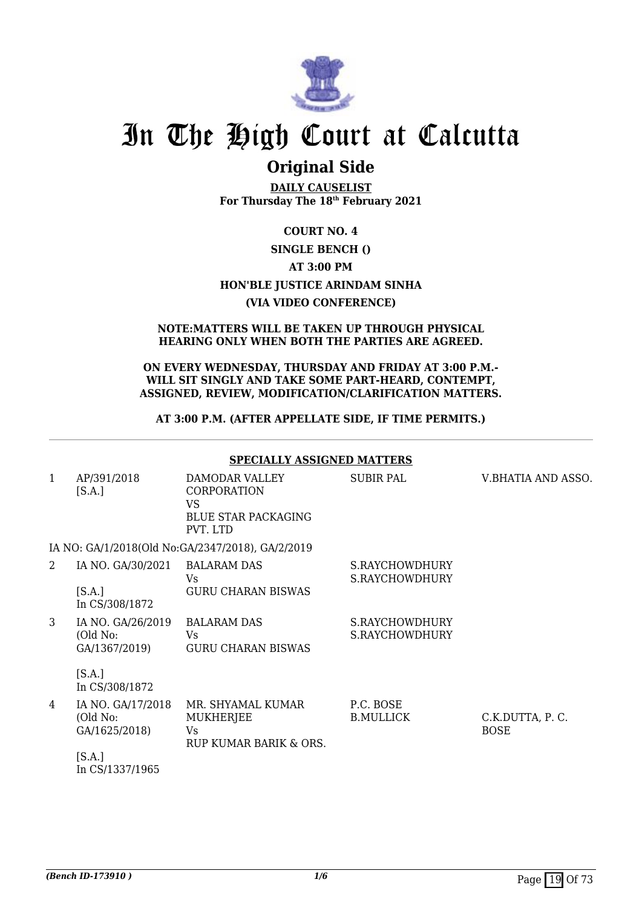# In The High Court at Calcutta

## Original Side

**DAILY CAUSELIST**
**For Thursday The 18th February 2021**

**COURT NO. 4**

**SINGLE BENCH ()**

**AT 3:00 PM**

**HON'BLE JUSTICE ARINDAM SINHA**

**(VIA VIDEO CONFERENCE)**

**NOTE:MATTERS WILL BE TAKEN UP THROUGH PHYSICAL HEARING ONLY WHEN BOTH THE PARTIES ARE AGREED.**

**ON EVERY WEDNESDAY, THURSDAY AND FRIDAY AT 3:00 P.M.- WILL SIT SINGLY AND TAKE SOME PART-HEARD, CONTEMPT, ASSIGNED, REVIEW, MODIFICATION/CLARIFICATION MATTERS.**

**AT 3:00 P.M. (AFTER APPELLATE SIDE, IF TIME PERMITS.)**

### SPECIALLY ASSIGNED MATTERS

| | | | | |
|---|---|---|---|---|
| 1 | AP/391/2018 [S.A.] | DAMODAR VALLEY CORPORATION VS BLUE STAR PACKAGING PVT. LTD | SUBIR PAL | V.BHATIA AND ASSO. |
| | IA NO: GA/1/2018(Old No:GA/2347/2018), GA/2/2019 | | | |
| 2 | IA NO. GA/30/2021 [S.A.] In CS/308/1872 | BALARAM DAS Vs GURU CHARAN BISWAS | S.RAYCHOWDHURY S.RAYCHOWDHURY | |
| 3 | IA NO. GA/26/2019 (Old No: GA/1367/2019) [S.A.] In CS/308/1872 | BALARAM DAS Vs GURU CHARAN BISWAS | S.RAYCHOWDHURY S.RAYCHOWDHURY | |
| 4 | IA NO. GA/17/2018 (Old No: GA/1625/2018) [S.A.] In CS/1337/1965 | MR. SHYAMAL KUMAR MUKHERJEE Vs RUP KUMAR BARIK & ORS. | P.C. BOSE B.MULLICK | C.K.DUTTA, P. C. BOSE |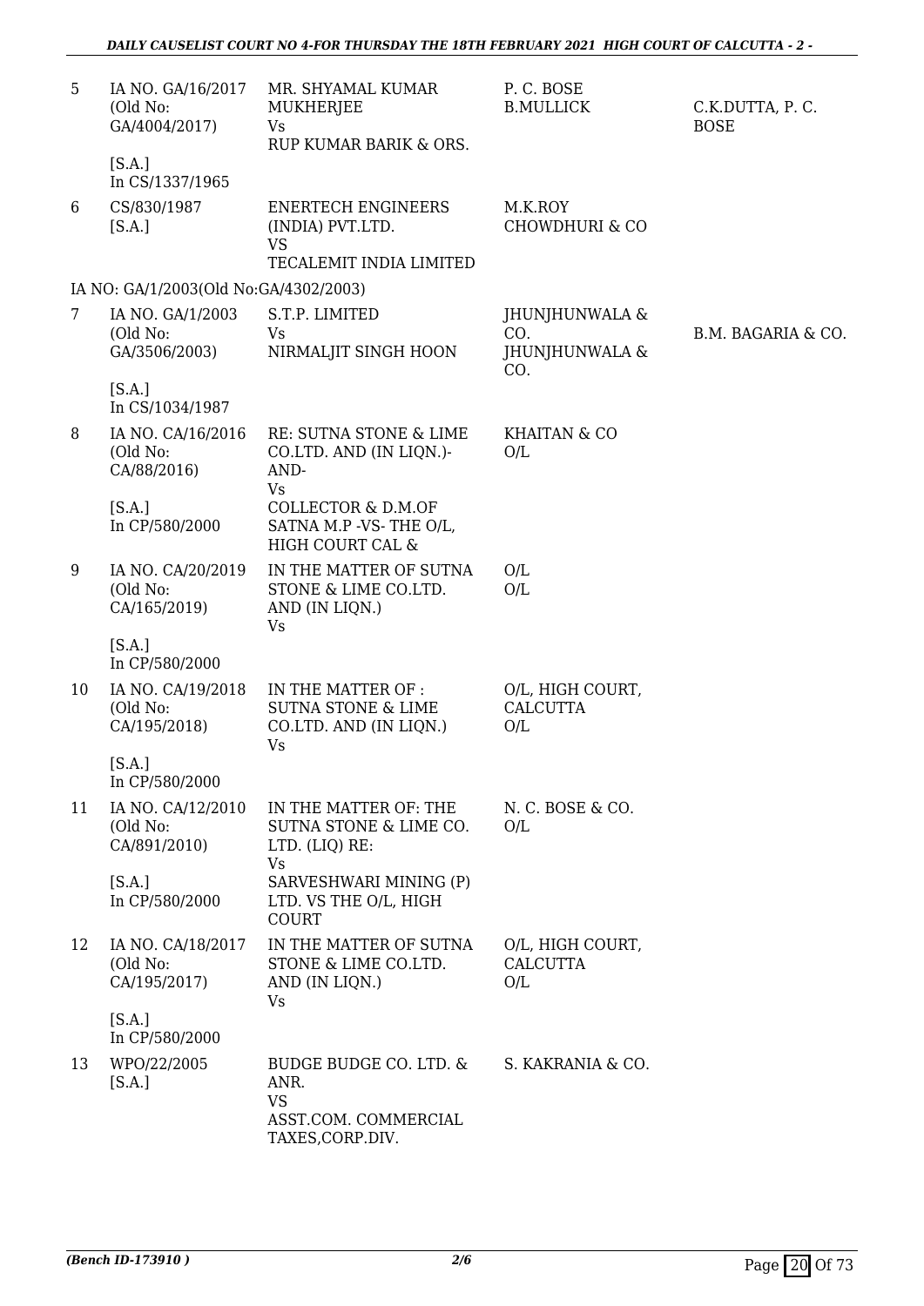| | | | | |
|---|---|---|---|---|
| 5 | IA NO. GA/16/2017 (Old No: GA/4004/2017) [S.A.] In CS/1337/1965 | MR. SHYAMAL KUMAR MUKHERJEE Vs RUP KUMAR BARIK & ORS. | P. C. BOSE B.MULLICK | C.K.DUTTA, P. C. BOSE |
| 6 | CS/830/1987 [S.A.] | ENERTECH ENGINEERS (INDIA) PVT.LTD. VS TECALEMIT INDIA LIMITED | M.K.ROY CHOWDHURI & CO | |
| | IA NO: GA/1/2003(Old No:GA/4302/2003) | | | |
| 7 | IA NO. GA/1/2003 (Old No: GA/3506/2003) [S.A.] In CS/1034/1987 | S.T.P. LIMITED Vs NIRMALJIT SINGH HOON | JHUNJHUNWALA & CO. JHUNJHUNWALA & CO. | B.M. BAGARIA & CO. |
| 8 | IA NO. CA/16/2016 (Old No: CA/88/2016) [S.A.] In CP/580/2000 | RE: SUTNA STONE & LIME CO.LTD. AND (IN LIQN.)- AND- Vs COLLECTOR & D.M.OF SATNA M.P -VS- THE O/L, HIGH COURT CAL & | KHAITAN & CO O/L | |
| 9 | IA NO. CA/20/2019 (Old No: CA/165/2019) [S.A.] In CP/580/2000 | IN THE MATTER OF SUTNA STONE & LIME CO.LTD. AND (IN LIQN.) Vs | O/L O/L | |
| 10 | IA NO. CA/19/2018 (Old No: CA/195/2018) [S.A.] In CP/580/2000 | IN THE MATTER OF : SUTNA STONE & LIME CO.LTD. AND (IN LIQN.) Vs | O/L, HIGH COURT, CALCUTTA O/L | |
| 11 | IA NO. CA/12/2010 (Old No: CA/891/2010) [S.A.] In CP/580/2000 | IN THE MATTER OF: THE SUTNA STONE & LIME CO. LTD. (LIQ) RE: Vs SARVESHWARI MINING (P) LTD. VS THE O/L, HIGH COURT | N. C. BOSE & CO. O/L | |
| 12 | IA NO. CA/18/2017 (Old No: CA/195/2017) [S.A.] In CP/580/2000 | IN THE MATTER OF SUTNA STONE & LIME CO.LTD. AND (IN LIQN.) Vs | O/L, HIGH COURT, CALCUTTA O/L | |
| 13 | WPO/22/2005 [S.A.] | BUDGE BUDGE CO. LTD. & ANR. VS ASST.COM. COMMERCIAL TAXES,CORP.DIV. | S. KAKRANIA & CO. | |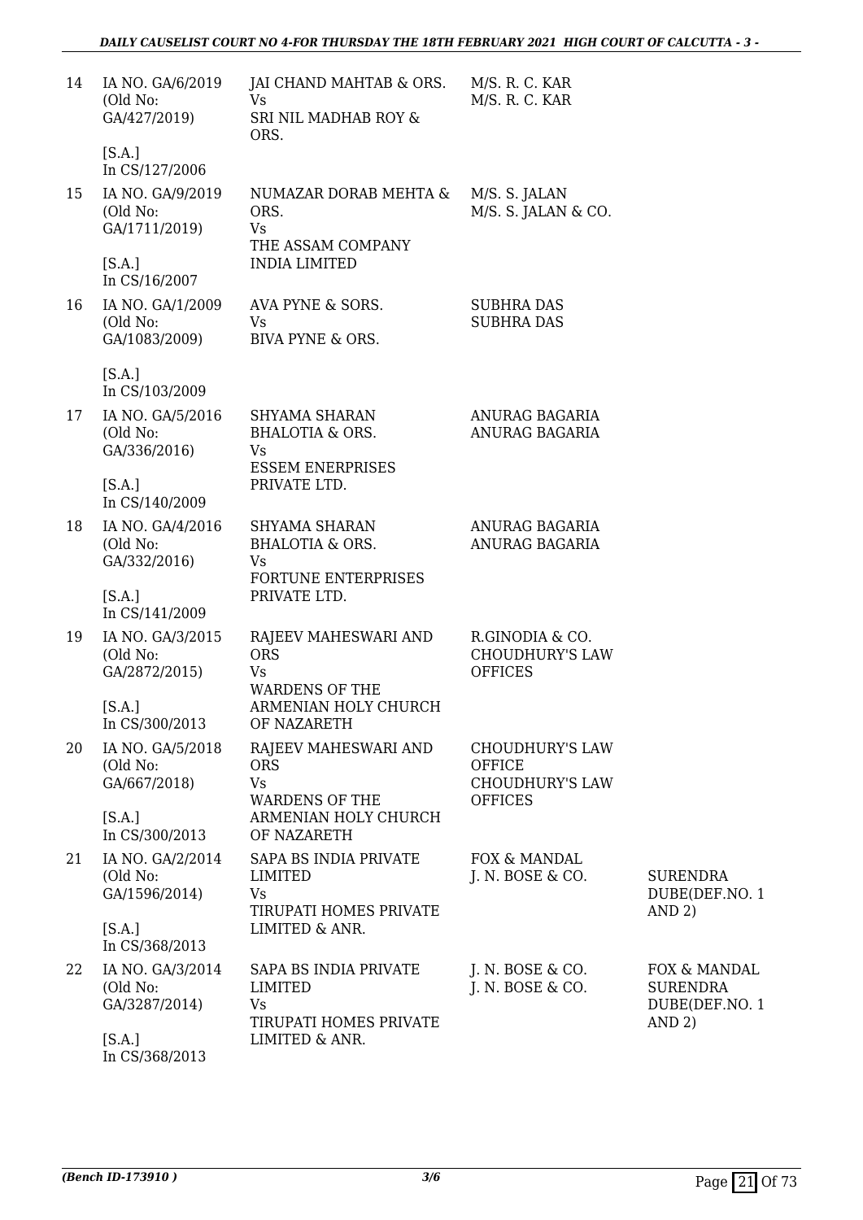| | | | | |
|---|---|---|---|---|
| 14 | IA NO. GA/6/2019 (Old No: GA/427/2019) [S.A.] In CS/127/2006 | JAI CHAND MAHTAB & ORS. Vs SRI NIL MADHAB ROY & ORS. | M/S. R. C. KAR M/S. R. C. KAR | |
| 15 | IA NO. GA/9/2019 (Old No: GA/1711/2019) [S.A.] In CS/16/2007 | NUMAZAR DORAB MEHTA & ORS. Vs THE ASSAM COMPANY INDIA LIMITED | M/S. S. JALAN M/S. S. JALAN & CO. | |
| 16 | IA NO. GA/1/2009 (Old No: GA/1083/2009) [S.A.] In CS/103/2009 | AVA PYNE & SORS. Vs BIVA PYNE & ORS. | SUBHRA DAS SUBHRA DAS | |
| 17 | IA NO. GA/5/2016 (Old No: GA/336/2016) [S.A.] In CS/140/2009 | SHYAMA SHARAN BHALOTIA & ORS. Vs ESSEM ENERPRISES PRIVATE LTD. | ANURAG BAGARIA ANURAG BAGARIA | |
| 18 | IA NO. GA/4/2016 (Old No: GA/332/2016) [S.A.] In CS/141/2009 | SHYAMA SHARAN BHALOTIA & ORS. Vs FORTUNE ENTERPRISES PRIVATE LTD. | ANURAG BAGARIA ANURAG BAGARIA | |
| 19 | IA NO. GA/3/2015 (Old No: GA/2872/2015) [S.A.] In CS/300/2013 | RAJEEV MAHESWARI AND ORS Vs WARDENS OF THE ARMENIAN HOLY CHURCH OF NAZARETH | R.GINODIA & CO. CHOUDHURY'S LAW OFFICES | |
| 20 | IA NO. GA/5/2018 (Old No: GA/667/2018) [S.A.] In CS/300/2013 | RAJEEV MAHESWARI AND ORS Vs WARDENS OF THE ARMENIAN HOLY CHURCH OF NAZARETH | CHOUDHURY'S LAW OFFICE CHOUDHURY'S LAW OFFICES | |
| 21 | IA NO. GA/2/2014 (Old No: GA/1596/2014) [S.A.] In CS/368/2013 | SAPA BS INDIA PRIVATE LIMITED Vs TIRUPATI HOMES PRIVATE LIMITED & ANR. | FOX & MANDAL J. N. BOSE & CO. | SURENDRA DUBE(DEF.NO. 1 AND 2) |
| 22 | IA NO. GA/3/2014 (Old No: GA/3287/2014) [S.A.] In CS/368/2013 | SAPA BS INDIA PRIVATE LIMITED Vs TIRUPATI HOMES PRIVATE LIMITED & ANR. | J. N. BOSE & CO. J. N. BOSE & CO. | FOX & MANDAL SURENDRA DUBE(DEF.NO. 1 AND 2) |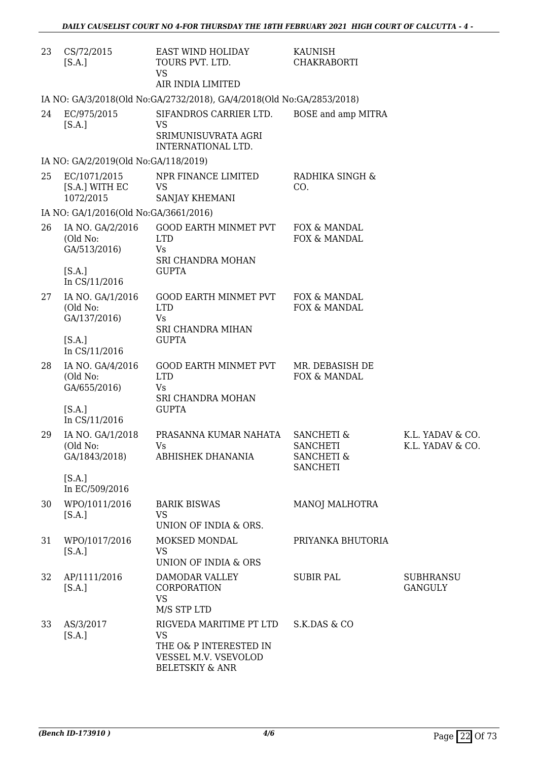| | | | | |
|---|---|---|---|---|
| 23 | CS/72/2015 [S.A.] | EAST WIND HOLIDAY TOURS PVT. LTD. VS AIR INDIA LIMITED | KAUNISH CHAKRABORTI | |
| | IA NO: GA/3/2018(Old No:GA/2732/2018), GA/4/2018(Old No:GA/2853/2018) | | | |
| 24 | EC/975/2015 [S.A.] | SIFANDROS CARRIER LTD. VS SRIMUNISUVRATA AGRI INTERNATIONAL LTD. | BOSE and amp MITRA | |
| | IA NO: GA/2/2019(Old No:GA/118/2019) | | | |
| 25 | EC/1071/2015 [S.A.] WITH EC 1072/2015 | NPR FINANCE LIMITED VS SANJAY KHEMANI | RADHIKA SINGH & CO. | |
| | IA NO: GA/1/2016(Old No:GA/3661/2016) | | | |
| 26 | IA NO. GA/2/2016 (Old No: GA/513/2016) [S.A.] In CS/11/2016 | GOOD EARTH MINMET PVT LTD Vs SRI CHANDRA MOHAN GUPTA | FOX & MANDAL FOX & MANDAL | |
| 27 | IA NO. GA/1/2016 (Old No: GA/137/2016) [S.A.] In CS/11/2016 | GOOD EARTH MINMET PVT LTD Vs SRI CHANDRA MIHAN GUPTA | FOX & MANDAL FOX & MANDAL | |
| 28 | IA NO. GA/4/2016 (Old No: GA/655/2016) [S.A.] In CS/11/2016 | GOOD EARTH MINMET PVT LTD Vs SRI CHANDRA MOHAN GUPTA | MR. DEBASISH DE FOX & MANDAL | |
| 29 | IA NO. GA/1/2018 (Old No: GA/1843/2018) [S.A.] In EC/509/2016 | PRASANNA KUMAR NAHATA Vs ABHISHEK DHANANIA | SANCHETI & SANCHETI SANCHETI & SANCHETI | K.L. YADAV & CO. K.L. YADAV & CO. |
| 30 | WPO/1011/2016 [S.A.] | BARIK BISWAS VS UNION OF INDIA & ORS. | MANOJ MALHOTRA | |
| 31 | WPO/1017/2016 [S.A.] | MOKSED MONDAL VS UNION OF INDIA & ORS | PRIYANKA BHUTORIA | |
| 32 | AP/1111/2016 [S.A.] | DAMODAR VALLEY CORPORATION VS M/S STP LTD | SUBIR PAL | SUBHRANSU GANGULY |
| 33 | AS/3/2017 [S.A.] | RIGVEDA MARITIME PT LTD VS THE O& P INTERESTED IN VESSEL M.V. VSEVOLOD BELETSKIY & ANR | S.K.DAS & CO | |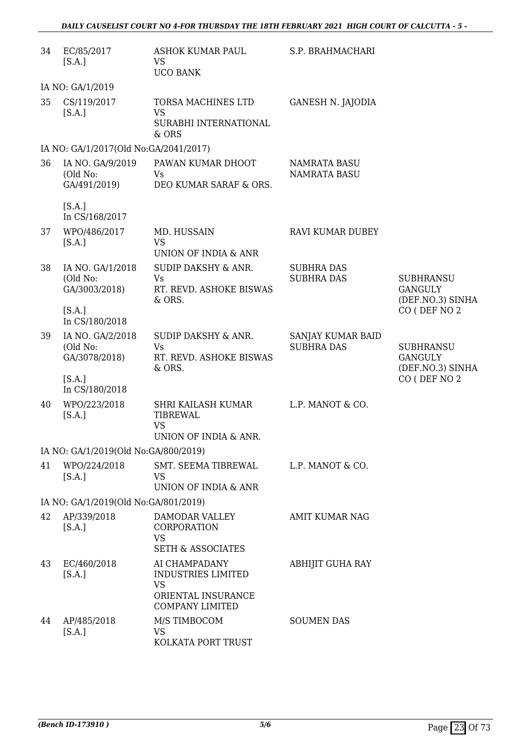| | | | | |
|---|---|---|---|---|
| 34 | EC/85/2017 [S.A.] | ASHOK KUMAR PAUL VS UCO BANK | S.P. BRAHMACHARI | |
| | IA NO: GA/1/2019 | | | |
| 35 | CS/119/2017 [S.A.] | TORSA MACHINES LTD VS SURABHI INTERNATIONAL & ORS | GANESH N. JAJODIA | |
| | IA NO: GA/1/2017(Old No:GA/2041/2017) | | | |
| 36 | IA NO. GA/9/2019 (Old No: GA/491/2019) [S.A.] In CS/168/2017 | PAWAN KUMAR DHOOT Vs DEO KUMAR SARAF & ORS. | NAMRATA BASU NAMRATA BASU | |
| 37 | WPO/486/2017 [S.A.] | MD. HUSSAIN VS UNION OF INDIA & ANR | RAVI KUMAR DUBEY | |
| 38 | IA NO. GA/1/2018 (Old No: GA/3003/2018) [S.A.] In CS/180/2018 | SUDIP DAKSHY & ANR. Vs RT. REVD. ASHOKE BISWAS & ORS. | SUBHRA DAS SUBHRA DAS | SUBHRANSU GANGULY (DEF.NO.3) SINHA CO ( DEF NO 2 |
| 39 | IA NO. GA/2/2018 (Old No: GA/3078/2018) [S.A.] In CS/180/2018 | SUDIP DAKSHY & ANR. Vs RT. REVD. ASHOKE BISWAS & ORS. | SANJAY KUMAR BAID SUBHRA DAS | SUBHRANSU GANGULY (DEF.NO.3) SINHA CO ( DEF NO 2 |
| 40 | WPO/223/2018 [S.A.] | SHRI KAILASH KUMAR TIBREWAL VS UNION OF INDIA & ANR. | L.P. MANOT & CO. | |
| | IA NO: GA/1/2019(Old No:GA/800/2019) | | | |
| 41 | WPO/224/2018 [S.A.] | SMT. SEEMA TIBREWAL VS UNION OF INDIA & ANR | L.P. MANOT & CO. | |
| | IA NO: GA/1/2019(Old No:GA/801/2019) | | | |
| 42 | AP/339/2018 [S.A.] | DAMODAR VALLEY CORPORATION VS SETH & ASSOCIATES | AMIT KUMAR NAG | |
| 43 | EC/460/2018 [S.A.] | AI CHAMPADANY INDUSTRIES LIMITED VS ORIENTAL INSURANCE COMPANY LIMITED | ABHIJIT GUHA RAY | |
| 44 | AP/485/2018 [S.A.] | M/S TIMBOCOM VS KOLKATA PORT TRUST | SOUMEN DAS | |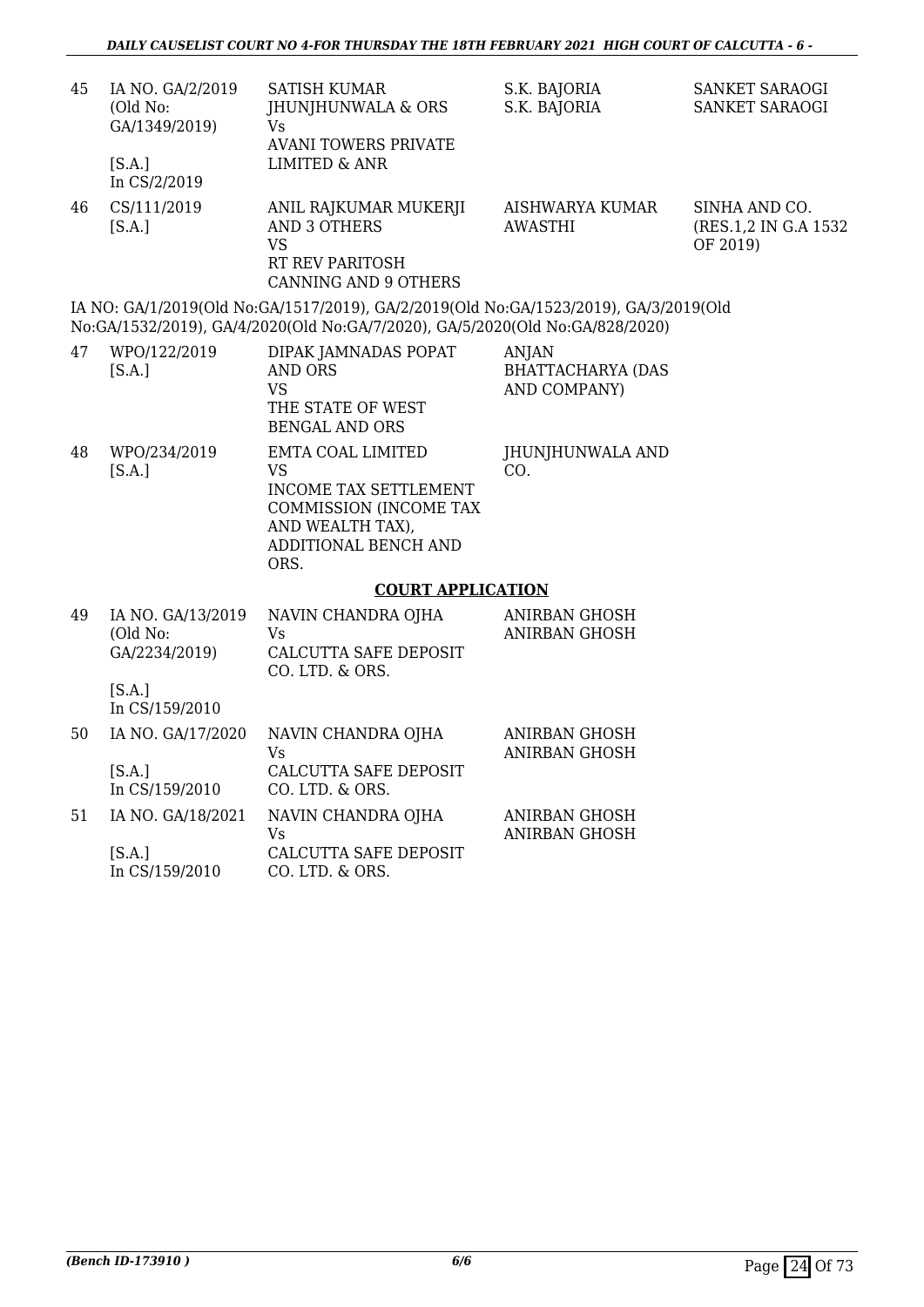| | | | | |
|---|---|---|---|---|
| 45 | IA NO. GA/2/2019 (Old No: GA/1349/2019) [S.A.] In CS/2/2019 | SATISH KUMAR JHUNJHUNWALA & ORS Vs AVANI TOWERS PRIVATE LIMITED & ANR | S.K. BAJORIA S.K. BAJORIA | SANKET SARAOGI SANKET SARAOGI |
| 46 | CS/111/2019 [S.A.] | ANIL RAJKUMAR MUKERJI AND 3 OTHERS VS RT REV PARITOSH CANNING AND 9 OTHERS | AISHWARYA KUMAR AWASTHI | SINHA AND CO. (RES.1,2 IN G.A 1532 OF 2019) |

IA NO: GA/1/2019(Old No:GA/1517/2019), GA/2/2019(Old No:GA/1523/2019), GA/3/2019(Old No:GA/1532/2019), GA/4/2020(Old No:GA/7/2020), GA/5/2020(Old No:GA/828/2020)

| | | | | |
|---|---|---|---|---|
| 47 | WPO/122/2019 [S.A.] | DIPAK JAMNADAS POPAT AND ORS VS THE STATE OF WEST BENGAL AND ORS | ANJAN BHATTACHARYA (DAS AND COMPANY) | |
| 48 | WPO/234/2019 [S.A.] | EMTA COAL LIMITED VS INCOME TAX SETTLEMENT COMMISSION (INCOME TAX AND WEALTH TAX), ADDITIONAL BENCH AND ORS. | JHUNJHUNWALA AND CO. | |

**COURT APPLICATION**

| | | | | |
|---|---|---|---|---|
| 49 | IA NO. GA/13/2019 (Old No: GA/2234/2019) [S.A.] In CS/159/2010 | NAVIN CHANDRA OJHA Vs CALCUTTA SAFE DEPOSIT CO. LTD. & ORS. | ANIRBAN GHOSH ANIRBAN GHOSH | |
| 50 | IA NO. GA/17/2020 [S.A.] In CS/159/2010 | NAVIN CHANDRA OJHA Vs CALCUTTA SAFE DEPOSIT CO. LTD. & ORS. | ANIRBAN GHOSH ANIRBAN GHOSH | |
| 51 | IA NO. GA/18/2021 [S.A.] In CS/159/2010 | NAVIN CHANDRA OJHA Vs CALCUTTA SAFE DEPOSIT CO. LTD. & ORS. | ANIRBAN GHOSH ANIRBAN GHOSH | |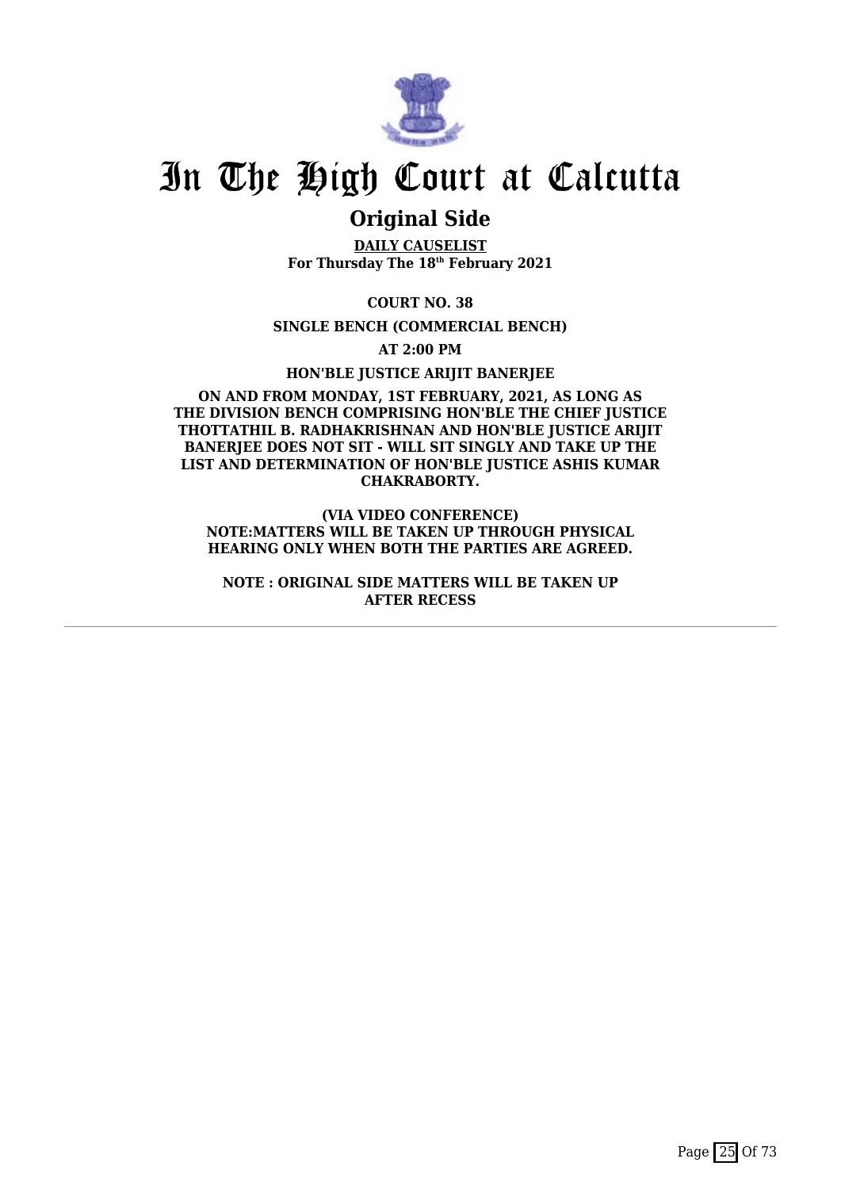# In The High Court at Calcutta

## Original Side

**DAILY CAUSELIST**
**For Thursday The 18th February 2021**

**COURT NO. 38**

**SINGLE BENCH (COMMERCIAL BENCH)**

**AT 2:00 PM**

**HON'BLE JUSTICE ARIJIT BANERJEE**

**ON AND FROM MONDAY, 1ST FEBRUARY, 2021, AS LONG AS THE DIVISION BENCH COMPRISING HON'BLE THE CHIEF JUSTICE THOTTATHIL B. RADHAKRISHNAN AND HON'BLE JUSTICE ARIJIT BANERJEE DOES NOT SIT - WILL SIT SINGLY AND TAKE UP THE LIST AND DETERMINATION OF HON'BLE JUSTICE ASHIS KUMAR CHAKRABORTY.**

**(VIA VIDEO CONFERENCE)**
**NOTE:MATTERS WILL BE TAKEN UP THROUGH PHYSICAL HEARING ONLY WHEN BOTH THE PARTIES ARE AGREED.**

**NOTE : ORIGINAL SIDE MATTERS WILL BE TAKEN UP AFTER RECESS**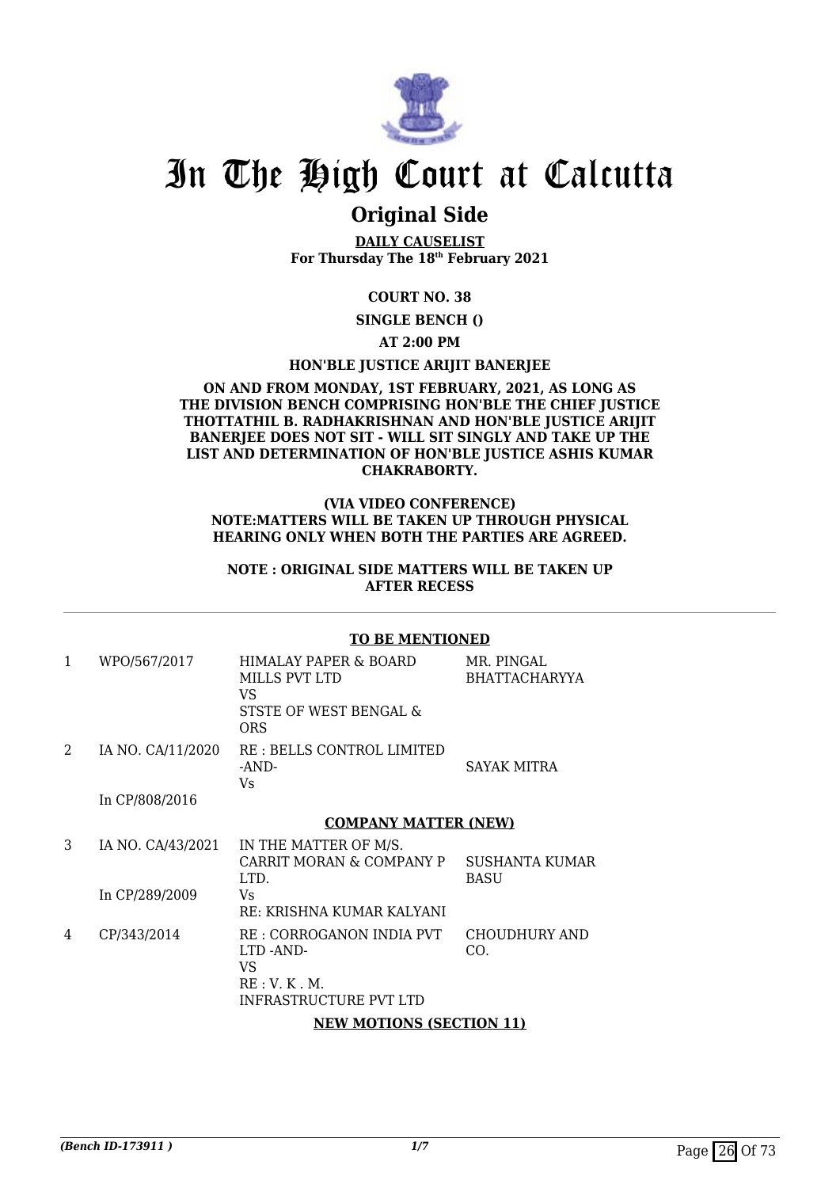# In The High Court at Calcutta

## Original Side

**DAILY CAUSELIST**
**For Thursday The 18th February 2021**

**COURT NO. 38**

**SINGLE BENCH ()**

**AT 2:00 PM**

**HON'BLE JUSTICE ARIJIT BANERJEE**

**ON AND FROM MONDAY, 1ST FEBRUARY, 2021, AS LONG AS THE DIVISION BENCH COMPRISING HON'BLE THE CHIEF JUSTICE THOTTATHIL B. RADHAKRISHNAN AND HON'BLE JUSTICE ARIJIT BANERJEE DOES NOT SIT - WILL SIT SINGLY AND TAKE UP THE LIST AND DETERMINATION OF HON'BLE JUSTICE ASHIS KUMAR CHAKRABORTY.**

**(VIA VIDEO CONFERENCE)**
**NOTE:MATTERS WILL BE TAKEN UP THROUGH PHYSICAL HEARING ONLY WHEN BOTH THE PARTIES ARE AGREED.**

**NOTE : ORIGINAL SIDE MATTERS WILL BE TAKEN UP AFTER RECESS**

**TO BE MENTIONED**

| | | | |
|---|---|---|---|
| 1 | WPO/567/2017 | HIMALAY PAPER & BOARD MILLS PVT LTD<br>VS<br>STSTE OF WEST BENGAL & ORS | MR. PINGAL BHATTACHARYYA |
| 2 | IA NO. CA/11/2020<br><br>In CP/808/2016 | RE : BELLS CONTROL LIMITED -AND-<br>Vs | SAYAK MITRA |

**COMPANY MATTER (NEW)**

| | | | |
|---|---|---|---|
| 3 | IA NO. CA/43/2021<br><br>In CP/289/2009 | IN THE MATTER OF M/S. CARRIT MORAN & COMPANY P LTD.<br>Vs<br>RE: KRISHNA KUMAR KALYANI | SUSHANTA KUMAR BASU |
| 4 | CP/343/2014 | RE : CORROGANON INDIA PVT LTD -AND-<br>VS<br>RE : V. K . M. INFRASTRUCTURE PVT LTD | CHOUDHURY AND CO. |

**NEW MOTIONS (SECTION 11)**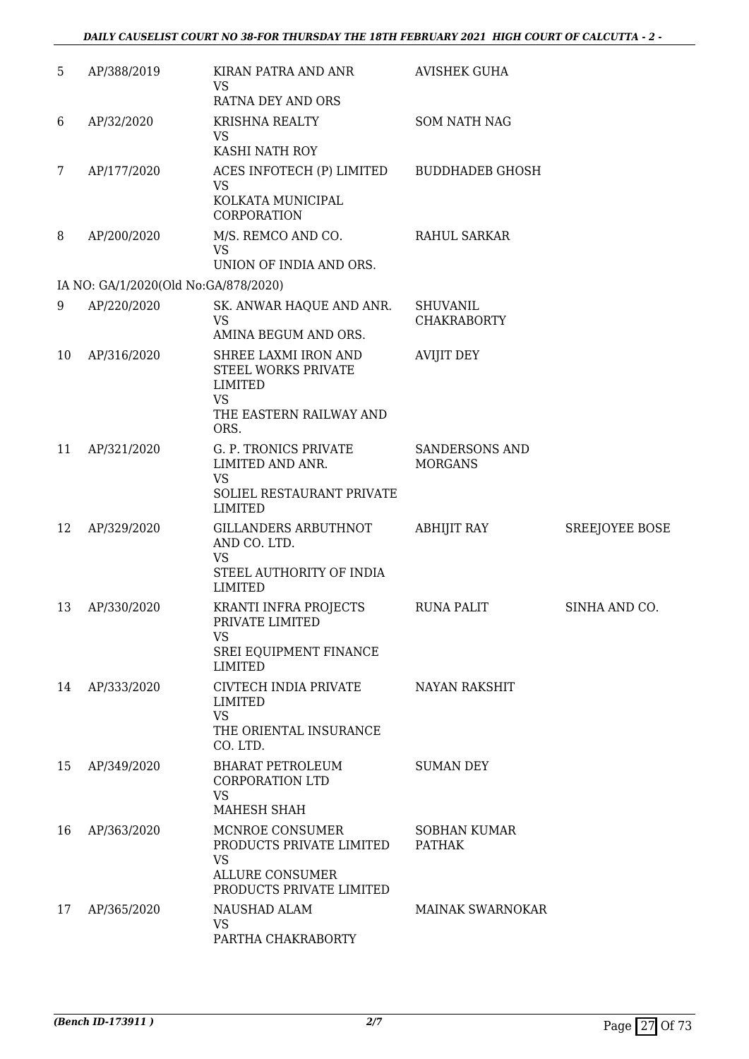| | | | | |
|---|---|---|---|---|
| 5 | AP/388/2019 | KIRAN PATRA AND ANR<br>VS<br>RATNA DEY AND ORS | AVISHEK GUHA | |
| 6 | AP/32/2020 | KRISHNA REALTY<br>VS<br>KASHI NATH ROY | SOM NATH NAG | |
| 7 | AP/177/2020 | ACES INFOTECH (P) LIMITED<br>VS<br>KOLKATA MUNICIPAL CORPORATION | BUDDHADEB GHOSH | |
| 8 | AP/200/2020 | M/S. REMCO AND CO.<br>VS<br>UNION OF INDIA AND ORS. | RAHUL SARKAR | |
| | IA NO: GA/1/2020(Old No:GA/878/2020) | | | |
| 9 | AP/220/2020 | SK. ANWAR HAQUE AND ANR.<br>VS<br>AMINA BEGUM AND ORS. | SHUVANIL CHAKRABORTY | |
| 10 | AP/316/2020 | SHREE LAXMI IRON AND STEEL WORKS PRIVATE LIMITED<br>VS<br>THE EASTERN RAILWAY AND ORS. | AVIJIT DEY | |
| 11 | AP/321/2020 | G. P. TRONICS PRIVATE LIMITED AND ANR.<br>VS<br>SOLIEL RESTAURANT PRIVATE LIMITED | SANDERSONS AND MORGANS | |
| 12 | AP/329/2020 | GILLANDERS ARBUTHNOT AND CO. LTD.<br>VS<br>STEEL AUTHORITY OF INDIA LIMITED | ABHIJIT RAY | SREEJOYEE BOSE |
| 13 | AP/330/2020 | KRANTI INFRA PROJECTS PRIVATE LIMITED<br>VS<br>SREI EQUIPMENT FINANCE LIMITED | RUNA PALIT | SINHA AND CO. |
| 14 | AP/333/2020 | CIVTECH INDIA PRIVATE LIMITED<br>VS<br>THE ORIENTAL INSURANCE CO. LTD. | NAYAN RAKSHIT | |
| 15 | AP/349/2020 | BHARAT PETROLEUM CORPORATION LTD<br>VS<br>MAHESH SHAH | SUMAN DEY | |
| 16 | AP/363/2020 | MCNROE CONSUMER PRODUCTS PRIVATE LIMITED<br>VS<br>ALLURE CONSUMER PRODUCTS PRIVATE LIMITED | SOBHAN KUMAR PATHAK | |
| 17 | AP/365/2020 | NAUSHAD ALAM<br>VS<br>PARTHA CHAKRABORTY | MAINAK SWARNOKAR | |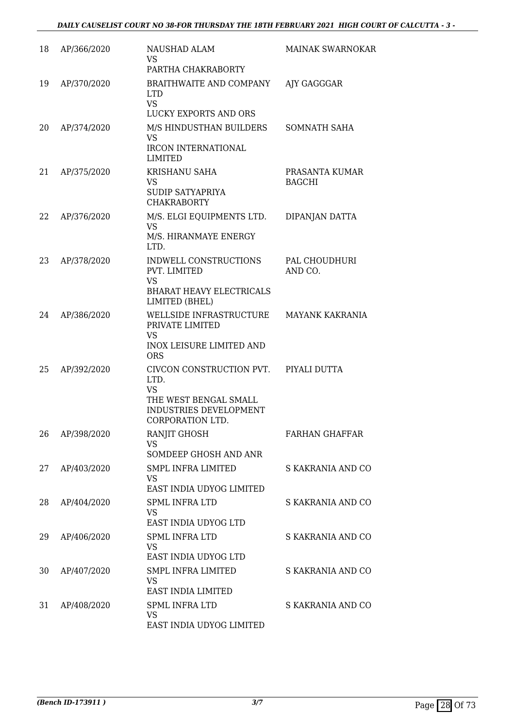| 18 | AP/366/2020 | NAUSHAD ALAM<br>VS<br>PARTHA CHAKRABORTY | MAINAK SWARNOKAR |
|---|---|---|---|
| 19 | AP/370/2020 | BRAITHWAITE AND COMPANY LTD<br>VS<br>LUCKY EXPORTS AND ORS | AJY GAGGGAR |
| 20 | AP/374/2020 | M/S HINDUSTHAN BUILDERS<br>VS<br>IRCON INTERNATIONAL LIMITED | SOMNATH SAHA |
| 21 | AP/375/2020 | KRISHANU SAHA<br>VS<br>SUDIP SATYAPRIYA CHAKRABORTY | PRASANTA KUMAR BAGCHI |
| 22 | AP/376/2020 | M/S. ELGI EQUIPMENTS LTD.<br>VS<br>M/S. HIRANMAYE ENERGY LTD. | DIPANJAN DATTA |
| 23 | AP/378/2020 | INDWELL CONSTRUCTIONS PVT. LIMITED<br>VS<br>BHARAT HEAVY ELECTRICALS LIMITED (BHEL) | PAL CHOUDHURI AND CO. |
| 24 | AP/386/2020 | WELLSIDE INFRASTRUCTURE PRIVATE LIMITED<br>VS<br>INOX LEISURE LIMITED AND ORS | MAYANK KAKRANIA |
| 25 | AP/392/2020 | CIVCON CONSTRUCTION PVT. LTD.<br>VS<br>THE WEST BENGAL SMALL INDUSTRIES DEVELOPMENT CORPORATION LTD. | PIYALI DUTTA |
| 26 | AP/398/2020 | RANJIT GHOSH<br>VS<br>SOMDEEP GHOSH AND ANR | FARHAN GHAFFAR |
| 27 | AP/403/2020 | SMPL INFRA LIMITED<br>VS<br>EAST INDIA UDYOG LIMITED | S KAKRANIA AND CO |
| 28 | AP/404/2020 | SPML INFRA LTD<br>VS<br>EAST INDIA UDYOG LTD | S KAKRANIA AND CO |
| 29 | AP/406/2020 | SPML INFRA LTD<br>VS<br>EAST INDIA UDYOG LTD | S KAKRANIA AND CO |
| 30 | AP/407/2020 | SMPL INFRA LIMITED<br>VS<br>EAST INDIA LIMITED | S KAKRANIA AND CO |
| 31 | AP/408/2020 | SPML INFRA LTD<br>VS<br>EAST INDIA UDYOG LIMITED | S KAKRANIA AND CO |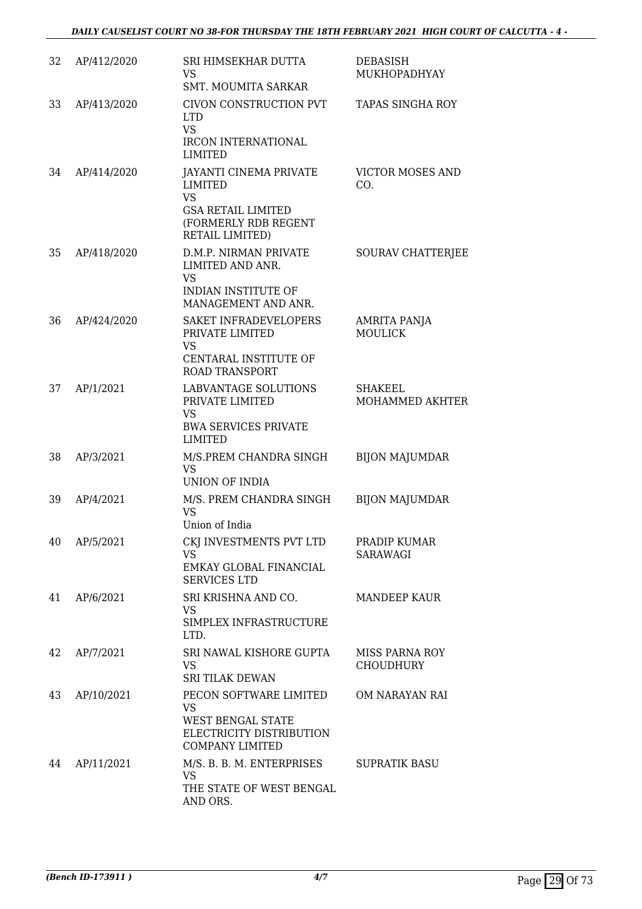| | | | |
|---|---|---|---|
| 32 | AP/412/2020 | SRI HIMSEKHAR DUTTA<br>VS<br>SMT. MOUMITA SARKAR | DEBASISH MUKHOPADHYAY |
| 33 | AP/413/2020 | CIVON CONSTRUCTION PVT LTD<br>VS<br>IRCON INTERNATIONAL LIMITED | TAPAS SINGHA ROY |
| 34 | AP/414/2020 | JAYANTI CINEMA PRIVATE LIMITED<br>VS<br>GSA RETAIL LIMITED (FORMERLY RDB REGENT RETAIL LIMITED) | VICTOR MOSES AND CO. |
| 35 | AP/418/2020 | D.M.P. NIRMAN PRIVATE LIMITED AND ANR.<br>VS<br>INDIAN INSTITUTE OF MANAGEMENT AND ANR. | SOURAV CHATTERJEE |
| 36 | AP/424/2020 | SAKET INFRADEVELOPERS PRIVATE LIMITED<br>VS<br>CENTARAL INSTITUTE OF ROAD TRANSPORT | AMRITA PANJA MOULICK |
| 37 | AP/1/2021 | LABVANTAGE SOLUTIONS PRIVATE LIMITED<br>VS<br>BWA SERVICES PRIVATE LIMITED | SHAKEEL MOHAMMED AKHTER |
| 38 | AP/3/2021 | M/S.PREM CHANDRA SINGH<br>VS<br>UNION OF INDIA | BIJON MAJUMDAR |
| 39 | AP/4/2021 | M/S. PREM CHANDRA SINGH<br>VS<br>Union of India | BIJON MAJUMDAR |
| 40 | AP/5/2021 | CKJ INVESTMENTS PVT LTD<br>VS<br>EMKAY GLOBAL FINANCIAL SERVICES LTD | PRADIP KUMAR SARAWAGI |
| 41 | AP/6/2021 | SRI KRISHNA AND CO.<br>VS<br>SIMPLEX INFRASTRUCTURE LTD. | MANDEEP KAUR |
| 42 | AP/7/2021 | SRI NAWAL KISHORE GUPTA<br>VS<br>SRI TILAK DEWAN | MISS PARNA ROY CHOUDHURY |
| 43 | AP/10/2021 | PECON SOFTWARE LIMITED<br>VS<br>WEST BENGAL STATE ELECTRICITY DISTRIBUTION COMPANY LIMITED | OM NARAYAN RAI |
| 44 | AP/11/2021 | M/S. B. B. M. ENTERPRISES<br>VS<br>THE STATE OF WEST BENGAL AND ORS. | SUPRATIK BASU |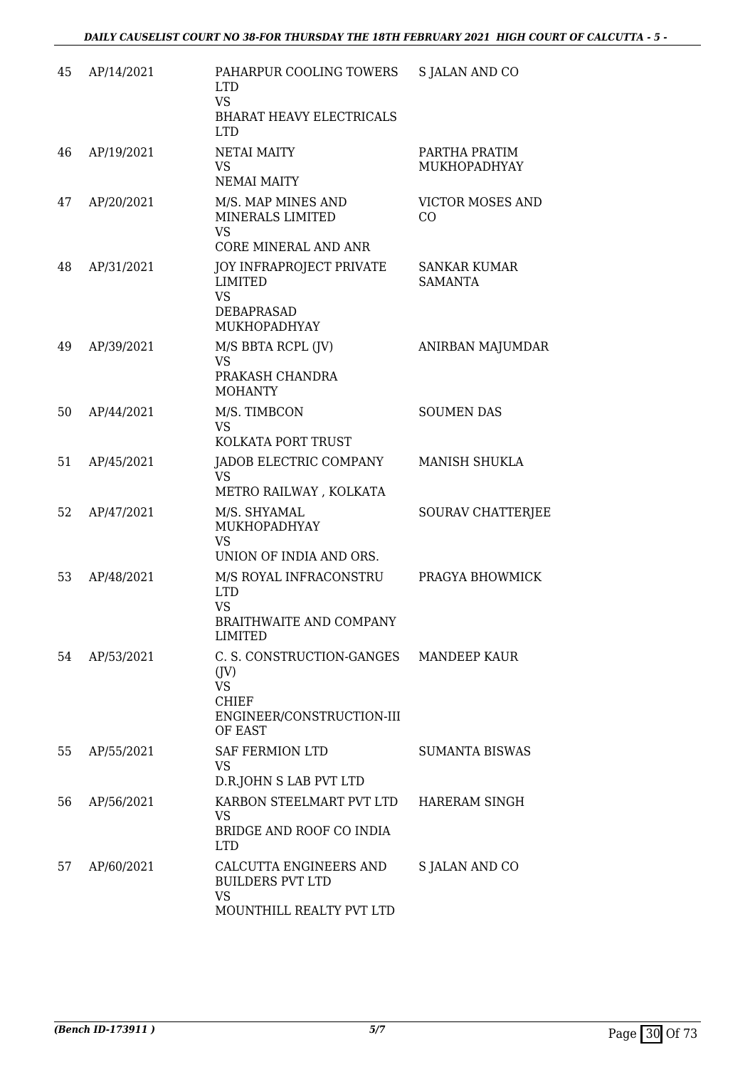| | | | |
|---|---|---|---|
| 45 | AP/14/2021 | PAHARPUR COOLING TOWERS LTD<br>VS<br>BHARAT HEAVY ELECTRICALS LTD | S JALAN AND CO |
| 46 | AP/19/2021 | NETAI MAITY<br>VS<br>NEMAI MAITY | PARTHA PRATIM MUKHOPADHYAY |
| 47 | AP/20/2021 | M/S. MAP MINES AND MINERALS LIMITED<br>VS<br>CORE MINERAL AND ANR | VICTOR MOSES AND CO |
| 48 | AP/31/2021 | JOY INFRAPROJECT PRIVATE LIMITED<br>VS<br>DEBAPRASAD MUKHOPADHYAY | SANKAR KUMAR SAMANTA |
| 49 | AP/39/2021 | M/S BBTA RCPL (JV)<br>VS<br>PRAKASH CHANDRA MOHANTY | ANIRBAN MAJUMDAR |
| 50 | AP/44/2021 | M/S. TIMBCON<br>VS<br>KOLKATA PORT TRUST | SOUMEN DAS |
| 51 | AP/45/2021 | JADOB ELECTRIC COMPANY<br>VS<br>METRO RAILWAY , KOLKATA | MANISH SHUKLA |
| 52 | AP/47/2021 | M/S. SHYAMAL MUKHOPADHYAY<br>VS<br>UNION OF INDIA AND ORS. | SOURAV CHATTERJEE |
| 53 | AP/48/2021 | M/S ROYAL INFRACONSTRU LTD<br>VS<br>BRAITHWAITE AND COMPANY LIMITED | PRAGYA BHOWMICK |
| 54 | AP/53/2021 | C. S. CONSTRUCTION-GANGES (JV)<br>VS<br>CHIEF ENGINEER/CONSTRUCTION-III OF EAST | MANDEEP KAUR |
| 55 | AP/55/2021 | SAF FERMION LTD<br>VS<br>D.R.JOHN S LAB PVT LTD | SUMANTA BISWAS |
| 56 | AP/56/2021 | KARBON STEELMART PVT LTD<br>VS<br>BRIDGE AND ROOF CO INDIA LTD | HARERAM SINGH |
| 57 | AP/60/2021 | CALCUTTA ENGINEERS AND BUILDERS PVT LTD<br>VS<br>MOUNTHILL REALTY PVT LTD | S JALAN AND CO |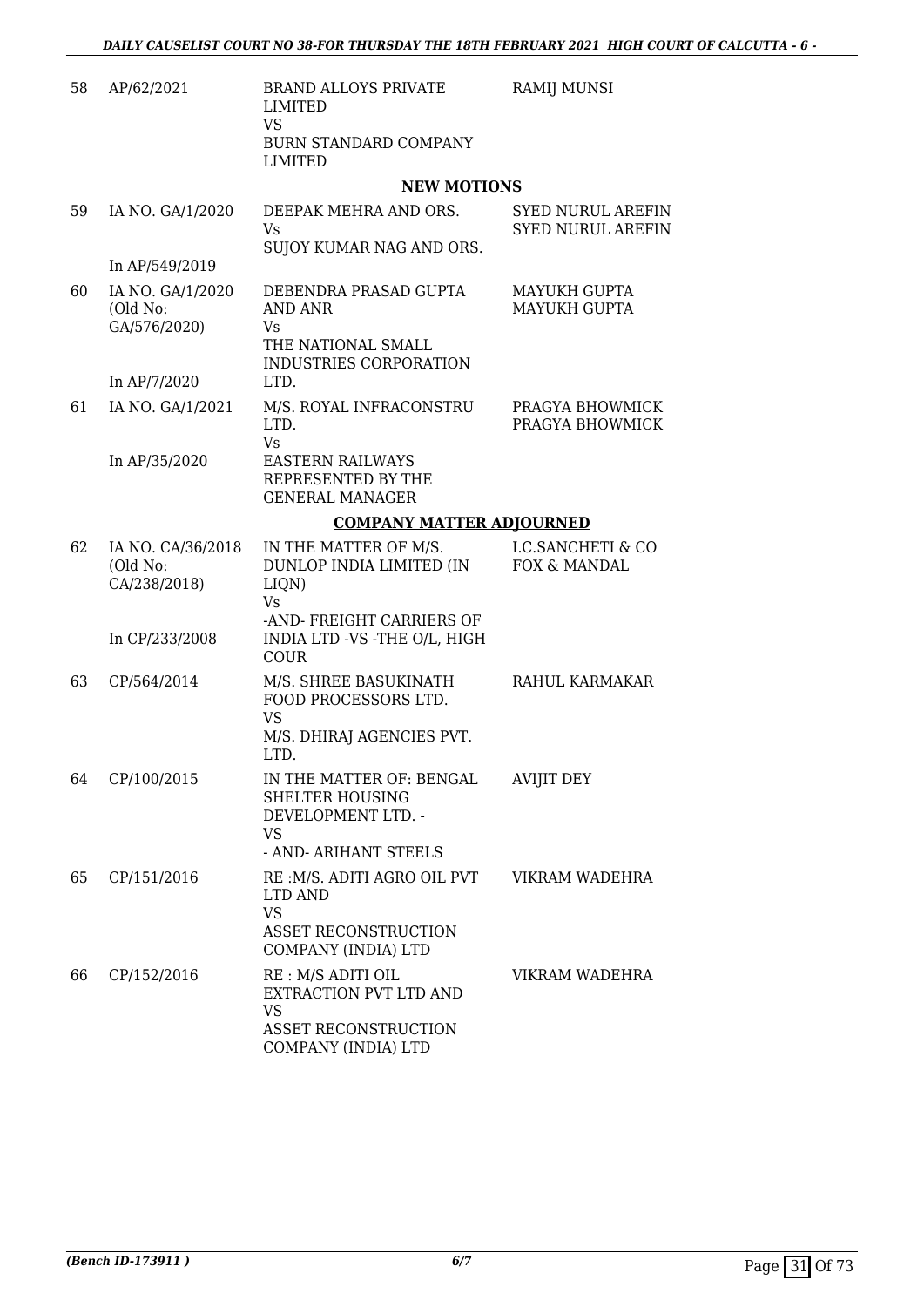| | | | |
|---|---|---|---|
| 58 | AP/62/2021 | BRAND ALLOYS PRIVATE LIMITED<br>VS<br>BURN STANDARD COMPANY LIMITED | RAMIJ MUNSI |

**NEW MOTIONS**

| | | | |
|---|---|---|---|
| 59 | IA NO. GA/1/2020<br><br>In AP/549/2019 | DEEPAK MEHRA AND ORS.<br>Vs<br>SUJOY KUMAR NAG AND ORS. | SYED NURUL AREFIN<br>SYED NURUL AREFIN |
| 60 | IA NO. GA/1/2020<br>(Old No: GA/576/2020)<br><br>In AP/7/2020 | DEBENDRA PRASAD GUPTA AND ANR<br>Vs<br>THE NATIONAL SMALL INDUSTRIES CORPORATION LTD. | MAYUKH GUPTA<br>MAYUKH GUPTA |
| 61 | IA NO. GA/1/2021<br><br>In AP/35/2020 | M/S. ROYAL INFRACONSTRU LTD.<br>Vs<br>EASTERN RAILWAYS REPRESENTED BY THE GENERAL MANAGER | PRAGYA BHOWMICK<br>PRAGYA BHOWMICK |

**COMPANY MATTER ADJOURNED**

| | | | |
|---|---|---|---|
| 62 | IA NO. CA/36/2018<br>(Old No: CA/238/2018)<br><br>In CP/233/2008 | IN THE MATTER OF M/S. DUNLOP INDIA LIMITED (IN LIQN)<br>Vs<br>-AND- FREIGHT CARRIERS OF INDIA LTD -VS -THE O/L, HIGH COUR | I.C.SANCHETI & CO<br>FOX & MANDAL |
| 63 | CP/564/2014 | M/S. SHREE BASUKINATH FOOD PROCESSORS LTD.<br>VS<br>M/S. DHIRAJ AGENCIES PVT. LTD. | RAHUL KARMAKAR |
| 64 | CP/100/2015 | IN THE MATTER OF: BENGAL SHELTER HOUSING DEVELOPMENT LTD. -<br>VS<br>- AND- ARIHANT STEELS | AVIJIT DEY |
| 65 | CP/151/2016 | RE :M/S. ADITI AGRO OIL PVT LTD AND<br>VS<br>ASSET RECONSTRUCTION COMPANY (INDIA) LTD | VIKRAM WADEHRA |
| 66 | CP/152/2016 | RE : M/S ADITI OIL EXTRACTION PVT LTD AND<br>VS<br>ASSET RECONSTRUCTION COMPANY (INDIA) LTD | VIKRAM WADEHRA |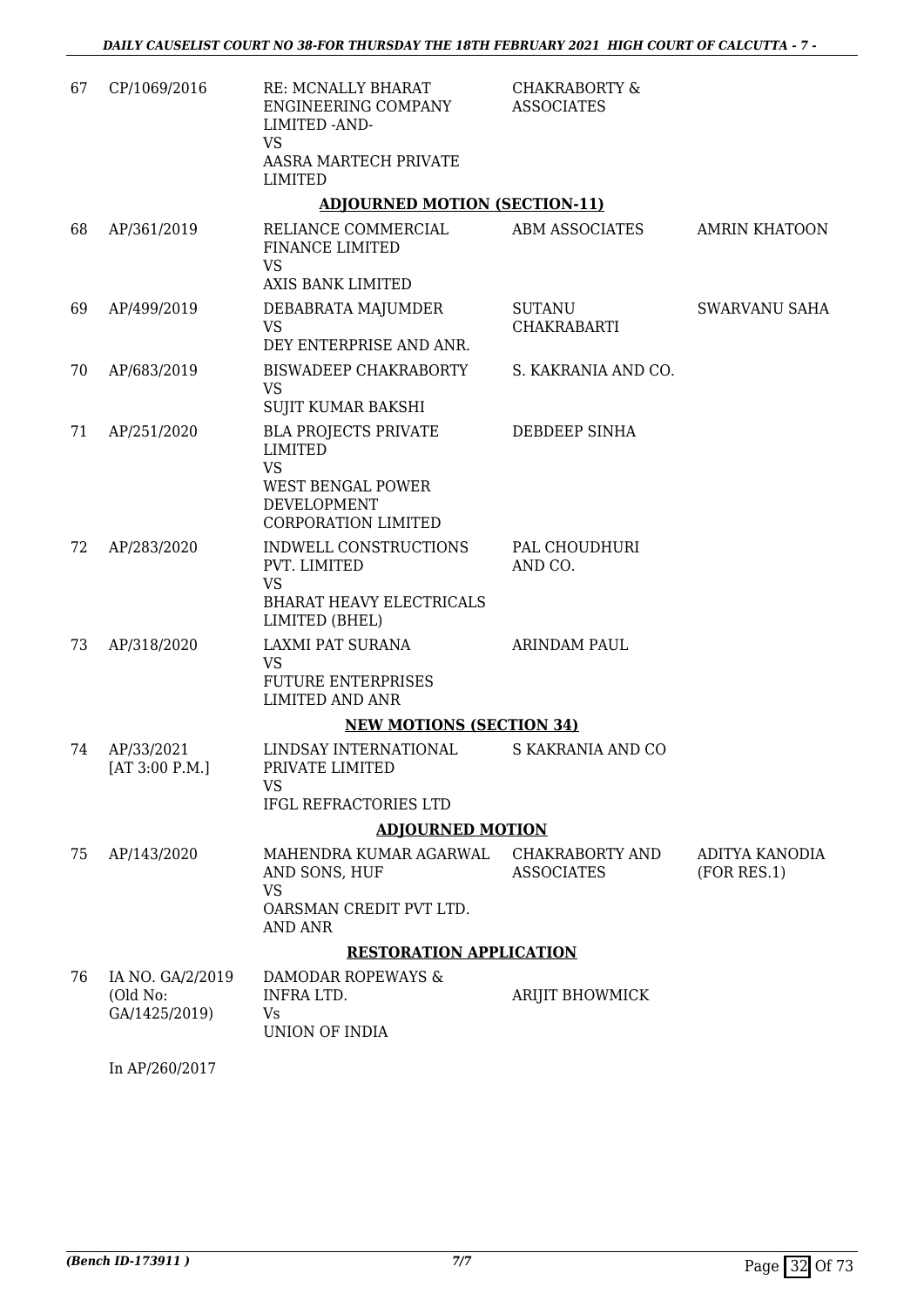| 67 | CP/1069/2016 | RE: MCNALLY BHARAT ENGINEERING COMPANY LIMITED -AND- VS AASRA MARTECH PRIVATE LIMITED | CHAKRABORTY & ASSOCIATES | |
|---|---|---|---|---|

**ADJOURNED MOTION (SECTION-11)**

| | | | | |
|---|---|---|---|---|
| 68 | AP/361/2019 | RELIANCE COMMERCIAL FINANCE LIMITED VS AXIS BANK LIMITED | ABM ASSOCIATES | AMRIN KHATOON |
| 69 | AP/499/2019 | DEBABRATA MAJUMDER VS DEY ENTERPRISE AND ANR. | SUTANU CHAKRABARTI | SWARVANU SAHA |
| 70 | AP/683/2019 | BISWADEEP CHAKRABORTY VS SUJIT KUMAR BAKSHI | S. KAKRANIA AND CO. | |
| 71 | AP/251/2020 | BLA PROJECTS PRIVATE LIMITED VS WEST BENGAL POWER DEVELOPMENT CORPORATION LIMITED | DEBDEEP SINHA | |
| 72 | AP/283/2020 | INDWELL CONSTRUCTIONS PVT. LIMITED VS BHARAT HEAVY ELECTRICALS LIMITED (BHEL) | PAL CHOUDHURI AND CO. | |
| 73 | AP/318/2020 | LAXMI PAT SURANA VS FUTURE ENTERPRISES LIMITED AND ANR | ARINDAM PAUL | |

**NEW MOTIONS (SECTION 34)**

| | | | | |
|---|---|---|---|---|
| 74 | AP/33/2021 [AT 3:00 P.M.] | LINDSAY INTERNATIONAL PRIVATE LIMITED VS IFGL REFRACTORIES LTD | S KAKRANIA AND CO | |

**ADJOURNED MOTION**

| | | | | |
|---|---|---|---|---|
| 75 | AP/143/2020 | MAHENDRA KUMAR AGARWAL AND SONS, HUF VS OARSMAN CREDIT PVT LTD. AND ANR | CHAKRABORTY AND ASSOCIATES | ADITYA KANODIA (FOR RES.1) |

**RESTORATION APPLICATION**

| | | | | |
|---|---|---|---|---|
| 76 | IA NO. GA/2/2019 (Old No: GA/1425/2019) | DAMODAR ROPEWAYS & INFRA LTD. Vs UNION OF INDIA | ARIJIT BHOWMICK | |

In AP/260/2017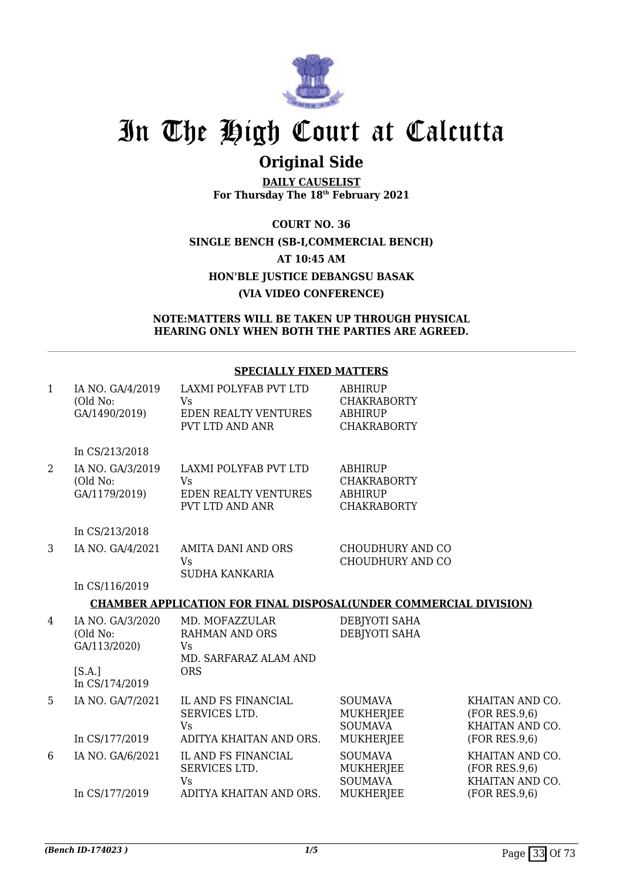# In The High Court at Calcutta

## Original Side

**DAILY CAUSELIST**
**For Thursday The 18th February 2021**

**COURT NO. 36**
**SINGLE BENCH (SB-I,COMMERCIAL BENCH)**
**AT 10:45 AM**
**HON'BLE JUSTICE DEBANGSU BASAK**
**(VIA VIDEO CONFERENCE)**

**NOTE:MATTERS WILL BE TAKEN UP THROUGH PHYSICAL HEARING ONLY WHEN BOTH THE PARTIES ARE AGREED.**

**SPECIALLY FIXED MATTERS**

| | | | | |
|---|---|---|---|---|
| 1 | IA NO. GA/4/2019 (Old No: GA/1490/2019)<br><br>In CS/213/2018 | LAXMI POLYFAB PVT LTD<br>Vs<br>EDEN REALTY VENTURES PVT LTD AND ANR | ABHIRUP CHAKRABORTY<br>ABHIRUP CHAKRABORTY | |
| 2 | IA NO. GA/3/2019 (Old No: GA/1179/2019)<br><br>In CS/213/2018 | LAXMI POLYFAB PVT LTD<br>Vs<br>EDEN REALTY VENTURES PVT LTD AND ANR | ABHIRUP CHAKRABORTY<br>ABHIRUP CHAKRABORTY | |
| 3 | IA NO. GA/4/2021<br><br>In CS/116/2019 | AMITA DANI AND ORS<br>Vs<br>SUDHA KANKARIA | CHOUDHURY AND CO<br>CHOUDHURY AND CO | |

**CHAMBER APPLICATION FOR FINAL DISPOSAL(UNDER COMMERCIAL DIVISION)**

| | | | | |
|---|---|---|---|---|
| 4 | IA NO. GA/3/2020 (Old No: GA/113/2020)<br><br>[S.A.]<br>In CS/174/2019 | MD. MOFAZZULAR RAHMAN AND ORS<br>Vs<br>MD. SARFARAZ ALAM AND ORS | DEBJYOTI SAHA<br>DEBJYOTI SAHA | |
| 5 | IA NO. GA/7/2021<br><br>In CS/177/2019 | IL AND FS FINANCIAL SERVICES LTD.<br>Vs<br>ADITYA KHAITAN AND ORS. | SOUMAVA MUKHERJEE<br>SOUMAVA MUKHERJEE | KHAITAN AND CO. (FOR RES.9,6)<br>KHAITAN AND CO. (FOR RES.9,6) |
| 6 | IA NO. GA/6/2021<br><br>In CS/177/2019 | IL AND FS FINANCIAL SERVICES LTD.<br>Vs<br>ADITYA KHAITAN AND ORS. | SOUMAVA MUKHERJEE<br>SOUMAVA MUKHERJEE | KHAITAN AND CO. (FOR RES.9,6)<br>KHAITAN AND CO. (FOR RES.9,6) |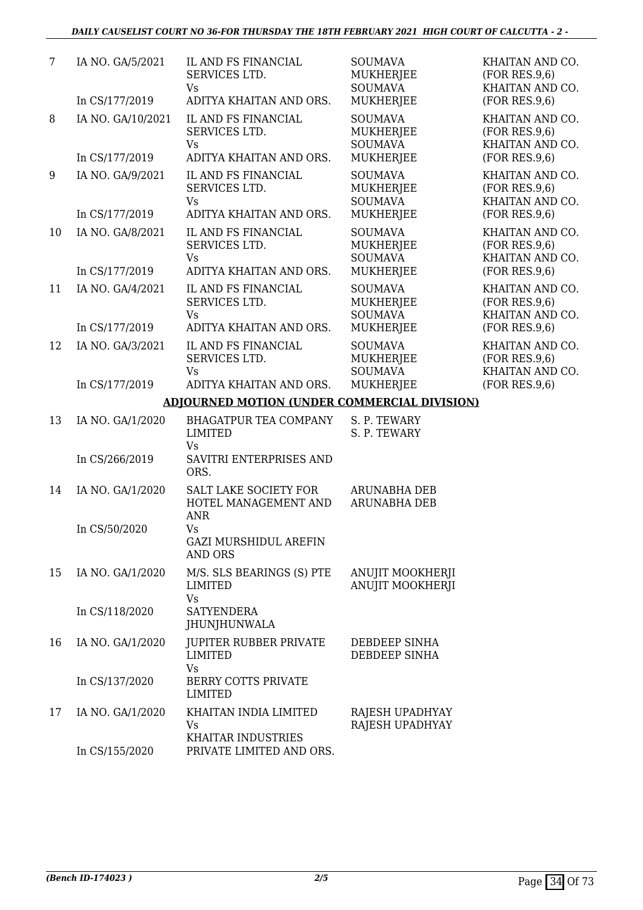| 7 | IA NO. GA/5/2021<br><br>In CS/177/2019 | IL AND FS FINANCIAL SERVICES LTD.<br>Vs<br>ADITYA KHAITAN AND ORS. | SOUMAVA MUKHERJEE<br>SOUMAVA MUKHERJEE | KHAITAN AND CO. (FOR RES.9,6)<br>KHAITAN AND CO. (FOR RES.9,6) |
|---|---|---|---|---|
| 8 | IA NO. GA/10/2021<br><br>In CS/177/2019 | IL AND FS FINANCIAL SERVICES LTD.<br>Vs<br>ADITYA KHAITAN AND ORS. | SOUMAVA MUKHERJEE<br>SOUMAVA MUKHERJEE | KHAITAN AND CO. (FOR RES.9,6)<br>KHAITAN AND CO. (FOR RES.9,6) |
| 9 | IA NO. GA/9/2021<br><br>In CS/177/2019 | IL AND FS FINANCIAL SERVICES LTD.<br>Vs<br>ADITYA KHAITAN AND ORS. | SOUMAVA MUKHERJEE<br>SOUMAVA MUKHERJEE | KHAITAN AND CO. (FOR RES.9,6)<br>KHAITAN AND CO. (FOR RES.9,6) |
| 10 | IA NO. GA/8/2021<br><br>In CS/177/2019 | IL AND FS FINANCIAL SERVICES LTD.<br>Vs<br>ADITYA KHAITAN AND ORS. | SOUMAVA MUKHERJEE<br>SOUMAVA MUKHERJEE | KHAITAN AND CO. (FOR RES.9,6)<br>KHAITAN AND CO. (FOR RES.9,6) |
| 11 | IA NO. GA/4/2021<br><br>In CS/177/2019 | IL AND FS FINANCIAL SERVICES LTD.<br>Vs<br>ADITYA KHAITAN AND ORS. | SOUMAVA MUKHERJEE<br>SOUMAVA MUKHERJEE | KHAITAN AND CO. (FOR RES.9,6)<br>KHAITAN AND CO. (FOR RES.9,6) |
| 12 | IA NO. GA/3/2021<br><br>In CS/177/2019 | IL AND FS FINANCIAL SERVICES LTD.<br>Vs<br>ADITYA KHAITAN AND ORS. | SOUMAVA MUKHERJEE<br>SOUMAVA MUKHERJEE | KHAITAN AND CO. (FOR RES.9,6)<br>KHAITAN AND CO. (FOR RES.9,6) |

**ADJOURNED MOTION (UNDER COMMERCIAL DIVISION)**

| 13 | IA NO. GA/1/2020<br><br>In CS/266/2019 | BHAGATPUR TEA COMPANY LIMITED<br>Vs<br>SAVITRI ENTERPRISES AND ORS. | S. P. TEWARY<br>S. P. TEWARY | |
|---|---|---|---|---|
| 14 | IA NO. GA/1/2020<br><br>In CS/50/2020 | SALT LAKE SOCIETY FOR HOTEL MANAGEMENT AND ANR<br>Vs<br>GAZI MURSHIDUL AREFIN AND ORS | ARUNABHA DEB<br>ARUNABHA DEB | |
| 15 | IA NO. GA/1/2020<br><br>In CS/118/2020 | M/S. SLS BEARINGS (S) PTE LIMITED<br>Vs<br>SATYENDERA JHUNJHUNWALA | ANUJIT MOOKHERJI<br>ANUJIT MOOKHERJI | |
| 16 | IA NO. GA/1/2020<br><br>In CS/137/2020 | JUPITER RUBBER PRIVATE LIMITED<br>Vs<br>BERRY COTTS PRIVATE LIMITED | DEBDEEP SINHA<br>DEBDEEP SINHA | |
| 17 | IA NO. GA/1/2020<br><br>In CS/155/2020 | KHAITAN INDIA LIMITED<br>Vs<br>KHAITAR INDUSTRIES PRIVATE LIMITED AND ORS. | RAJESH UPADHYAY<br>RAJESH UPADHYAY | |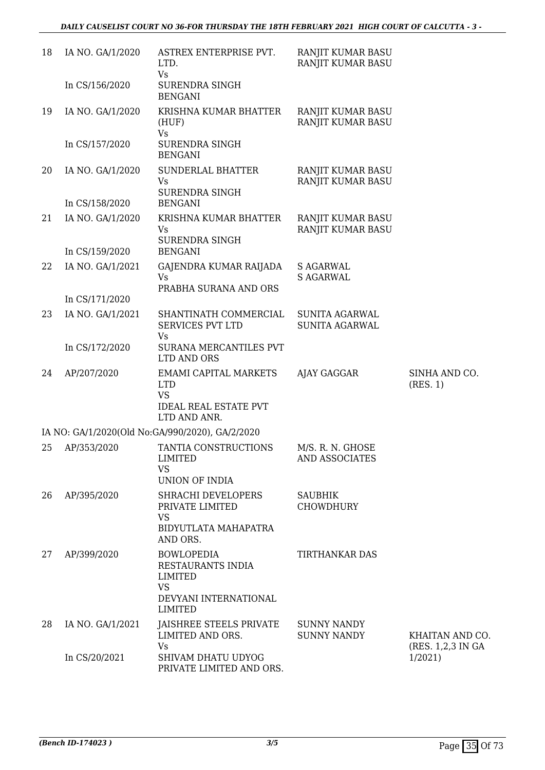| | | | | |
|---|---|---|---|---|
| 18 | IA NO. GA/1/2020<br><br>In CS/156/2020 | ASTREX ENTERPRISE PVT. LTD.<br>Vs<br>SURENDRA SINGH BENGANI | RANJIT KUMAR BASU<br>RANJIT KUMAR BASU | |
| 19 | IA NO. GA/1/2020<br><br>In CS/157/2020 | KRISHNA KUMAR BHATTER (HUF)<br>Vs<br>SURENDRA SINGH BENGANI | RANJIT KUMAR BASU<br>RANJIT KUMAR BASU | |
| 20 | IA NO. GA/1/2020<br><br>In CS/158/2020 | SUNDERLAL BHATTER<br>Vs<br>SURENDRA SINGH BENGANI | RANJIT KUMAR BASU<br>RANJIT KUMAR BASU | |
| 21 | IA NO. GA/1/2020<br><br>In CS/159/2020 | KRISHNA KUMAR BHATTER<br>Vs<br>SURENDRA SINGH BENGANI | RANJIT KUMAR BASU<br>RANJIT KUMAR BASU | |
| 22 | IA NO. GA/1/2021<br><br>In CS/171/2020 | GAJENDRA KUMAR RAIJADA<br>Vs<br>PRABHA SURANA AND ORS | S AGARWAL<br>S AGARWAL | |
| 23 | IA NO. GA/1/2021<br><br>In CS/172/2020 | SHANTINATH COMMERCIAL SERVICES PVT LTD<br>Vs<br>SURANA MERCANTILES PVT LTD AND ORS | SUNITA AGARWAL<br>SUNITA AGARWAL | |
| 24 | AP/207/2020 | EMAMI CAPITAL MARKETS LTD<br>VS<br>IDEAL REAL ESTATE PVT LTD AND ANR. | AJAY GAGGAR | SINHA AND CO. (RES. 1) |
| | IA NO: GA/1/2020(Old No:GA/990/2020), GA/2/2020 | | | |
| 25 | AP/353/2020 | TANTIA CONSTRUCTIONS LIMITED<br>VS<br>UNION OF INDIA | M/S. R. N. GHOSE AND ASSOCIATES | |
| 26 | AP/395/2020 | SHRACHI DEVELOPERS PRIVATE LIMITED<br>VS<br>BIDYUTLATA MAHAPATRA AND ORS. | SAUBHIK CHOWDHURY | |
| 27 | AP/399/2020 | BOWLOPEDIA RESTAURANTS INDIA LIMITED<br>VS<br>DEVYANI INTERNATIONAL LIMITED | TIRTHANKAR DAS | |
| 28 | IA NO. GA/1/2021<br><br>In CS/20/2021 | JAISHREE STEELS PRIVATE LIMITED AND ORS.<br>Vs<br>SHIVAM DHATU UDYOG PRIVATE LIMITED AND ORS. | SUNNY NANDY<br>SUNNY NANDY | KHAITAN AND CO. (RES. 1,2,3 IN GA 1/2021) |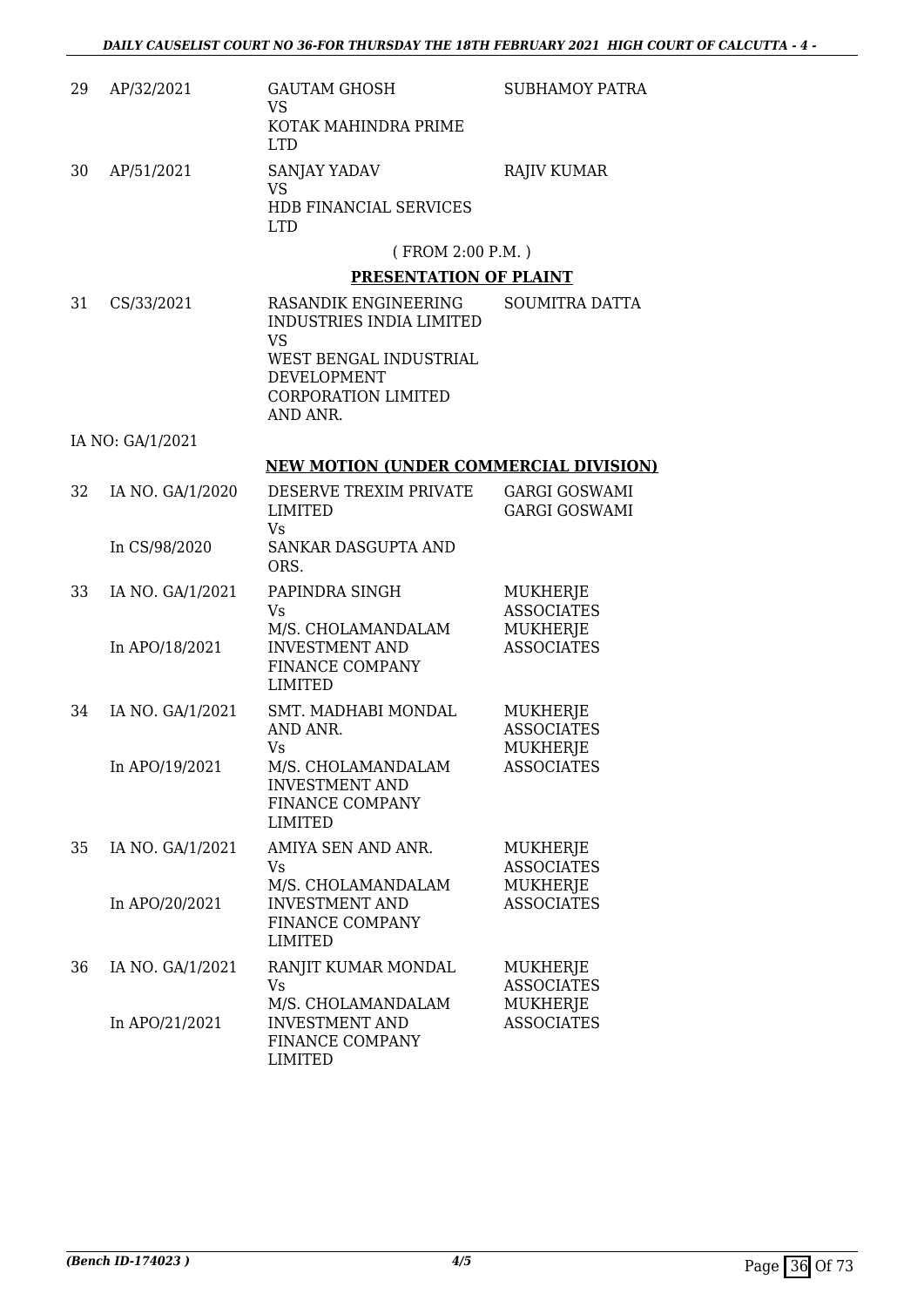| 29 | AP/32/2021 | GAUTAM GHOSH<br>VS<br>KOTAK MAHINDRA PRIME LTD | SUBHAMOY PATRA |
|---|---|---|---|
| 30 | AP/51/2021 | SANJAY YADAV<br>VS<br>HDB FINANCIAL SERVICES LTD | RAJIV KUMAR |

( FROM 2:00 P.M. )

**PRESENTATION OF PLAINT**

| 31 | CS/33/2021 | RASANDIK ENGINEERING INDUSTRIES INDIA LIMITED<br>VS<br>WEST BENGAL INDUSTRIAL DEVELOPMENT CORPORATION LIMITED AND ANR. | SOUMITRA DATTA |
|---|---|---|---|

IA NO: GA/1/2021

**NEW MOTION (UNDER COMMERCIAL DIVISION)**

| 32 | IA NO. GA/1/2020<br><br>In CS/98/2020 | DESERVE TREXIM PRIVATE LIMITED<br>Vs<br>SANKAR DASGUPTA AND ORS. | GARGI GOSWAMI<br>GARGI GOSWAMI |
|---|---|---|---|
| 33 | IA NO. GA/1/2021<br><br>In APO/18/2021 | PAPINDRA SINGH<br>Vs<br>M/S. CHOLAMANDALAM INVESTMENT AND FINANCE COMPANY LIMITED | MUKHERJE ASSOCIATES<br>MUKHERJE ASSOCIATES |
| 34 | IA NO. GA/1/2021<br><br>In APO/19/2021 | SMT. MADHABI MONDAL AND ANR.<br>Vs<br>M/S. CHOLAMANDALAM INVESTMENT AND FINANCE COMPANY LIMITED | MUKHERJE ASSOCIATES<br>MUKHERJE ASSOCIATES |
| 35 | IA NO. GA/1/2021<br><br>In APO/20/2021 | AMIYA SEN AND ANR.<br>Vs<br>M/S. CHOLAMANDALAM INVESTMENT AND FINANCE COMPANY LIMITED | MUKHERJE ASSOCIATES<br>MUKHERJE ASSOCIATES |
| 36 | IA NO. GA/1/2021<br><br>In APO/21/2021 | RANJIT KUMAR MONDAL<br>Vs<br>M/S. CHOLAMANDALAM INVESTMENT AND FINANCE COMPANY LIMITED | MUKHERJE ASSOCIATES<br>MUKHERJE ASSOCIATES |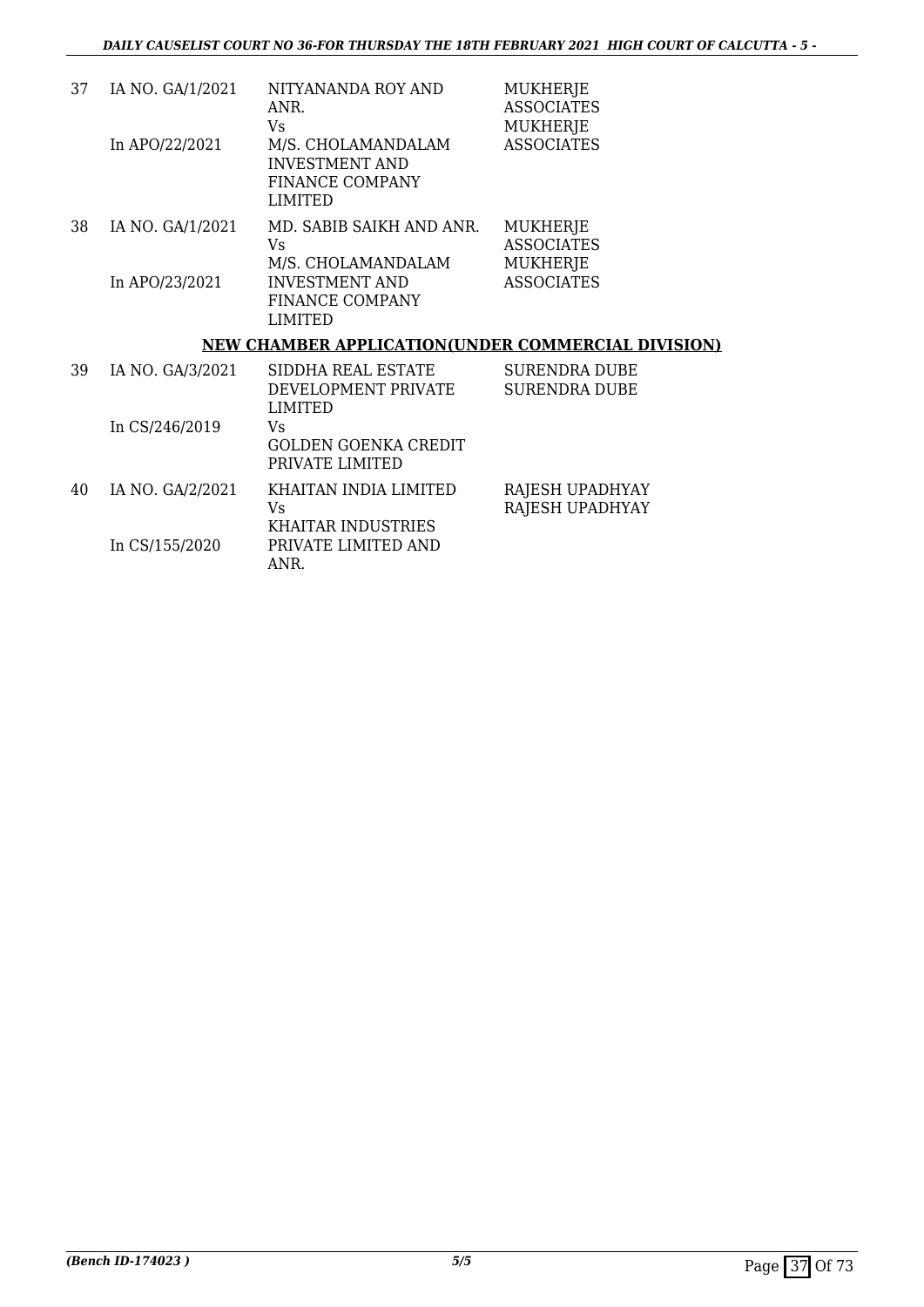| | | | |
|---|---|---|---|
| 37 | IA NO. GA/1/2021<br><br>In APO/22/2021 | NITYANANDA ROY AND ANR.<br>Vs<br>M/S. CHOLAMANDALAM INVESTMENT AND FINANCE COMPANY LIMITED | MUKHERJE ASSOCIATES<br>MUKHERJE ASSOCIATES |
| 38 | IA NO. GA/1/2021<br><br>In APO/23/2021 | MD. SABIB SAIKH AND ANR.<br>Vs<br>M/S. CHOLAMANDALAM INVESTMENT AND FINANCE COMPANY LIMITED | MUKHERJE ASSOCIATES<br>MUKHERJE ASSOCIATES |

**NEW CHAMBER APPLICATION(UNDER COMMERCIAL DIVISION)**

| | | | |
|---|---|---|---|
| 39 | IA NO. GA/3/2021<br><br>In CS/246/2019 | SIDDHA REAL ESTATE DEVELOPMENT PRIVATE LIMITED<br>Vs<br>GOLDEN GOENKA CREDIT PRIVATE LIMITED | SURENDRA DUBE<br>SURENDRA DUBE |
| 40 | IA NO. GA/2/2021<br><br>In CS/155/2020 | KHAITAN INDIA LIMITED<br>Vs<br>KHAITAR INDUSTRIES PRIVATE LIMITED AND ANR. | RAJESH UPADHYAY<br>RAJESH UPADHYAY |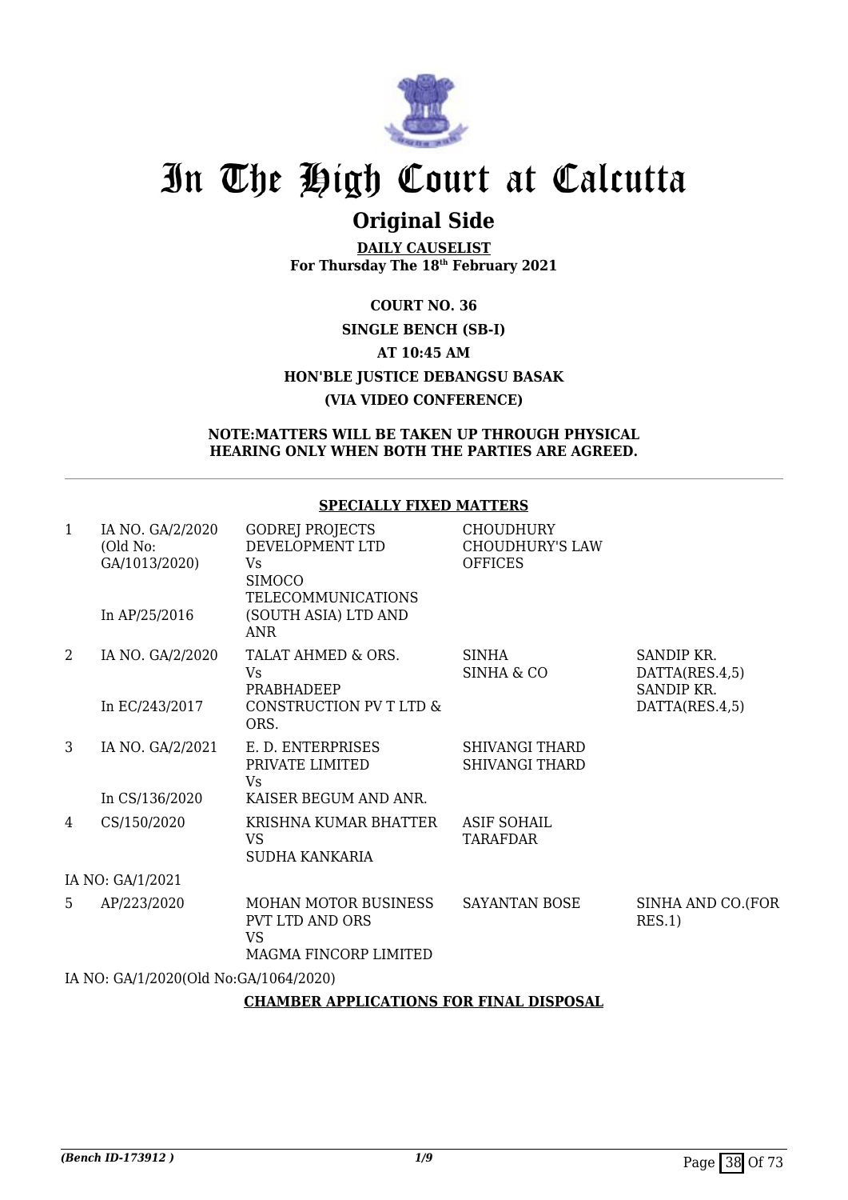# In The High Court at Calcutta

## Original Side

**DAILY CAUSELIST**
**For Thursday The 18th February 2021**

**COURT NO. 36**
**SINGLE BENCH (SB-I)**
**AT 10:45 AM**
**HON'BLE JUSTICE DEBANGSU BASAK**
**(VIA VIDEO CONFERENCE)**

**NOTE:MATTERS WILL BE TAKEN UP THROUGH PHYSICAL HEARING ONLY WHEN BOTH THE PARTIES ARE AGREED.**

**SPECIALLY FIXED MATTERS**

| | | | | |
|---|---|---|---|---|
| 1 | IA NO. GA/2/2020 (Old No: GA/1013/2020)<br><br>In AP/25/2016 | GODREJ PROJECTS DEVELOPMENT LTD<br>Vs<br>SIMOCO TELECOMMUNICATIONS (SOUTH ASIA) LTD AND ANR | CHOUDHURY CHOUDHURY'S LAW OFFICES | |
| 2 | IA NO. GA/2/2020<br><br>In EC/243/2017 | TALAT AHMED & ORS.<br>Vs<br>PRABHADEEP CONSTRUCTION PV T LTD & ORS. | SINHA<br>SINHA & CO | SANDIP KR. DATTA(RES.4,5)<br>SANDIP KR. DATTA(RES.4,5) |
| 3 | IA NO. GA/2/2021<br><br>In CS/136/2020 | E. D. ENTERPRISES PRIVATE LIMITED<br>Vs<br>KAISER BEGUM AND ANR. | SHIVANGI THARD<br>SHIVANGI THARD | |
| 4 | CS/150/2020 | KRISHNA KUMAR BHATTER<br>VS<br>SUDHA KANKARIA | ASIF SOHAIL TARAFDAR | |
| | IA NO: GA/1/2021 | | | |
| 5 | AP/223/2020 | MOHAN MOTOR BUSINESS PVT LTD AND ORS<br>VS<br>MAGMA FINCORP LIMITED | SAYANTAN BOSE | SINHA AND CO.(FOR RES.1) |
| | IA NO: GA/1/2020(Old No:GA/1064/2020) | | | |

**CHAMBER APPLICATIONS FOR FINAL DISPOSAL**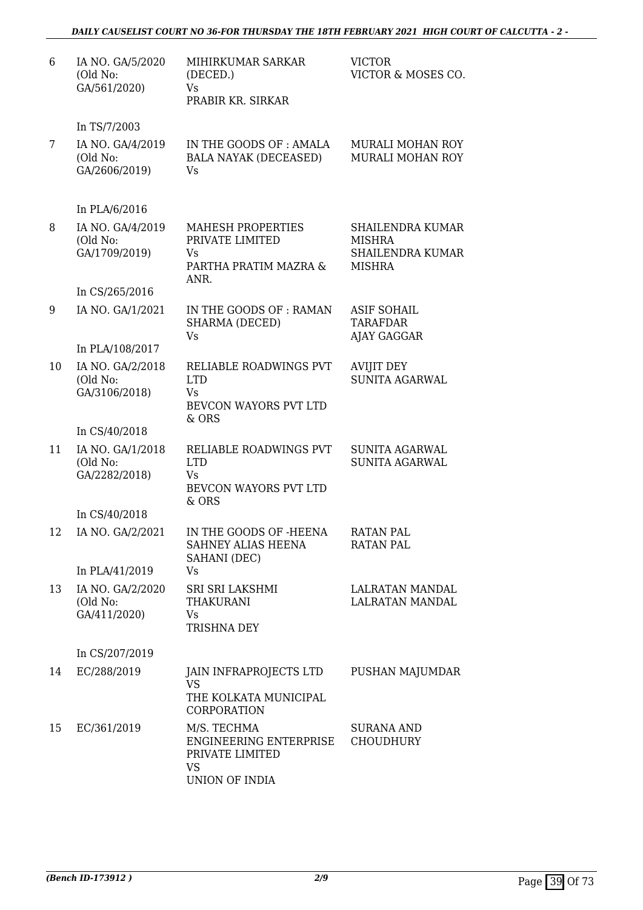| | | | |
|---|---|---|---|
| 6 | IA NO. GA/5/2020 (Old No: GA/561/2020) | MIHIRKUMAR SARKAR (DECED.) Vs PRABIR KR. SIRKAR | VICTOR VICTOR & MOSES CO. |
| | In TS/7/2003 | | |
| 7 | IA NO. GA/4/2019 (Old No: GA/2606/2019) | IN THE GOODS OF : AMALA BALA NAYAK (DECEASED) Vs | MURALI MOHAN ROY MURALI MOHAN ROY |
| | In PLA/6/2016 | | |
| 8 | IA NO. GA/4/2019 (Old No: GA/1709/2019) | MAHESH PROPERTIES PRIVATE LIMITED Vs PARTHA PRATIM MAZRA & ANR. | SHAILENDRA KUMAR MISHRA SHAILENDRA KUMAR MISHRA |
| | In CS/265/2016 | | |
| 9 | IA NO. GA/1/2021 | IN THE GOODS OF : RAMAN SHARMA (DECED) Vs | ASIF SOHAIL TARAFDAR AJAY GAGGAR |
| | In PLA/108/2017 | | |
| 10 | IA NO. GA/2/2018 (Old No: GA/3106/2018) | RELIABLE ROADWINGS PVT LTD Vs BEVCON WAYORS PVT LTD & ORS | AVIJIT DEY SUNITA AGARWAL |
| | In CS/40/2018 | | |
| 11 | IA NO. GA/1/2018 (Old No: GA/2282/2018) | RELIABLE ROADWINGS PVT LTD Vs BEVCON WAYORS PVT LTD & ORS | SUNITA AGARWAL SUNITA AGARWAL |
| | In CS/40/2018 | | |
| 12 | IA NO. GA/2/2021 | IN THE GOODS OF -HEENA SAHNEY ALIAS HEENA SAHANI (DEC) Vs | RATAN PAL RATAN PAL |
| | In PLA/41/2019 | | |
| 13 | IA NO. GA/2/2020 (Old No: GA/411/2020) | SRI SRI LAKSHMI THAKURANI Vs TRISHNA DEY | LALRATAN MANDAL LALRATAN MANDAL |
| | In CS/207/2019 | | |
| 14 | EC/288/2019 | JAIN INFRAPROJECTS LTD VS THE KOLKATA MUNICIPAL CORPORATION | PUSHAN MAJUMDAR |
| 15 | EC/361/2019 | M/S. TECHMA ENGINEERING ENTERPRISE PRIVATE LIMITED VS UNION OF INDIA | SURANA AND CHOUDHURY |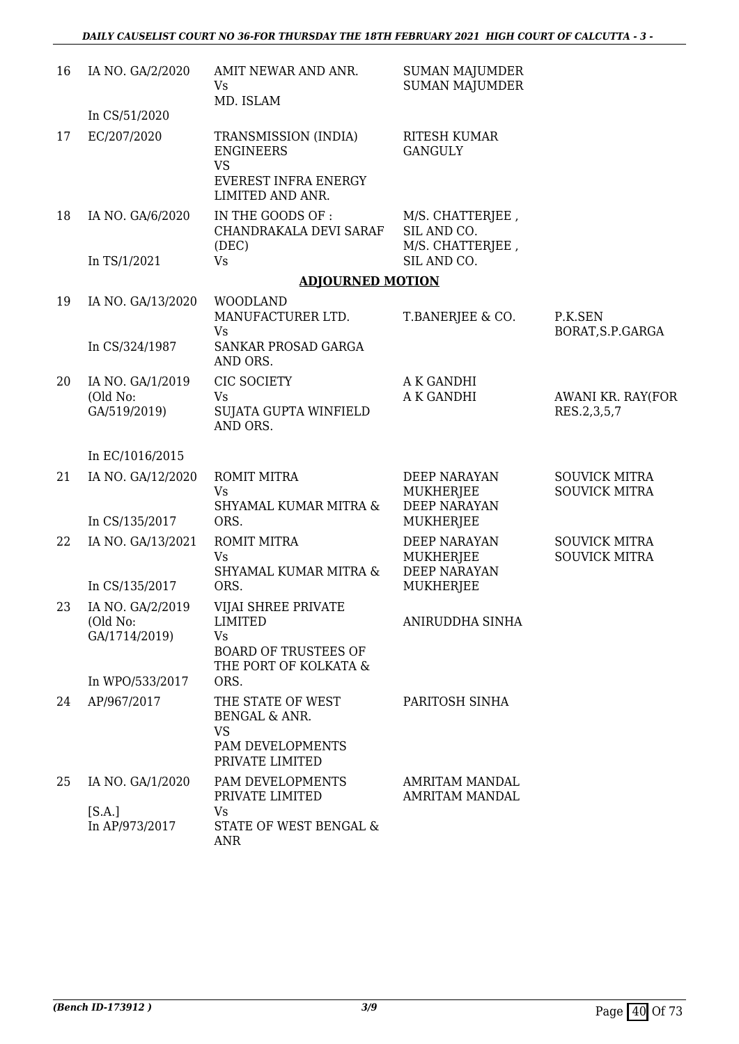| | | | | |
|---|---|---|---|---|
| 16 | IA NO. GA/2/2020<br><br>In CS/51/2020 | AMIT NEWAR AND ANR.<br>Vs<br>MD. ISLAM | SUMAN MAJUMDER<br>SUMAN MAJUMDER | |
| 17 | EC/207/2020 | TRANSMISSION (INDIA) ENGINEERS<br>VS<br>EVEREST INFRA ENERGY LIMITED AND ANR. | RITESH KUMAR GANGULY | |
| 18 | IA NO. GA/6/2020<br><br>In TS/1/2021 | IN THE GOODS OF : CHANDRAKALA DEVI SARAF (DEC)<br>Vs | M/S. CHATTERJEE , SIL AND CO.<br>M/S. CHATTERJEE , SIL AND CO. | |

**ADJOURNED MOTION**

| | | | | |
|---|---|---|---|---|
| 19 | IA NO. GA/13/2020<br><br>In CS/324/1987 | WOODLAND MANUFACTURER LTD.<br>Vs<br>SANKAR PROSAD GARGA AND ORS. | T.BANERJEE & CO. | P.K.SEN BORAT,S.P.GARGA |
| 20 | IA NO. GA/1/2019 (Old No: GA/519/2019)<br><br>In EC/1016/2015 | CIC SOCIETY<br>Vs<br>SUJATA GUPTA WINFIELD AND ORS. | A K GANDHI<br>A K GANDHI | AWANI KR. RAY(FOR RES.2,3,5,7 |
| 21 | IA NO. GA/12/2020<br><br>In CS/135/2017 | ROMIT MITRA<br>Vs<br>SHYAMAL KUMAR MITRA & ORS. | DEEP NARAYAN MUKHERJEE<br>DEEP NARAYAN MUKHERJEE | SOUVICK MITRA<br>SOUVICK MITRA |
| 22 | IA NO. GA/13/2021<br><br>In CS/135/2017 | ROMIT MITRA<br>Vs<br>SHYAMAL KUMAR MITRA & ORS. | DEEP NARAYAN MUKHERJEE<br>DEEP NARAYAN MUKHERJEE | SOUVICK MITRA<br>SOUVICK MITRA |
| 23 | IA NO. GA/2/2019 (Old No: GA/1714/2019)<br><br>In WPO/533/2017 | VIJAI SHREE PRIVATE LIMITED<br>Vs<br>BOARD OF TRUSTEES OF THE PORT OF KOLKATA & ORS. | ANIRUDDHA SINHA | |
| 24 | AP/967/2017 | THE STATE OF WEST BENGAL & ANR.<br>VS<br>PAM DEVELOPMENTS PRIVATE LIMITED | PARITOSH SINHA | |
| 25 | IA NO. GA/1/2020<br><br>[S.A.]<br>In AP/973/2017 | PAM DEVELOPMENTS PRIVATE LIMITED<br>Vs<br>STATE OF WEST BENGAL & ANR | AMRITAM MANDAL<br>AMRITAM MANDAL | |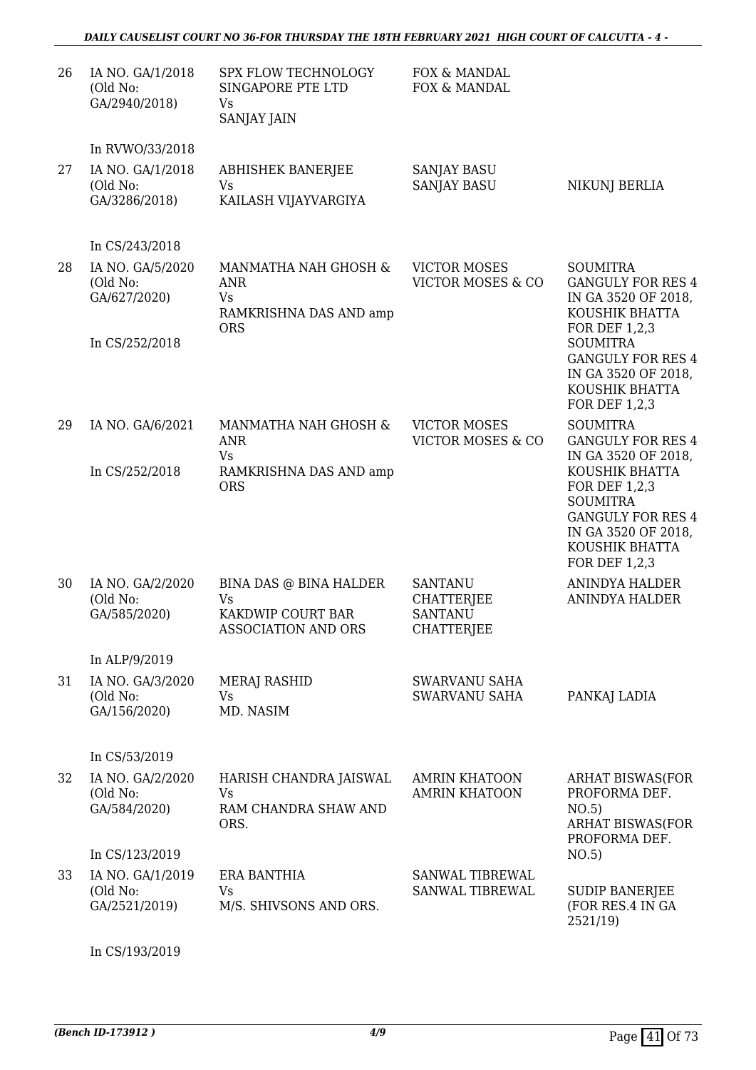| 26 | IA NO. GA/1/2018 (Old No: GA/2940/2018) | SPX FLOW TECHNOLOGY SINGAPORE PTE LTD Vs SANJAY JAIN | FOX & MANDAL FOX & MANDAL | |
|---|---|---|---|---|
| | In RVWO/33/2018 | | | |
| 27 | IA NO. GA/1/2018 (Old No: GA/3286/2018) | ABHISHEK BANERJEE Vs KAILASH VIJAYVARGIYA | SANJAY BASU SANJAY BASU | NIKUNJ BERLIA |
| | In CS/243/2018 | | | |
| 28 | IA NO. GA/5/2020 (Old No: GA/627/2020) In CS/252/2018 | MANMATHA NAH GHOSH & ANR Vs RAMKRISHNA DAS AND amp ORS | VICTOR MOSES VICTOR MOSES & CO | SOUMITRA GANGULY FOR RES 4 IN GA 3520 OF 2018, KOUSHIK BHATTA FOR DEF 1,2,3 SOUMITRA GANGULY FOR RES 4 IN GA 3520 OF 2018, KOUSHIK BHATTA FOR DEF 1,2,3 |
| 29 | IA NO. GA/6/2021 In CS/252/2018 | MANMATHA NAH GHOSH & ANR Vs RAMKRISHNA DAS AND amp ORS | VICTOR MOSES VICTOR MOSES & CO | SOUMITRA GANGULY FOR RES 4 IN GA 3520 OF 2018, KOUSHIK BHATTA FOR DEF 1,2,3 SOUMITRA GANGULY FOR RES 4 IN GA 3520 OF 2018, KOUSHIK BHATTA FOR DEF 1,2,3 |
| 30 | IA NO. GA/2/2020 (Old No: GA/585/2020) | BINA DAS @ BINA HALDER Vs KAKDWIP COURT BAR ASSOCIATION AND ORS | SANTANU CHATTERJEE SANTANU CHATTERJEE | ANINDYA HALDER ANINDYA HALDER |
| | In ALP/9/2019 | | | |
| 31 | IA NO. GA/3/2020 (Old No: GA/156/2020) | MERAJ RASHID Vs MD. NASIM | SWARVANU SAHA SWARVANU SAHA | PANKAJ LADIA |
| | In CS/53/2019 | | | |
| 32 | IA NO. GA/2/2020 (Old No: GA/584/2020) In CS/123/2019 | HARISH CHANDRA JAISWAL Vs RAM CHANDRA SHAW AND ORS. | AMRIN KHATOON AMRIN KHATOON | ARHAT BISWAS(FOR PROFORMA DEF. NO.5) ARHAT BISWAS(FOR PROFORMA DEF. NO.5) |
| 33 | IA NO. GA/1/2019 (Old No: GA/2521/2019) | ERA BANTHIA Vs M/S. SHIVSONS AND ORS. | SANWAL TIBREWAL SANWAL TIBREWAL | SUDIP BANERJEE (FOR RES.4 IN GA 2521/19) |
| | In CS/193/2019 | | | |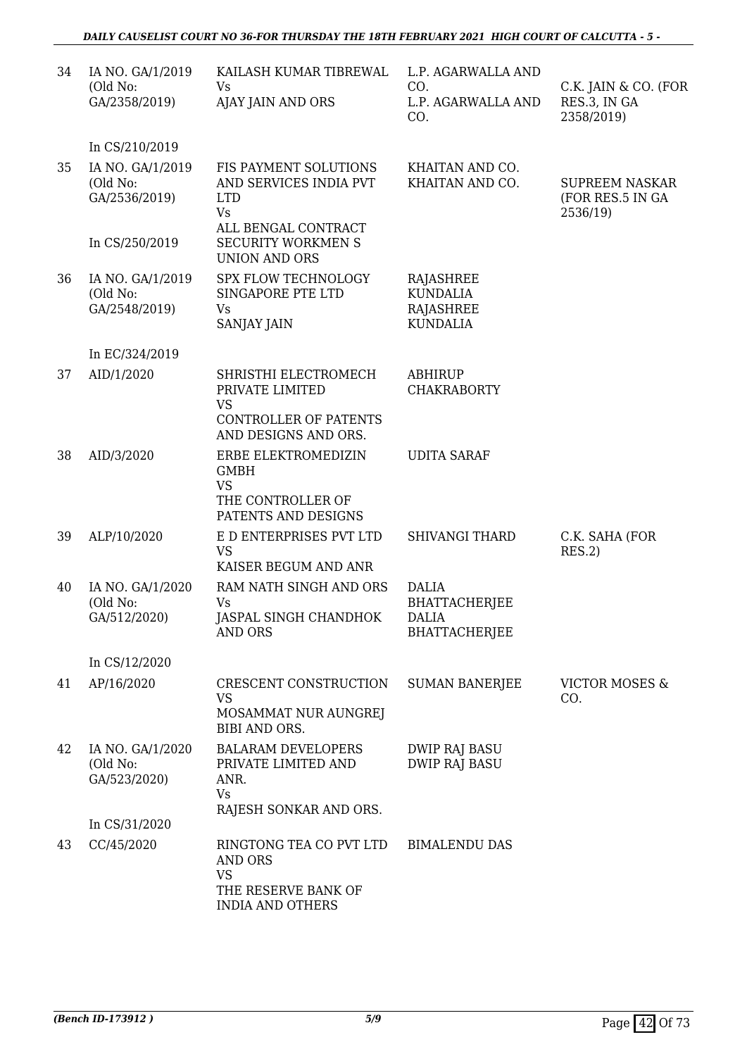| | | | | |
|---|---|---|---|---|
| 34 | IA NO. GA/1/2019 (Old No: GA/2358/2019) In CS/210/2019 | KAILASH KUMAR TIBREWAL Vs AJAY JAIN AND ORS | L.P. AGARWALLA AND CO. L.P. AGARWALLA AND CO. | C.K. JAIN & CO. (FOR RES.3, IN GA 2358/2019) |
| 35 | IA NO. GA/1/2019 (Old No: GA/2536/2019) In CS/250/2019 | FIS PAYMENT SOLUTIONS AND SERVICES INDIA PVT LTD Vs ALL BENGAL CONTRACT SECURITY WORKMEN S UNION AND ORS | KHAITAN AND CO. KHAITAN AND CO. | SUPREEM NASKAR (FOR RES.5 IN GA 2536/19) |
| 36 | IA NO. GA/1/2019 (Old No: GA/2548/2019) In EC/324/2019 | SPX FLOW TECHNOLOGY SINGAPORE PTE LTD Vs SANJAY JAIN | RAJASHREE KUNDALIA RAJASHREE KUNDALIA | |
| 37 | AID/1/2020 | SHRISTHI ELECTROMECH PRIVATE LIMITED VS CONTROLLER OF PATENTS AND DESIGNS AND ORS. | ABHIRUP CHAKRABORTY | |
| 38 | AID/3/2020 | ERBE ELEKTROMEDIZIN GMBH VS THE CONTROLLER OF PATENTS AND DESIGNS | UDITA SARAF | |
| 39 | ALP/10/2020 | E D ENTERPRISES PVT LTD VS KAISER BEGUM AND ANR | SHIVANGI THARD | C.K. SAHA (FOR RES.2) |
| 40 | IA NO. GA/1/2020 (Old No: GA/512/2020) In CS/12/2020 | RAM NATH SINGH AND ORS Vs JASPAL SINGH CHANDHOK AND ORS | DALIA BHATTACHERJEE DALIA BHATTACHERJEE | |
| 41 | AP/16/2020 | CRESCENT CONSTRUCTION VS MOSAMMAT NUR AUNGREJ BIBI AND ORS. | SUMAN BANERJEE | VICTOR MOSES & CO. |
| 42 | IA NO. GA/1/2020 (Old No: GA/523/2020) In CS/31/2020 | BALARAM DEVELOPERS PRIVATE LIMITED AND ANR. Vs RAJESH SONKAR AND ORS. | DWIP RAJ BASU DWIP RAJ BASU | |
| 43 | CC/45/2020 | RINGTONG TEA CO PVT LTD AND ORS VS THE RESERVE BANK OF INDIA AND OTHERS | BIMALENDU DAS | |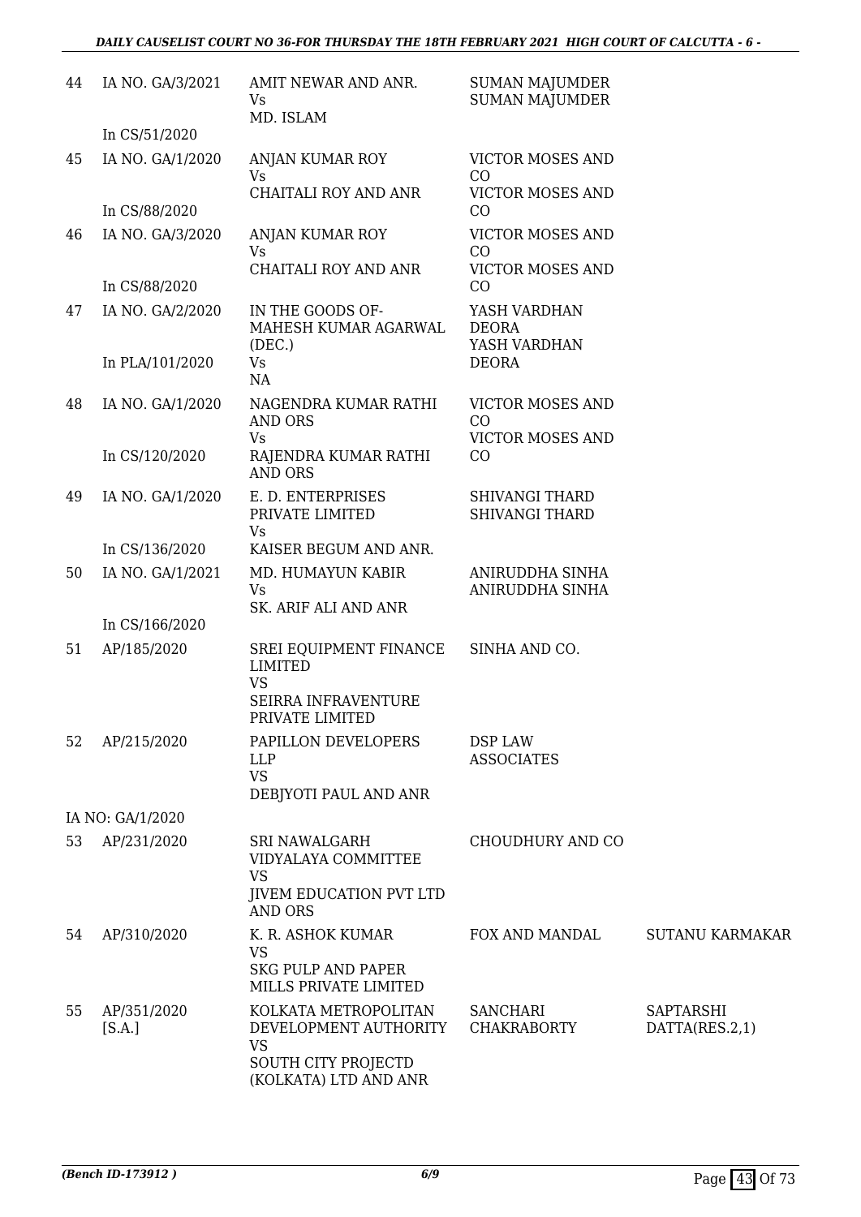| | | | | |
|---|---|---|---|---|
| 44 | IA NO. GA/3/2021<br><br>In CS/51/2020 | AMIT NEWAR AND ANR.<br>Vs<br>MD. ISLAM | SUMAN MAJUMDER<br>SUMAN MAJUMDER | |
| 45 | IA NO. GA/1/2020<br><br>In CS/88/2020 | ANJAN KUMAR ROY<br>Vs<br>CHAITALI ROY AND ANR | VICTOR MOSES AND CO<br>VICTOR MOSES AND CO | |
| 46 | IA NO. GA/3/2020<br><br>In CS/88/2020 | ANJAN KUMAR ROY<br>Vs<br>CHAITALI ROY AND ANR | VICTOR MOSES AND CO<br>VICTOR MOSES AND CO | |
| 47 | IA NO. GA/2/2020<br><br>In PLA/101/2020 | IN THE GOODS OF-MAHESH KUMAR AGARWAL (DEC.)<br>Vs<br>NA | YASH VARDHAN DEORA<br>YASH VARDHAN DEORA | |
| 48 | IA NO. GA/1/2020<br><br>In CS/120/2020 | NAGENDRA KUMAR RATHI AND ORS<br>Vs<br>RAJENDRA KUMAR RATHI AND ORS | VICTOR MOSES AND CO<br>VICTOR MOSES AND CO | |
| 49 | IA NO. GA/1/2020<br><br>In CS/136/2020 | E. D. ENTERPRISES PRIVATE LIMITED<br>Vs<br>KAISER BEGUM AND ANR. | SHIVANGI THARD<br>SHIVANGI THARD | |
| 50 | IA NO. GA/1/2021<br><br>In CS/166/2020 | MD. HUMAYUN KABIR<br>Vs<br>SK. ARIF ALI AND ANR | ANIRUDDHA SINHA<br>ANIRUDDHA SINHA | |
| 51 | AP/185/2020 | SREI EQUIPMENT FINANCE LIMITED<br>VS<br>SEIRRA INFRAVENTURE PRIVATE LIMITED | SINHA AND CO. | |
| 52 | AP/215/2020<br><br>IA NO: GA/1/2020 | PAPILLON DEVELOPERS LLP<br>VS<br>DEBJYOTI PAUL AND ANR | DSP LAW ASSOCIATES | |
| 53 | AP/231/2020 | SRI NAWALGARH VIDYALAYA COMMITTEE<br>VS<br>JIVEM EDUCATION PVT LTD AND ORS | CHOUDHURY AND CO | |
| 54 | AP/310/2020 | K. R. ASHOK KUMAR<br>VS<br>SKG PULP AND PAPER MILLS PRIVATE LIMITED | FOX AND MANDAL | SUTANU KARMAKAR |
| 55 | AP/351/2020 [S.A.] | KOLKATA METROPOLITAN DEVELOPMENT AUTHORITY<br>VS<br>SOUTH CITY PROJECTD (KOLKATA) LTD AND ANR | SANCHARI CHAKRABORTY | SAPTARSHI DATTA(RES.2,1) |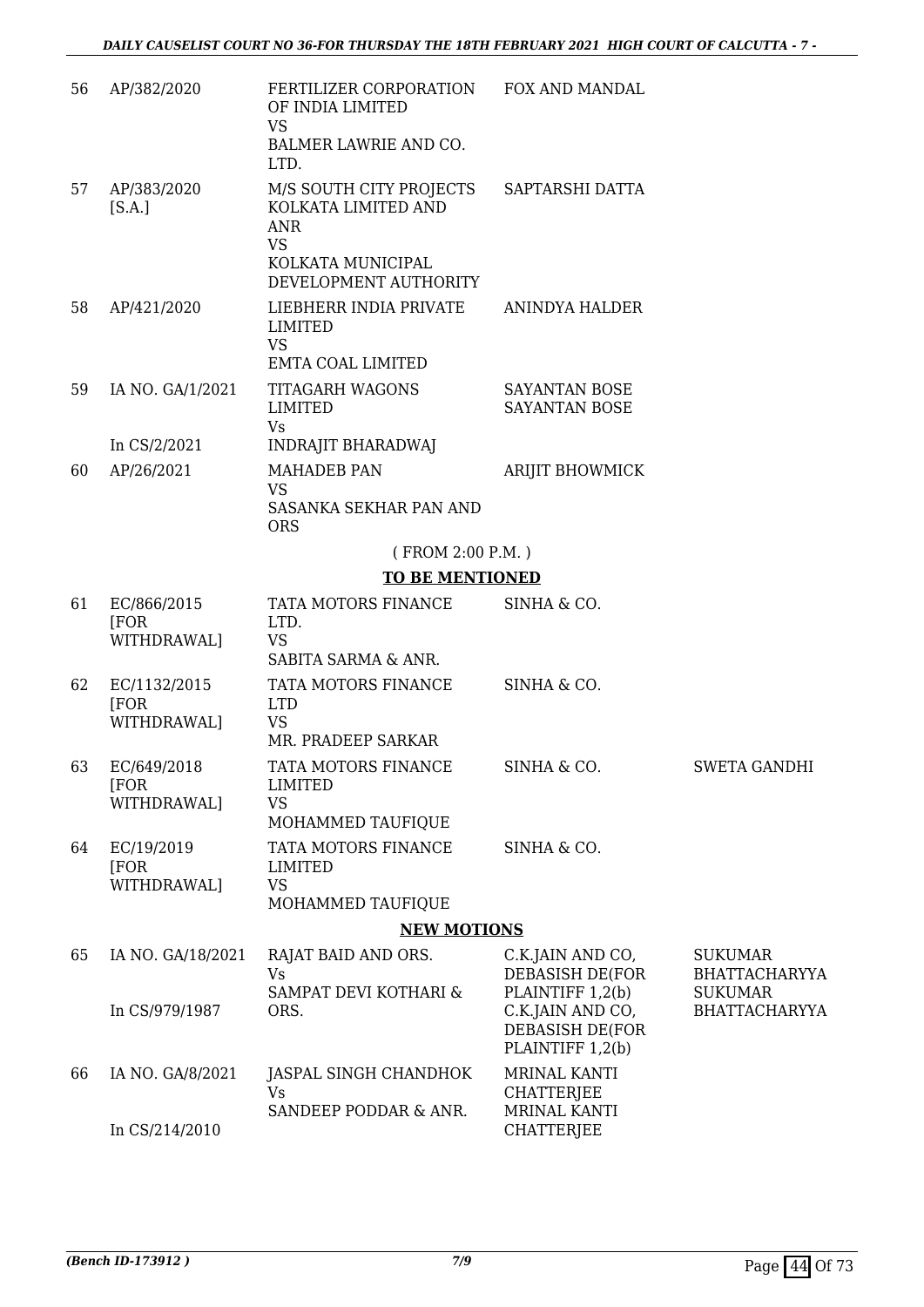| | | | | |
|---|---|---|---|---|
| 56 | AP/382/2020 | FERTILIZER CORPORATION OF INDIA LIMITED<br>VS<br>BALMER LAWRIE AND CO. LTD. | FOX AND MANDAL | |
| 57 | AP/383/2020 [S.A.] | M/S SOUTH CITY PROJECTS KOLKATA LIMITED AND ANR<br>VS<br>KOLKATA MUNICIPAL DEVELOPMENT AUTHORITY | SAPTARSHI DATTA | |
| 58 | AP/421/2020 | LIEBHERR INDIA PRIVATE LIMITED<br>VS<br>EMTA COAL LIMITED | ANINDYA HALDER | |
| 59 | IA NO. GA/1/2021<br><br>In CS/2/2021 | TITAGARH WAGONS LIMITED<br>Vs<br>INDRAJIT BHARADWAJ | SAYANTAN BOSE<br>SAYANTAN BOSE | |
| 60 | AP/26/2021 | MAHADEB PAN<br>VS<br>SASANKA SEKHAR PAN AND ORS | ARIJIT BHOWMICK | |

( FROM 2:00 P.M. )

**TO BE MENTIONED**

| | | | | |
|---|---|---|---|---|
| 61 | EC/866/2015 [FOR WITHDRAWAL] | TATA MOTORS FINANCE LTD.<br>VS<br>SABITA SARMA & ANR. | SINHA & CO. | |
| 62 | EC/1132/2015 [FOR WITHDRAWAL] | TATA MOTORS FINANCE LTD<br>VS<br>MR. PRADEEP SARKAR | SINHA & CO. | |
| 63 | EC/649/2018 [FOR WITHDRAWAL] | TATA MOTORS FINANCE LIMITED<br>VS<br>MOHAMMED TAUFIQUE | SINHA & CO. | SWETA GANDHI |
| 64 | EC/19/2019 [FOR WITHDRAWAL] | TATA MOTORS FINANCE LIMITED<br>VS<br>MOHAMMED TAUFIQUE | SINHA & CO. | |

**NEW MOTIONS**

| | | | | |
|---|---|---|---|---|
| 65 | IA NO. GA/18/2021<br><br>In CS/979/1987 | RAJAT BAID AND ORS.<br>Vs<br>SAMPAT DEVI KOTHARI & ORS. | C.K.JAIN AND CO, DEBASISH DE(FOR PLAINTIFF 1,2(b)<br>C.K.JAIN AND CO, DEBASISH DE(FOR PLAINTIFF 1,2(b) | SUKUMAR BHATTACHARYYA<br>SUKUMAR BHATTACHARYYA |
| 66 | IA NO. GA/8/2021<br><br>In CS/214/2010 | JASPAL SINGH CHANDHOK<br>Vs<br>SANDEEP PODDAR & ANR. | MRINAL KANTI CHATTERJEE<br>MRINAL KANTI CHATTERJEE | |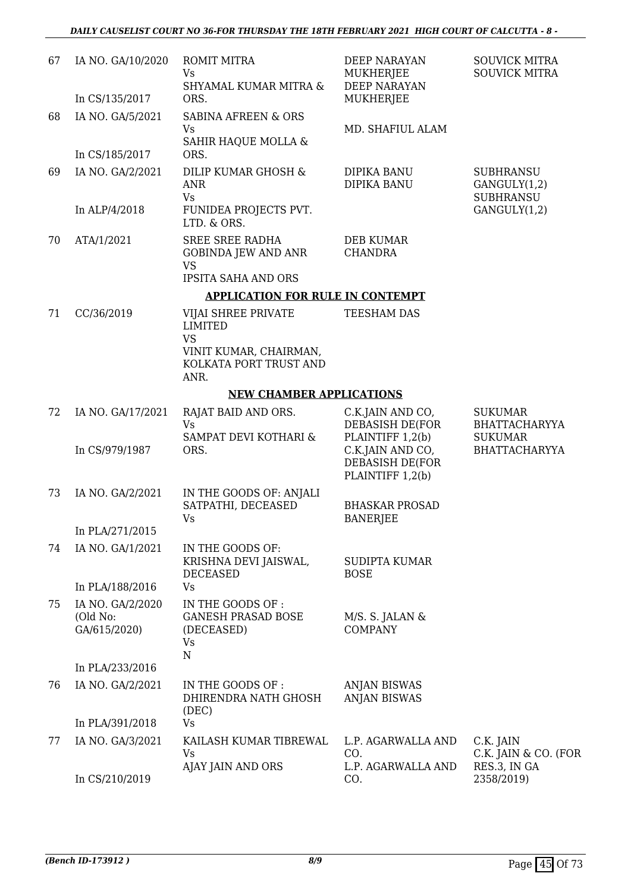| | | | | |
|---|---|---|---|---|
| 67 | IA NO. GA/10/2020<br><br>In CS/135/2017 | ROMIT MITRA<br>Vs<br>SHYAMAL KUMAR MITRA & ORS. | DEEP NARAYAN MUKHERJEE<br>DEEP NARAYAN MUKHERJEE | SOUVICK MITRA<br>SOUVICK MITRA |
| 68 | IA NO. GA/5/2021<br><br>In CS/185/2017 | SABINA AFREEN & ORS<br>Vs<br>SAHIR HAQUE MOLLA & ORS. | MD. SHAFIUL ALAM | |
| 69 | IA NO. GA/2/2021<br><br>In ALP/4/2018 | DILIP KUMAR GHOSH & ANR<br>Vs<br>FUNIDEA PROJECTS PVT. LTD. & ORS. | DIPIKA BANU<br>DIPIKA BANU | SUBHRANSU GANGULY(1,2)<br>SUBHRANSU GANGULY(1,2) |
| 70 | ATA/1/2021 | SREE SREE RADHA GOBINDA JEW AND ANR<br>VS<br>IPSITA SAHA AND ORS | DEB KUMAR CHANDRA | |

**APPLICATION FOR RULE IN CONTEMPT**

| | | | | |
|---|---|---|---|---|
| 71 | CC/36/2019 | VIJAI SHREE PRIVATE LIMITED<br>VS<br>VINIT KUMAR, CHAIRMAN, KOLKATA PORT TRUST AND ANR. | TEESHAM DAS | |

**NEW CHAMBER APPLICATIONS**

| | | | | |
|---|---|---|---|---|
| 72 | IA NO. GA/17/2021<br><br>In CS/979/1987 | RAJAT BAID AND ORS.<br>Vs<br>SAMPAT DEVI KOTHARI & ORS. | C.K.JAIN AND CO, DEBASISH DE(FOR PLAINTIFF 1,2(b)<br>C.K.JAIN AND CO, DEBASISH DE(FOR PLAINTIFF 1,2(b) | SUKUMAR BHATTACHARYYA<br>SUKUMAR BHATTACHARYYA |
| 73 | IA NO. GA/2/2021<br><br>In PLA/271/2015 | IN THE GOODS OF: ANJALI SATPATHI, DECEASED<br>Vs | BHASKAR PROSAD BANERJEE | |
| 74 | IA NO. GA/1/2021<br><br>In PLA/188/2016 | IN THE GOODS OF: KRISHNA DEVI JAISWAL, DECEASED<br>Vs | SUDIPTA KUMAR BOSE | |
| 75 | IA NO. GA/2/2020 (Old No: GA/615/2020)<br><br>In PLA/233/2016 | IN THE GOODS OF : GANESH PRASAD BOSE (DECEASED)<br>Vs<br>N | M/S. S. JALAN & COMPANY | |
| 76 | IA NO. GA/2/2021<br><br>In PLA/391/2018 | IN THE GOODS OF : DHIRENDRA NATH GHOSH (DEC)<br>Vs | ANJAN BISWAS<br>ANJAN BISWAS | |
| 77 | IA NO. GA/3/2021<br><br>In CS/210/2019 | KAILASH KUMAR TIBREWAL<br>Vs<br>AJAY JAIN AND ORS | L.P. AGARWALLA AND CO.<br>L.P. AGARWALLA AND CO. | C.K. JAIN<br>C.K. JAIN & CO. (FOR RES.3, IN GA 2358/2019) |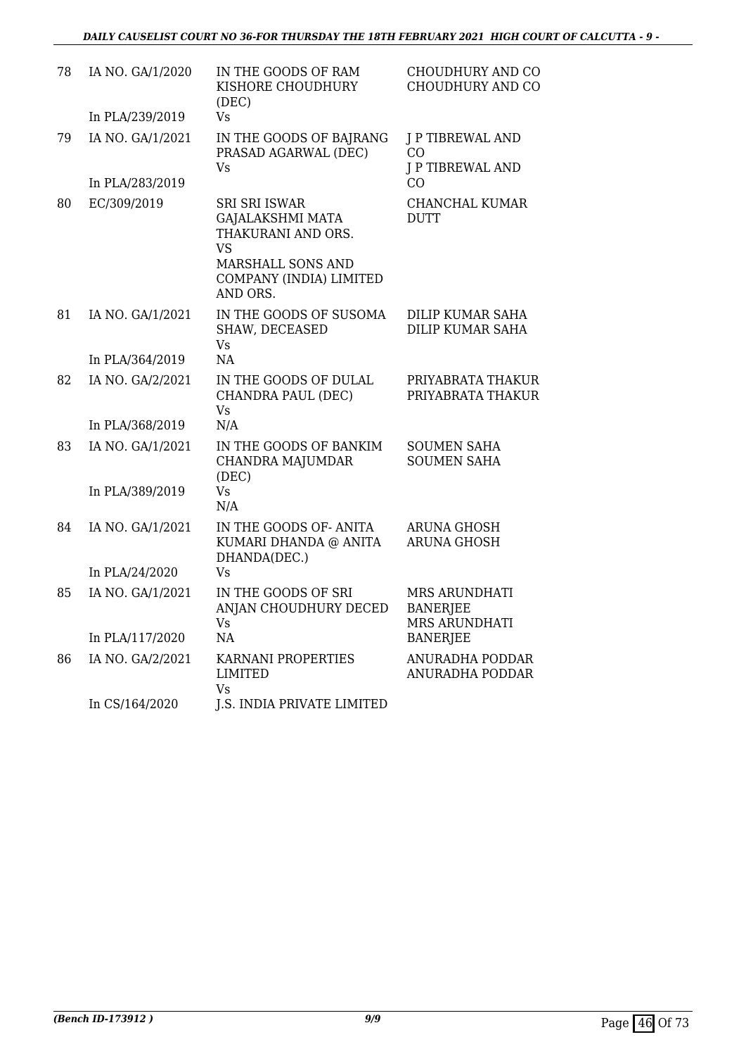| | | | |
|---|---|---|---|
| 78 | IA NO. GA/1/2020<br><br>In PLA/239/2019 | IN THE GOODS OF RAM KISHORE CHOUDHURY (DEC)<br>Vs | CHOUDHURY AND CO<br>CHOUDHURY AND CO |
| 79 | IA NO. GA/1/2021<br><br>In PLA/283/2019 | IN THE GOODS OF BAJRANG PRASAD AGARWAL (DEC)<br>Vs | J P TIBREWAL AND CO<br>J P TIBREWAL AND CO |
| 80 | EC/309/2019 | SRI SRI ISWAR GAJALAKSHMI MATA THAKURANI AND ORS.<br>VS<br>MARSHALL SONS AND COMPANY (INDIA) LIMITED AND ORS. | CHANCHAL KUMAR DUTT |
| 81 | IA NO. GA/1/2021<br><br>In PLA/364/2019 | IN THE GOODS OF SUSOMA SHAW, DECEASED<br>Vs<br>NA | DILIP KUMAR SAHA<br>DILIP KUMAR SAHA |
| 82 | IA NO. GA/2/2021<br><br>In PLA/368/2019 | IN THE GOODS OF DULAL CHANDRA PAUL (DEC)<br>Vs<br>N/A | PRIYABRATA THAKUR<br>PRIYABRATA THAKUR |
| 83 | IA NO. GA/1/2021<br><br>In PLA/389/2019 | IN THE GOODS OF BANKIM CHANDRA MAJUMDAR (DEC)<br>Vs<br>N/A | SOUMEN SAHA<br>SOUMEN SAHA |
| 84 | IA NO. GA/1/2021<br><br>In PLA/24/2020 | IN THE GOODS OF- ANITA KUMARI DHANDA @ ANITA DHANDA(DEC.)<br>Vs | ARUNA GHOSH<br>ARUNA GHOSH |
| 85 | IA NO. GA/1/2021<br><br>In PLA/117/2020 | IN THE GOODS OF SRI ANJAN CHOUDHURY DECED<br>Vs<br>NA | MRS ARUNDHATI BANERJEE<br>MRS ARUNDHATI BANERJEE |
| 86 | IA NO. GA/2/2021<br><br>In CS/164/2020 | KARNANI PROPERTIES LIMITED<br>Vs<br>J.S. INDIA PRIVATE LIMITED | ANURADHA PODDAR<br>ANURADHA PODDAR |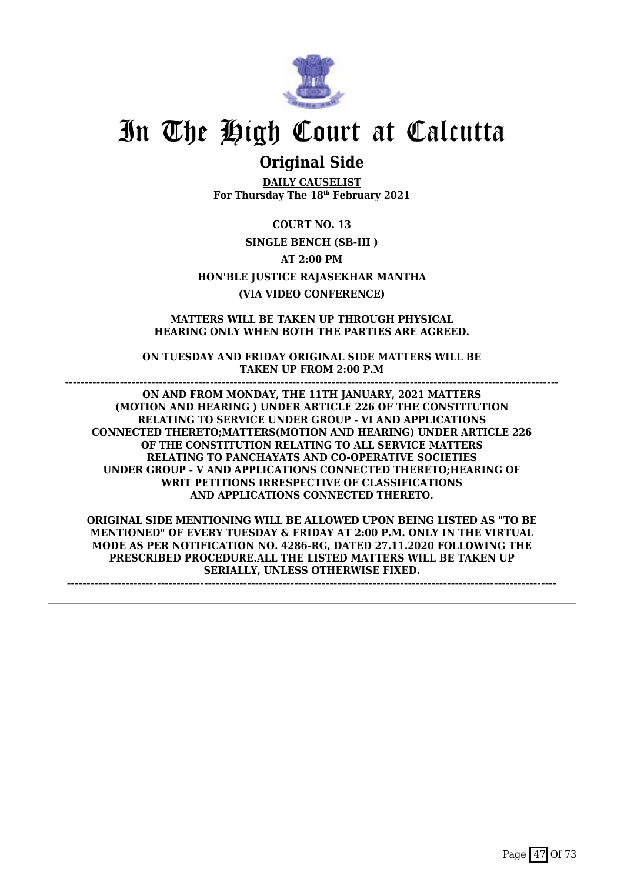# In The High Court at Calcutta

## Original Side

**DAILY CAUSELIST**
**For Thursday The 18th February 2021**

**COURT NO. 13**

**SINGLE BENCH (SB-III )**

**AT 2:00 PM**

**HON'BLE JUSTICE RAJASEKHAR MANTHA**

**(VIA VIDEO CONFERENCE)**

**MATTERS WILL BE TAKEN UP THROUGH PHYSICAL HEARING ONLY WHEN BOTH THE PARTIES ARE AGREED.**

**ON TUESDAY AND FRIDAY ORIGINAL SIDE MATTERS WILL BE TAKEN UP FROM 2:00 P.M**

**------------------------------------------------------------------------------------------------------------------------**

**ON AND FROM MONDAY, THE 11TH JANUARY, 2021 MATTERS (MOTION AND HEARING ) UNDER ARTICLE 226 OF THE CONSTITUTION RELATING TO SERVICE UNDER GROUP - VI AND APPLICATIONS CONNECTED THERETO;MATTERS(MOTION AND HEARING) UNDER ARTICLE 226 OF THE CONSTITUTION RELATING TO ALL SERVICE MATTERS RELATING TO PANCHAYATS AND CO-OPERATIVE SOCIETIES UNDER GROUP - V AND APPLICATIONS CONNECTED THERETO;HEARING OF WRIT PETITIONS IRRESPECTIVE OF CLASSIFICATIONS AND APPLICATIONS CONNECTED THERETO.**

**ORIGINAL SIDE MENTIONING WILL BE ALLOWED UPON BEING LISTED AS "TO BE MENTIONED" OF EVERY TUESDAY & FRIDAY AT 2:00 P.M. ONLY IN THE VIRTUAL MODE AS PER NOTIFICATION NO. 4286-RG, DATED 27.11.2020 FOLLOWING THE PRESCRIBED PROCEDURE.ALL THE LISTED MATTERS WILL BE TAKEN UP SERIALLY, UNLESS OTHERWISE FIXED.**

**------------------------------------------------------------------------------------------------------------------------**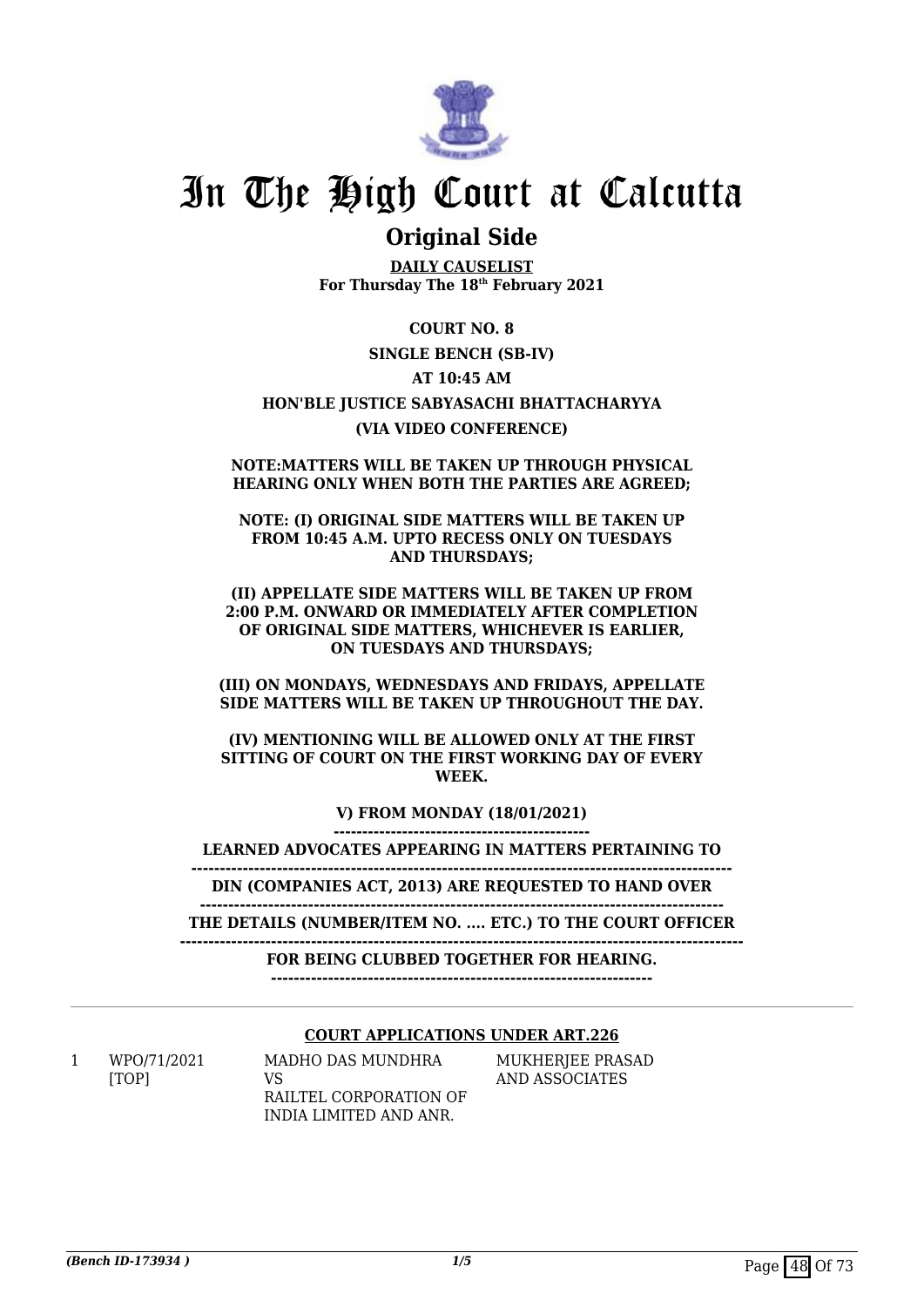# In The High Court at Calcutta

## Original Side

**DAILY CAUSELIST**
**For Thursday The 18th February 2021**

**COURT NO. 8**

**SINGLE BENCH (SB-IV)**

**AT 10:45 AM**

**HON'BLE JUSTICE SABYASACHI BHATTACHARYYA**

**(VIA VIDEO CONFERENCE)**

**NOTE:MATTERS WILL BE TAKEN UP THROUGH PHYSICAL HEARING ONLY WHEN BOTH THE PARTIES ARE AGREED;**

**NOTE: (I) ORIGINAL SIDE MATTERS WILL BE TAKEN UP FROM 10:45 A.M. UPTO RECESS ONLY ON TUESDAYS AND THURSDAYS;**

**(II) APPELLATE SIDE MATTERS WILL BE TAKEN UP FROM 2:00 P.M. ONWARD OR IMMEDIATELY AFTER COMPLETION OF ORIGINAL SIDE MATTERS, WHICHEVER IS EARLIER, ON TUESDAYS AND THURSDAYS;**

**(III) ON MONDAYS, WEDNESDAYS AND FRIDAYS, APPELLATE SIDE MATTERS WILL BE TAKEN UP THROUGHOUT THE DAY.**

**(IV) MENTIONING WILL BE ALLOWED ONLY AT THE FIRST SITTING OF COURT ON THE FIRST WORKING DAY OF EVERY WEEK.**

**V) FROM MONDAY (18/01/2021)**

**LEARNED ADVOCATES APPEARING IN MATTERS PERTAINING TO**

**DIN (COMPANIES ACT, 2013) ARE REQUESTED TO HAND OVER**

**THE DETAILS (NUMBER/ITEM NO. .... ETC.) TO THE COURT OFFICER**

**FOR BEING CLUBBED TOGETHER FOR HEARING.**

**COURT APPLICATIONS UNDER ART.226**

| | | | |
|---|---|---|---|
| 1 | WPO/71/2021 [TOP] | MADHO DAS MUNDHRA VS RAILTEL CORPORATION OF INDIA LIMITED AND ANR. | MUKHERJEE PRASAD AND ASSOCIATES |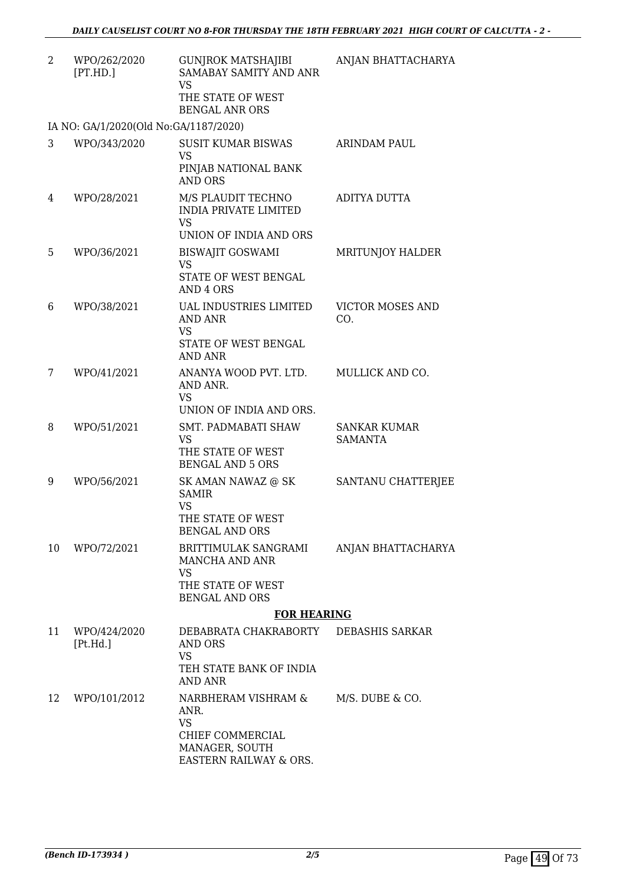| 2 | WPO/262/2020 [PT.HD.] | GUNJROK MATSHAJIBI SAMABAY SAMITY AND ANR VS THE STATE OF WEST BENGAL ANR ORS | ANJAN BHATTACHARYA |
|---|---|---|---|
| IA NO: GA/1/2020(Old No:GA/1187/2020) | | | |
| 3 | WPO/343/2020 | SUSIT KUMAR BISWAS VS PINJAB NATIONAL BANK AND ORS | ARINDAM PAUL |
| 4 | WPO/28/2021 | M/S PLAUDIT TECHNO INDIA PRIVATE LIMITED VS UNION OF INDIA AND ORS | ADITYA DUTTA |
| 5 | WPO/36/2021 | BISWAJIT GOSWAMI VS STATE OF WEST BENGAL AND 4 ORS | MRITUNJOY HALDER |
| 6 | WPO/38/2021 | UAL INDUSTRIES LIMITED AND ANR VS STATE OF WEST BENGAL AND ANR | VICTOR MOSES AND CO. |
| 7 | WPO/41/2021 | ANANYA WOOD PVT. LTD. AND ANR. VS UNION OF INDIA AND ORS. | MULLICK AND CO. |
| 8 | WPO/51/2021 | SMT. PADMABATI SHAW VS THE STATE OF WEST BENGAL AND 5 ORS | SANKAR KUMAR SAMANTA |
| 9 | WPO/56/2021 | SK AMAN NAWAZ @ SK SAMIR VS THE STATE OF WEST BENGAL AND ORS | SANTANU CHATTERJEE |
| 10 | WPO/72/2021 | BRITTIMULAK SANGRAMI MANCHA AND ANR VS THE STATE OF WEST BENGAL AND ORS | ANJAN BHATTACHARYA |

**FOR HEARING**

| 11 | WPO/424/2020 [Pt.Hd.] | DEBABRATA CHAKRABORTY AND ORS VS TEH STATE BANK OF INDIA AND ANR | DEBASHIS SARKAR |
|---|---|---|---|
| 12 | WPO/101/2012 | NARBHERAM VISHRAM & ANR. VS CHIEF COMMERCIAL MANAGER, SOUTH EASTERN RAILWAY & ORS. | M/S. DUBE & CO. |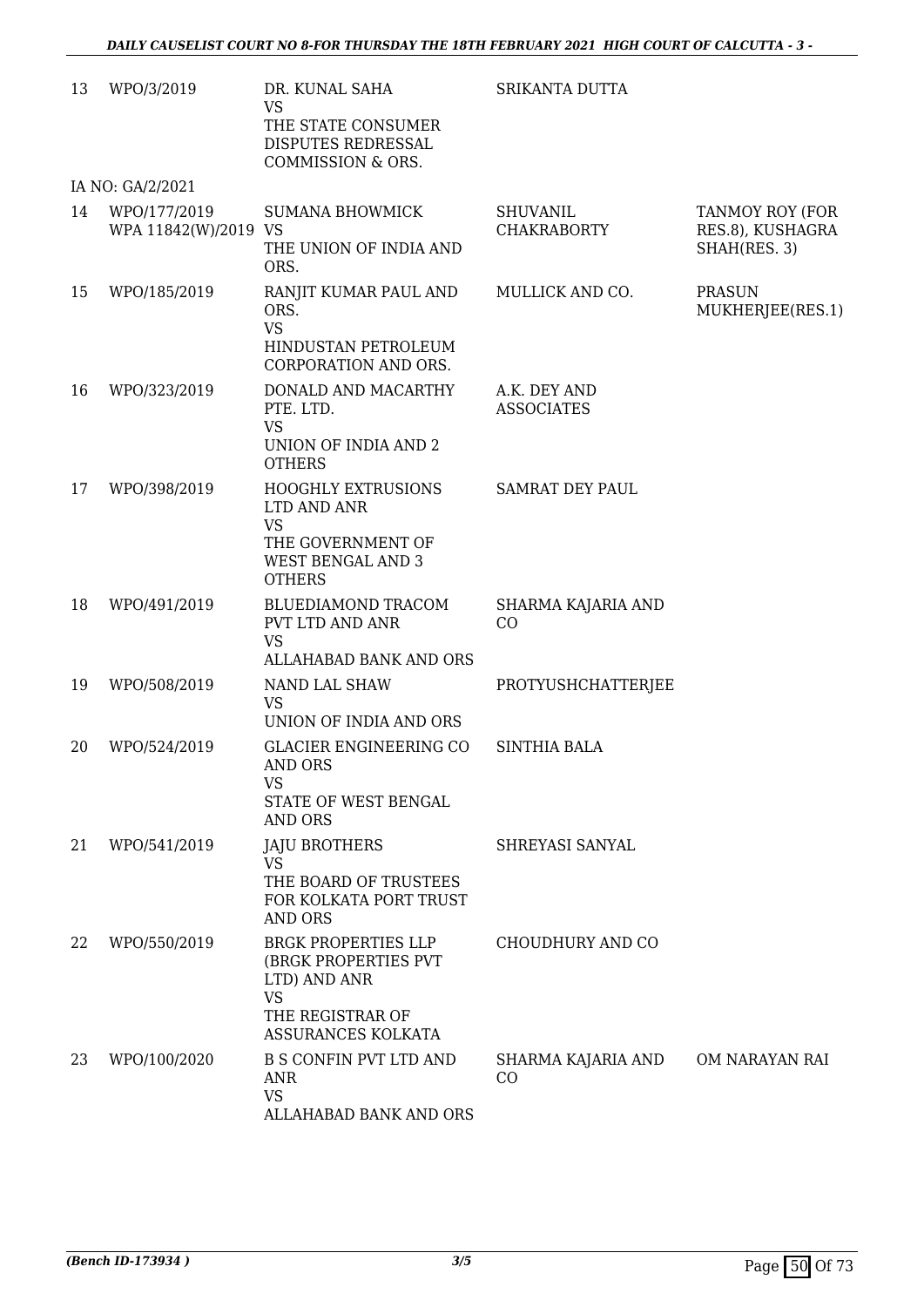| | | | | |
|---|---|---|---|---|
| 13 | WPO/3/2019 | DR. KUNAL SAHA<br>VS<br>THE STATE CONSUMER DISPUTES REDRESSAL COMMISSION & ORS. | SRIKANTA DUTTA | |
| | IA NO: GA/2/2021 | | | |
| 14 | WPO/177/2019<br>WPA 11842(W)/2019 | SUMANA BHOWMICK<br>VS<br>THE UNION OF INDIA AND ORS. | SHUVANIL CHAKRABORTY | TANMOY ROY (FOR RES.8), KUSHAGRA SHAH(RES. 3) |
| 15 | WPO/185/2019 | RANJIT KUMAR PAUL AND ORS.<br>VS<br>HINDUSTAN PETROLEUM CORPORATION AND ORS. | MULLICK AND CO. | PRASUN MUKHERJEE(RES.1) |
| 16 | WPO/323/2019 | DONALD AND MACARTHY PTE. LTD.<br>VS<br>UNION OF INDIA AND 2 OTHERS | A.K. DEY AND ASSOCIATES | |
| 17 | WPO/398/2019 | HOOGHLY EXTRUSIONS LTD AND ANR<br>VS<br>THE GOVERNMENT OF WEST BENGAL AND 3 OTHERS | SAMRAT DEY PAUL | |
| 18 | WPO/491/2019 | BLUEDIAMOND TRACOM PVT LTD AND ANR<br>VS<br>ALLAHABAD BANK AND ORS | SHARMA KAJARIA AND CO | |
| 19 | WPO/508/2019 | NAND LAL SHAW<br>VS<br>UNION OF INDIA AND ORS | PROTYUSHCHATTERJEE | |
| 20 | WPO/524/2019 | GLACIER ENGINEERING CO AND ORS<br>VS<br>STATE OF WEST BENGAL AND ORS | SINTHIA BALA | |
| 21 | WPO/541/2019 | JAJU BROTHERS<br>VS<br>THE BOARD OF TRUSTEES FOR KOLKATA PORT TRUST AND ORS | SHREYASI SANYAL | |
| 22 | WPO/550/2019 | BRGK PROPERTIES LLP (BRGK PROPERTIES PVT LTD) AND ANR<br>VS<br>THE REGISTRAR OF ASSURANCES KOLKATA | CHOUDHURY AND CO | |
| 23 | WPO/100/2020 | B S CONFIN PVT LTD AND ANR<br>VS<br>ALLAHABAD BANK AND ORS | SHARMA KAJARIA AND CO | OM NARAYAN RAI |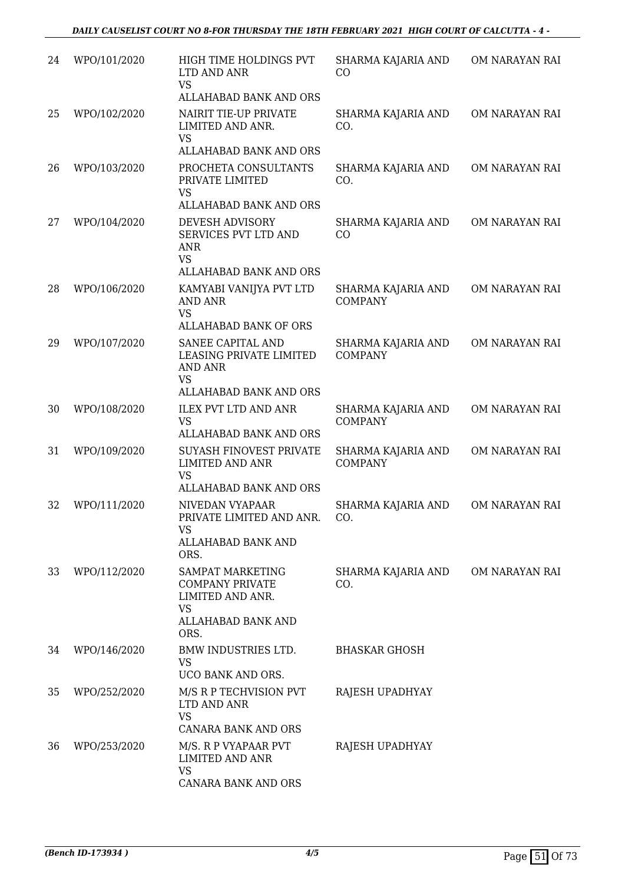| 24 | WPO/101/2020 | HIGH TIME HOLDINGS PVT LTD AND ANR<br>VS<br>ALLAHABAD BANK AND ORS | SHARMA KAJARIA AND CO | OM NARAYAN RAI |
|---|---|---|---|---|
| 25 | WPO/102/2020 | NAIRIT TIE-UP PRIVATE LIMITED AND ANR.<br>VS<br>ALLAHABAD BANK AND ORS | SHARMA KAJARIA AND CO. | OM NARAYAN RAI |
| 26 | WPO/103/2020 | PROCHETA CONSULTANTS PRIVATE LIMITED<br>VS<br>ALLAHABAD BANK AND ORS | SHARMA KAJARIA AND CO. | OM NARAYAN RAI |
| 27 | WPO/104/2020 | DEVESH ADVISORY SERVICES PVT LTD AND ANR<br>VS<br>ALLAHABAD BANK AND ORS | SHARMA KAJARIA AND CO | OM NARAYAN RAI |
| 28 | WPO/106/2020 | KAMYABI VANIJYA PVT LTD AND ANR<br>VS<br>ALLAHABAD BANK OF ORS | SHARMA KAJARIA AND COMPANY | OM NARAYAN RAI |
| 29 | WPO/107/2020 | SANEE CAPITAL AND LEASING PRIVATE LIMITED AND ANR<br>VS<br>ALLAHABAD BANK AND ORS | SHARMA KAJARIA AND COMPANY | OM NARAYAN RAI |
| 30 | WPO/108/2020 | ILEX PVT LTD AND ANR<br>VS<br>ALLAHABAD BANK AND ORS | SHARMA KAJARIA AND COMPANY | OM NARAYAN RAI |
| 31 | WPO/109/2020 | SUYASH FINOVEST PRIVATE LIMITED AND ANR<br>VS<br>ALLAHABAD BANK AND ORS | SHARMA KAJARIA AND COMPANY | OM NARAYAN RAI |
| 32 | WPO/111/2020 | NIVEDAN VYAPAAR PRIVATE LIMITED AND ANR.<br>VS<br>ALLAHABAD BANK AND ORS. | SHARMA KAJARIA AND CO. | OM NARAYAN RAI |
| 33 | WPO/112/2020 | SAMPAT MARKETING COMPANY PRIVATE LIMITED AND ANR.<br>VS<br>ALLAHABAD BANK AND ORS. | SHARMA KAJARIA AND CO. | OM NARAYAN RAI |
| 34 | WPO/146/2020 | BMW INDUSTRIES LTD.<br>VS<br>UCO BANK AND ORS. | BHASKAR GHOSH | |
| 35 | WPO/252/2020 | M/S R P TECHVISION PVT LTD AND ANR<br>VS<br>CANARA BANK AND ORS | RAJESH UPADHYAY | |
| 36 | WPO/253/2020 | M/S. R P VYAPAAR PVT LIMITED AND ANR<br>VS<br>CANARA BANK AND ORS | RAJESH UPADHYAY | |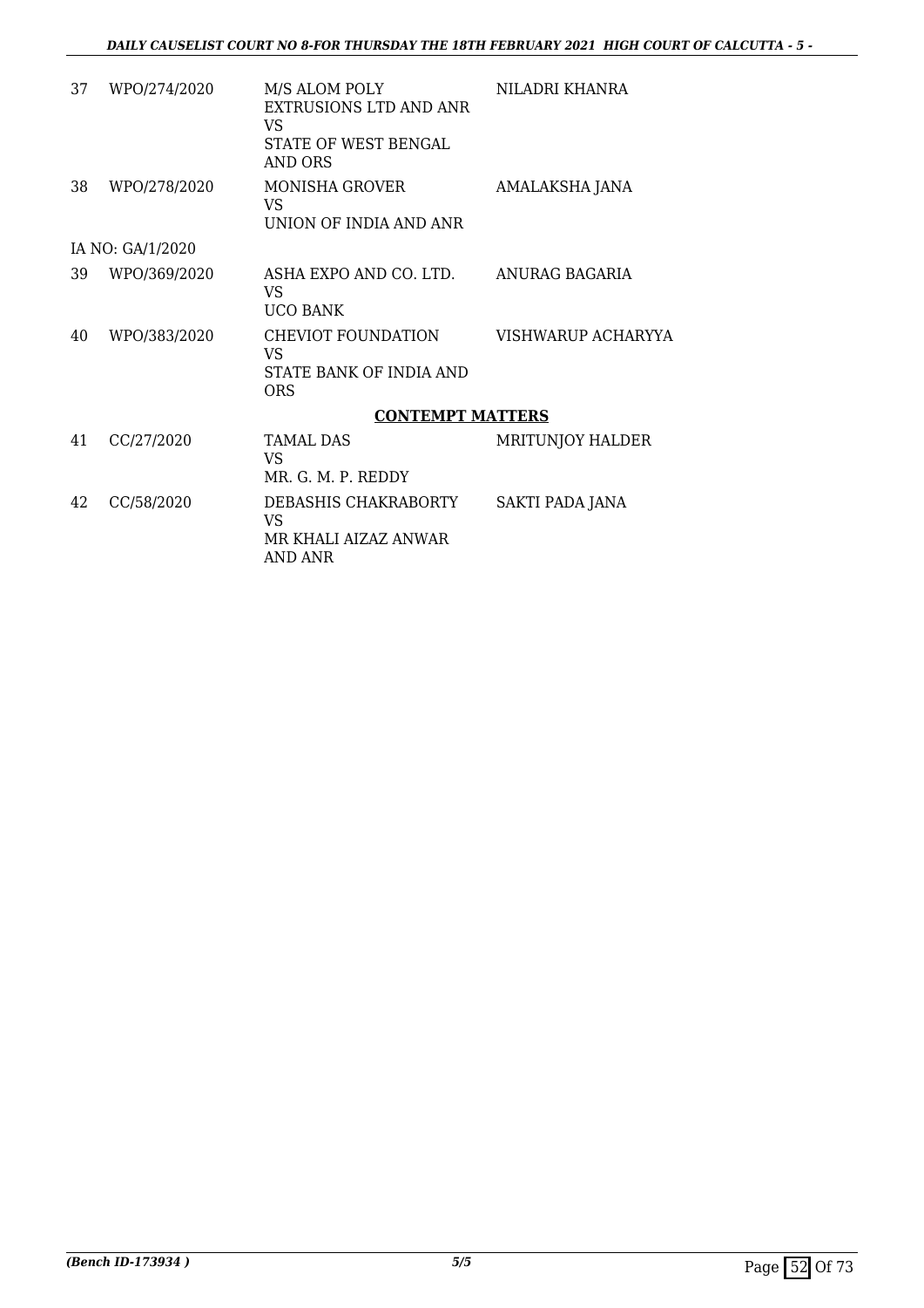| | | | |
|---|---|---|---|
| 37 | WPO/274/2020 | M/S ALOM POLY EXTRUSIONS LTD AND ANR<br>VS<br>STATE OF WEST BENGAL AND ORS | NILADRI KHANRA |
| 38 | WPO/278/2020 | MONISHA GROVER<br>VS<br>UNION OF INDIA AND ANR | AMALAKSHA JANA |
| IA NO: GA/1/2020 | | | |
| 39 | WPO/369/2020 | ASHA EXPO AND CO. LTD.<br>VS<br>UCO BANK | ANURAG BAGARIA |
| 40 | WPO/383/2020 | CHEVIOT FOUNDATION<br>VS<br>STATE BANK OF INDIA AND ORS | VISHWARUP ACHARYYA |

**CONTEMPT MATTERS**

| | | | |
|---|---|---|---|
| 41 | CC/27/2020 | TAMAL DAS<br>VS<br>MR. G. M. P. REDDY | MRITUNJOY HALDER |
| 42 | CC/58/2020 | DEBASHIS CHAKRABORTY<br>VS<br>MR KHALI AIZAZ ANWAR AND ANR | SAKTI PADA JANA |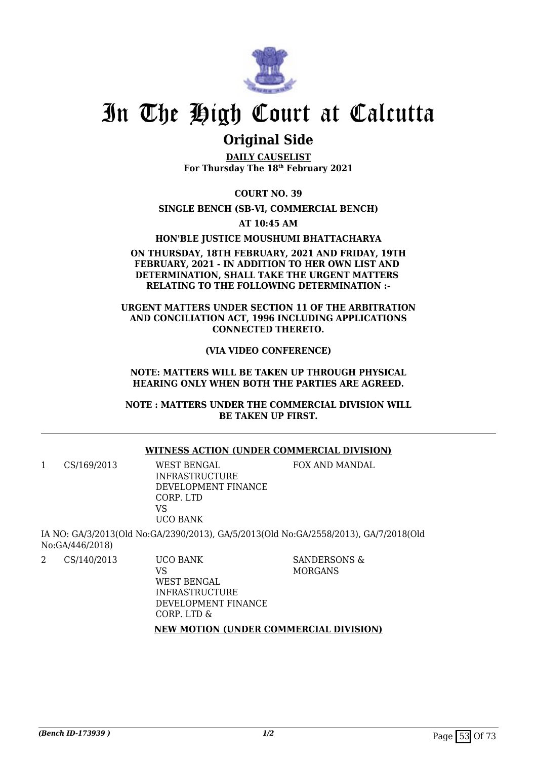# In The High Court at Calcutta

## Original Side

**DAILY CAUSELIST**
**For Thursday The 18th February 2021**

**COURT NO. 39**

**SINGLE BENCH (SB-VI, COMMERCIAL BENCH)**

**AT 10:45 AM**

**HON'BLE JUSTICE MOUSHUMI BHATTACHARYA**

**ON THURSDAY, 18TH FEBRUARY, 2021 AND FRIDAY, 19TH FEBRUARY, 2021 - IN ADDITION TO HER OWN LIST AND DETERMINATION, SHALL TAKE THE URGENT MATTERS RELATING TO THE FOLLOWING DETERMINATION :-**

**URGENT MATTERS UNDER SECTION 11 OF THE ARBITRATION AND CONCILIATION ACT, 1996 INCLUDING APPLICATIONS CONNECTED THERETO.**

**(VIA VIDEO CONFERENCE)**

**NOTE: MATTERS WILL BE TAKEN UP THROUGH PHYSICAL HEARING ONLY WHEN BOTH THE PARTIES ARE AGREED.**

**NOTE : MATTERS UNDER THE COMMERCIAL DIVISION WILL BE TAKEN UP FIRST.**

---

**WITNESS ACTION (UNDER COMMERCIAL DIVISION)**

| | | | |
|---|---|---|---|
| 1 | CS/169/2013 | WEST BENGAL INFRASTRUCTURE DEVELOPMENT FINANCE CORP. LTD VS UCO BANK | FOX AND MANDAL |

IA NO: GA/3/2013(Old No:GA/2390/2013), GA/5/2013(Old No:GA/2558/2013), GA/7/2018(Old No:GA/446/2018)

| | | | |
|---|---|---|---|
| 2 | CS/140/2013 | UCO BANK VS WEST BENGAL INFRASTRUCTURE DEVELOPMENT FINANCE CORP. LTD & | SANDERSONS & MORGANS |

**NEW MOTION (UNDER COMMERCIAL DIVISION)**

*(Bench ID-173939 )* 1/2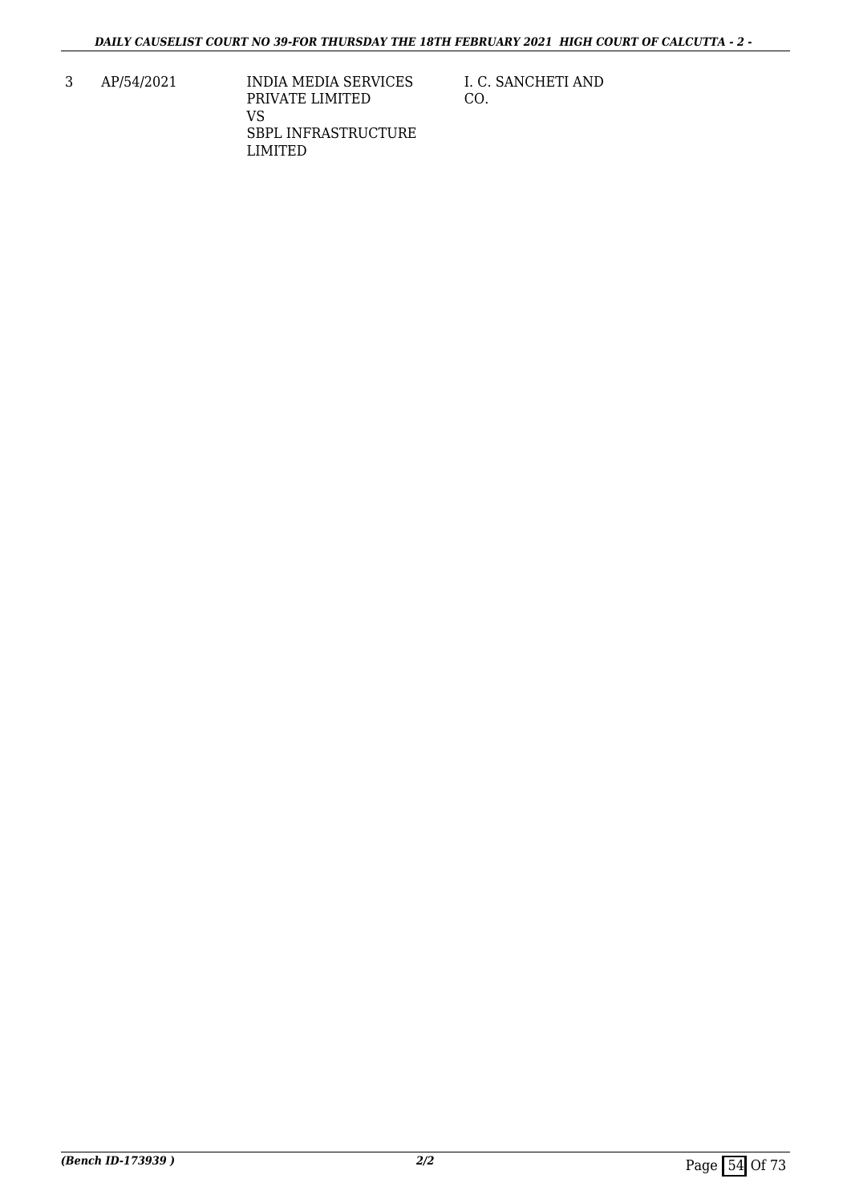| 3 | AP/54/2021 | INDIA MEDIA SERVICES PRIVATE LIMITED<br>VS<br>SBPL INFRASTRUCTURE LIMITED | I. C. SANCHETI AND CO. |
|---|---|---|---|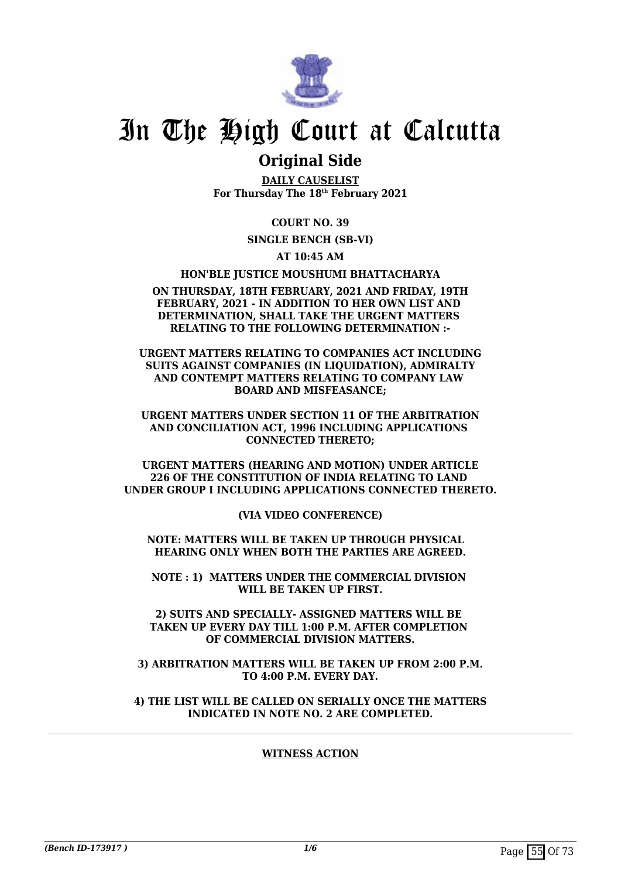# In The High Court at Calcutta

## Original Side

**DAILY CAUSELIST**
**For Thursday The 18th February 2021**

**COURT NO. 39**

**SINGLE BENCH (SB-VI)**

**AT 10:45 AM**

**HON'BLE JUSTICE MOUSHUMI BHATTACHARYA**

**ON THURSDAY, 18TH FEBRUARY, 2021 AND FRIDAY, 19TH FEBRUARY, 2021 - IN ADDITION TO HER OWN LIST AND DETERMINATION, SHALL TAKE THE URGENT MATTERS RELATING TO THE FOLLOWING DETERMINATION :-**

**URGENT MATTERS RELATING TO COMPANIES ACT INCLUDING SUITS AGAINST COMPANIES (IN LIQUIDATION), ADMIRALTY AND CONTEMPT MATTERS RELATING TO COMPANY LAW BOARD AND MISFEASANCE;**

**URGENT MATTERS UNDER SECTION 11 OF THE ARBITRATION AND CONCILIATION ACT, 1996 INCLUDING APPLICATIONS CONNECTED THERETO;**

**URGENT MATTERS (HEARING AND MOTION) UNDER ARTICLE 226 OF THE CONSTITUTION OF INDIA RELATING TO LAND UNDER GROUP I INCLUDING APPLICATIONS CONNECTED THERETO.**

**(VIA VIDEO CONFERENCE)**

**NOTE: MATTERS WILL BE TAKEN UP THROUGH PHYSICAL HEARING ONLY WHEN BOTH THE PARTIES ARE AGREED.**

**NOTE : 1) MATTERS UNDER THE COMMERCIAL DIVISION WILL BE TAKEN UP FIRST.**

**2) SUITS AND SPECIALLY- ASSIGNED MATTERS WILL BE TAKEN UP EVERY DAY TILL 1:00 P.M. AFTER COMPLETION OF COMMERCIAL DIVISION MATTERS.**

**3) ARBITRATION MATTERS WILL BE TAKEN UP FROM 2:00 P.M. TO 4:00 P.M. EVERY DAY.**

**4) THE LIST WILL BE CALLED ON SERIALLY ONCE THE MATTERS INDICATED IN NOTE NO. 2 ARE COMPLETED.**

---

**WITNESS ACTION**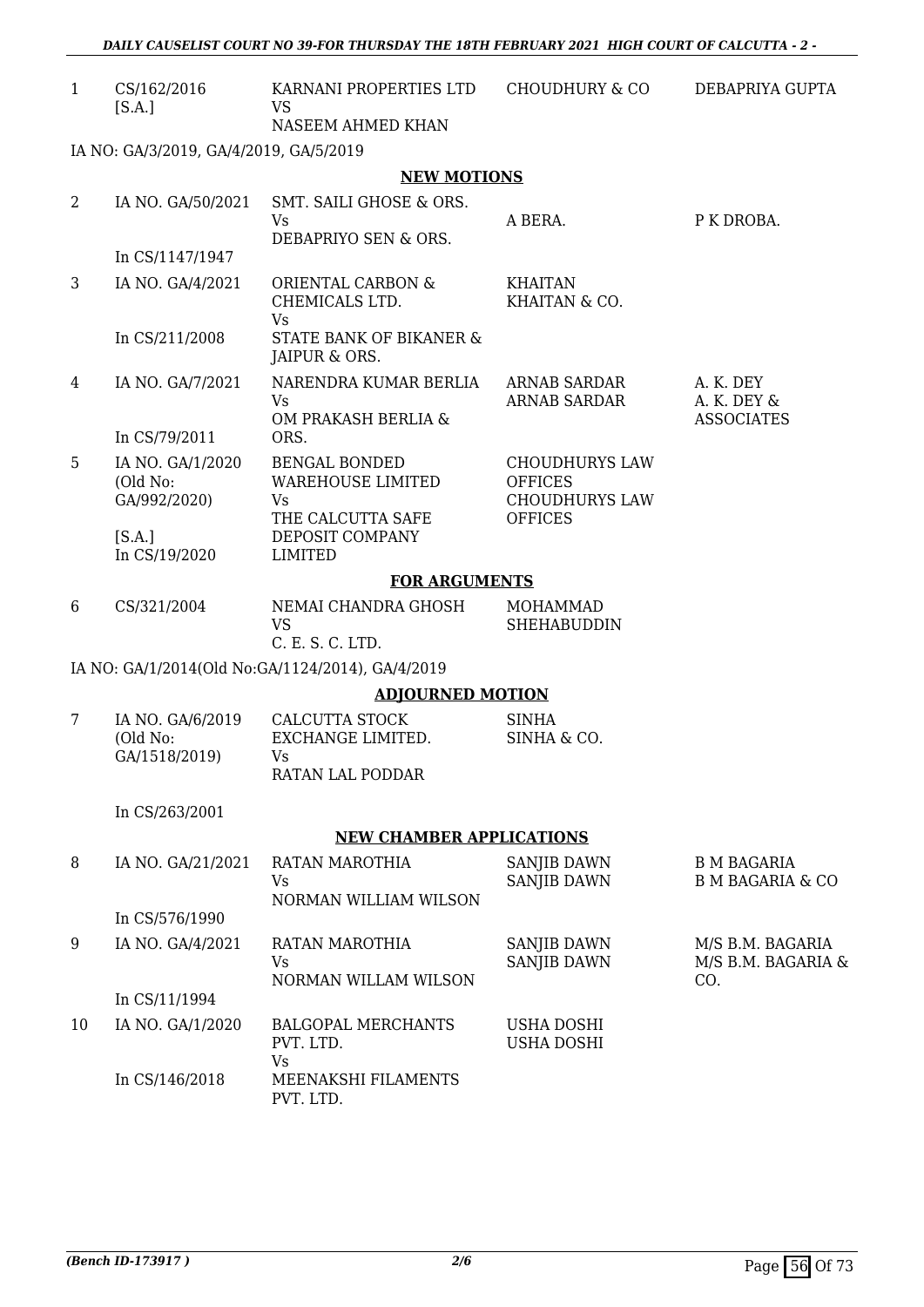| | | | | |
|---|---|---|---|---|
| 1 | CS/162/2016 [S.A.] | KARNANI PROPERTIES LTD VS NASEEM AHMED KHAN | CHOUDHURY & CO | DEBAPRIYA GUPTA |

IA NO: GA/3/2019, GA/4/2019, GA/5/2019

**NEW MOTIONS**

| | | | | |
|---|---|---|---|---|
| 2 | IA NO. GA/50/2021<br>In CS/1147/1947 | SMT. SAILI GHOSE & ORS. Vs DEBAPRIYO SEN & ORS. | A BERA. | P K DROBA. |
| 3 | IA NO. GA/4/2021<br>In CS/211/2008 | ORIENTAL CARBON & CHEMICALS LTD. Vs STATE BANK OF BIKANER & JAIPUR & ORS. | KHAITAN KHAITAN & CO. | |
| 4 | IA NO. GA/7/2021<br>In CS/79/2011 | NARENDRA KUMAR BERLIA Vs OM PRAKASH BERLIA & ORS. | ARNAB SARDAR ARNAB SARDAR | A. K. DEY A. K. DEY & ASSOCIATES |
| 5 | IA NO. GA/1/2020 (Old No: GA/992/2020)<br>[S.A.]<br>In CS/19/2020 | BENGAL BONDED WAREHOUSE LIMITED Vs THE CALCUTTA SAFE DEPOSIT COMPANY LIMITED | CHOUDHURYS LAW OFFICES CHOUDHURYS LAW OFFICES | |

**FOR ARGUMENTS**

| | | | | |
|---|---|---|---|---|
| 6 | CS/321/2004 | NEMAI CHANDRA GHOSH VS C. E. S. C. LTD. | MOHAMMAD SHEHABUDDIN | |

IA NO: GA/1/2014(Old No:GA/1124/2014), GA/4/2019

**ADJOURNED MOTION**

| | | | | |
|---|---|---|---|---|
| 7 | IA NO. GA/6/2019 (Old No: GA/1518/2019)<br>In CS/263/2001 | CALCUTTA STOCK EXCHANGE LIMITED. Vs RATAN LAL PODDAR | SINHA SINHA & CO. | |

**NEW CHAMBER APPLICATIONS**

| | | | | |
|---|---|---|---|---|
| 8 | IA NO. GA/21/2021<br>In CS/576/1990 | RATAN MAROTHIA Vs NORMAN WILLIAM WILSON | SANJIB DAWN SANJIB DAWN | B M BAGARIA B M BAGARIA & CO |
| 9 | IA NO. GA/4/2021<br>In CS/11/1994 | RATAN MAROTHIA Vs NORMAN WILLAM WILSON | SANJIB DAWN SANJIB DAWN | M/S B.M. BAGARIA M/S B.M. BAGARIA & CO. |
| 10 | IA NO. GA/1/2020<br>In CS/146/2018 | BALGOPAL MERCHANTS PVT. LTD. Vs MEENAKSHI FILAMENTS PVT. LTD. | USHA DOSHI USHA DOSHI | |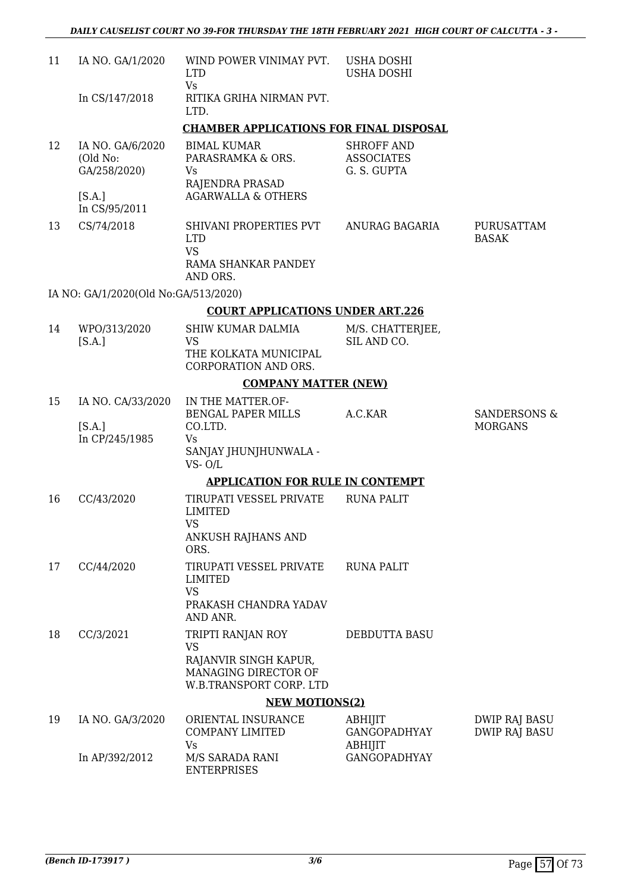| | | | | |
|---|---|---|---|---|
| 11 | IA NO. GA/1/2020<br><br>In CS/147/2018 | WIND POWER VINIMAY PVT. LTD<br>Vs<br>RITIKA GRIHA NIRMAN PVT. LTD. | USHA DOSHI<br>USHA DOSHI | |

**CHAMBER APPLICATIONS FOR FINAL DISPOSAL**

| | | | | |
|---|---|---|---|---|
| 12 | IA NO. GA/6/2020<br>(Old No:<br>GA/258/2020)<br><br>[S.A.]<br>In CS/95/2011 | BIMAL KUMAR PARASRAMKA & ORS.<br>Vs<br>RAJENDRA PRASAD AGARWALLA & OTHERS | SHROFF AND ASSOCIATES<br>G. S. GUPTA | |
| 13 | CS/74/2018 | SHIVANI PROPERTIES PVT LTD<br>VS<br>RAMA SHANKAR PANDEY AND ORS. | ANURAG BAGARIA | PURUSATTAM BASAK |

IA NO: GA/1/2020(Old No:GA/513/2020)

**COURT APPLICATIONS UNDER ART.226**

| | | | | |
|---|---|---|---|---|
| 14 | WPO/313/2020<br>[S.A.] | SHIW KUMAR DALMIA<br>VS<br>THE KOLKATA MUNICIPAL CORPORATION AND ORS. | M/S. CHATTERJEE, SIL AND CO. | |

**COMPANY MATTER (NEW)**

| | | | | |
|---|---|---|---|---|
| 15 | IA NO. CA/33/2020<br><br>[S.A.]<br>In CP/245/1985 | IN THE MATTER.OF-<br>BENGAL PAPER MILLS CO.LTD.<br>Vs<br>SANJAY JHUNJHUNWALA - VS- O/L | A.C.KAR | SANDERSONS & MORGANS |

**APPLICATION FOR RULE IN CONTEMPT**

| | | | | |
|---|---|---|---|---|
| 16 | CC/43/2020 | TIRUPATI VESSEL PRIVATE LIMITED<br>VS<br>ANKUSH RAJHANS AND ORS. | RUNA PALIT | |
| 17 | CC/44/2020 | TIRUPATI VESSEL PRIVATE LIMITED<br>VS<br>PRAKASH CHANDRA YADAV AND ANR. | RUNA PALIT | |
| 18 | CC/3/2021 | TRIPTI RANJAN ROY<br>VS<br>RAJANVIR SINGH KAPUR, MANAGING DIRECTOR OF W.B.TRANSPORT CORP. LTD | DEBDUTTA BASU | |

**NEW MOTIONS(2)**

| | | | | |
|---|---|---|---|---|
| 19 | IA NO. GA/3/2020<br><br>In AP/392/2012 | ORIENTAL INSURANCE COMPANY LIMITED<br>Vs<br>M/S SARADA RANI ENTERPRISES | ABHIJIT GANGOPADHYAY<br>ABHIJIT GANGOPADHYAY | DWIP RAJ BASU<br>DWIP RAJ BASU |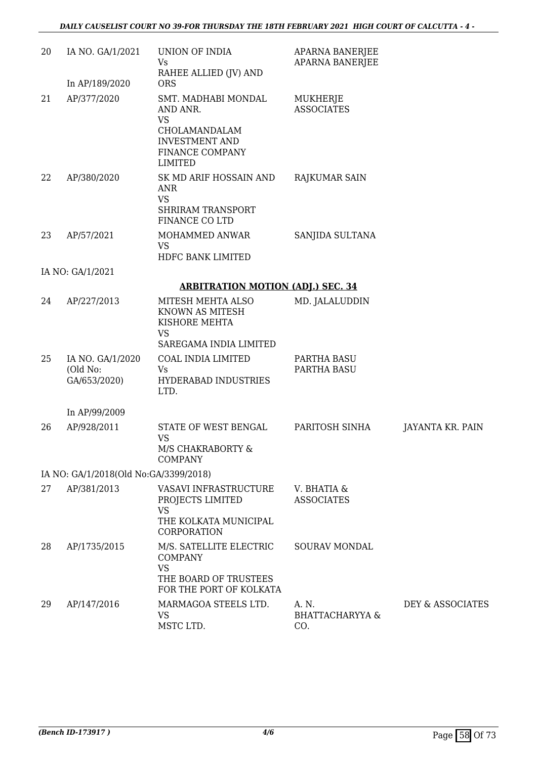| | | | | |
|---|---|---|---|---|
| 20 | IA NO. GA/1/2021<br><br>In AP/189/2020 | UNION OF INDIA<br>Vs<br>RAHEE ALLIED (JV) AND ORS | APARNA BANERJEE<br>APARNA BANERJEE | |
| 21 | AP/377/2020 | SMT. MADHABI MONDAL AND ANR.<br>VS<br>CHOLAMANDALAM INVESTMENT AND FINANCE COMPANY LIMITED | MUKHERJE ASSOCIATES | |
| 22 | AP/380/2020 | SK MD ARIF HOSSAIN AND ANR<br>VS<br>SHRIRAM TRANSPORT FINANCE CO LTD | RAJKUMAR SAIN | |
| 23 | AP/57/2021 | MOHAMMED ANWAR<br>VS<br>HDFC BANK LIMITED | SANJIDA SULTANA | |
| | IA NO: GA/1/2021 | | | |

**ARBITRATION MOTION (ADJ.) SEC. 34**

| | | | | |
|---|---|---|---|---|
| 24 | AP/227/2013 | MITESH MEHTA ALSO KNOWN AS MITESH KISHORE MEHTA<br>VS<br>SAREGAMA INDIA LIMITED | MD. JALALUDDIN | |
| 25 | IA NO. GA/1/2020 (Old No: GA/653/2020)<br><br>In AP/99/2009 | COAL INDIA LIMITED<br>Vs<br>HYDERABAD INDUSTRIES LTD. | PARTHA BASU<br>PARTHA BASU | |
| 26 | AP/928/2011 | STATE OF WEST BENGAL<br>VS<br>M/S CHAKRABORTY & COMPANY | PARITOSH SINHA | JAYANTA KR. PAIN |
| | IA NO: GA/1/2018(Old No:GA/3399/2018) | | | |
| 27 | AP/381/2013 | VASAVI INFRASTRUCTURE PROJECTS LIMITED<br>VS<br>THE KOLKATA MUNICIPAL CORPORATION | V. BHATIA & ASSOCIATES | |
| 28 | AP/1735/2015 | M/S. SATELLITE ELECTRIC COMPANY<br>VS<br>THE BOARD OF TRUSTEES FOR THE PORT OF KOLKATA | SOURAV MONDAL | |
| 29 | AP/147/2016 | MARMAGOA STEELS LTD.<br>VS<br>MSTC LTD. | A. N. BHATTACHARYYA & CO. | DEY & ASSOCIATES |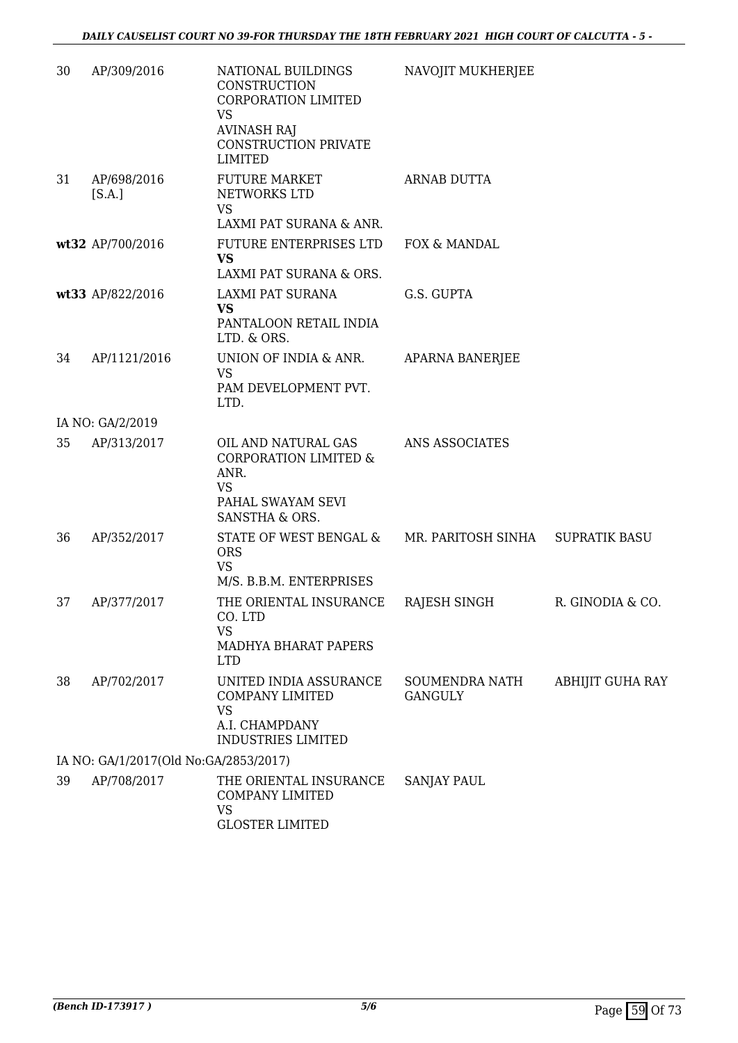| | | | | |
|---|---|---|---|---|
| 30 | AP/309/2016 | NATIONAL BUILDINGS CONSTRUCTION CORPORATION LIMITED<br>VS<br>AVINASH RAJ CONSTRUCTION PRIVATE LIMITED | NAVOJIT MUKHERJEE | |
| 31 | AP/698/2016 [S.A.] | FUTURE MARKET NETWORKS LTD<br>VS<br>LAXMI PAT SURANA & ANR. | ARNAB DUTTA | |
| **wt32** | AP/700/2016 | FUTURE ENTERPRISES LTD<br>**VS**<br>LAXMI PAT SURANA & ORS. | FOX & MANDAL | |
| **wt33** | AP/822/2016 | LAXMI PAT SURANA<br>**VS**<br>PANTALOON RETAIL INDIA LTD. & ORS. | G.S. GUPTA | |
| 34 | AP/1121/2016 | UNION OF INDIA & ANR.<br>VS<br>PAM DEVELOPMENT PVT. LTD. | APARNA BANERJEE | |
| IA NO: GA/2/2019 | | | | |
| 35 | AP/313/2017 | OIL AND NATURAL GAS CORPORATION LIMITED & ANR.<br>VS<br>PAHAL SWAYAM SEVI SANSTHA & ORS. | ANS ASSOCIATES | |
| 36 | AP/352/2017 | STATE OF WEST BENGAL & ORS<br>VS<br>M/S. B.B.M. ENTERPRISES | MR. PARITOSH SINHA | SUPRATIK BASU |
| 37 | AP/377/2017 | THE ORIENTAL INSURANCE CO. LTD<br>VS<br>MADHYA BHARAT PAPERS LTD | RAJESH SINGH | R. GINODIA & CO. |
| 38 | AP/702/2017 | UNITED INDIA ASSURANCE COMPANY LIMITED<br>VS<br>A.I. CHAMPDANY INDUSTRIES LIMITED | SOUMENDRA NATH GANGULY | ABHIJIT GUHA RAY |
| IA NO: GA/1/2017(Old No:GA/2853/2017) | | | | |
| 39 | AP/708/2017 | THE ORIENTAL INSURANCE COMPANY LIMITED<br>VS<br>GLOSTER LIMITED | SANJAY PAUL | |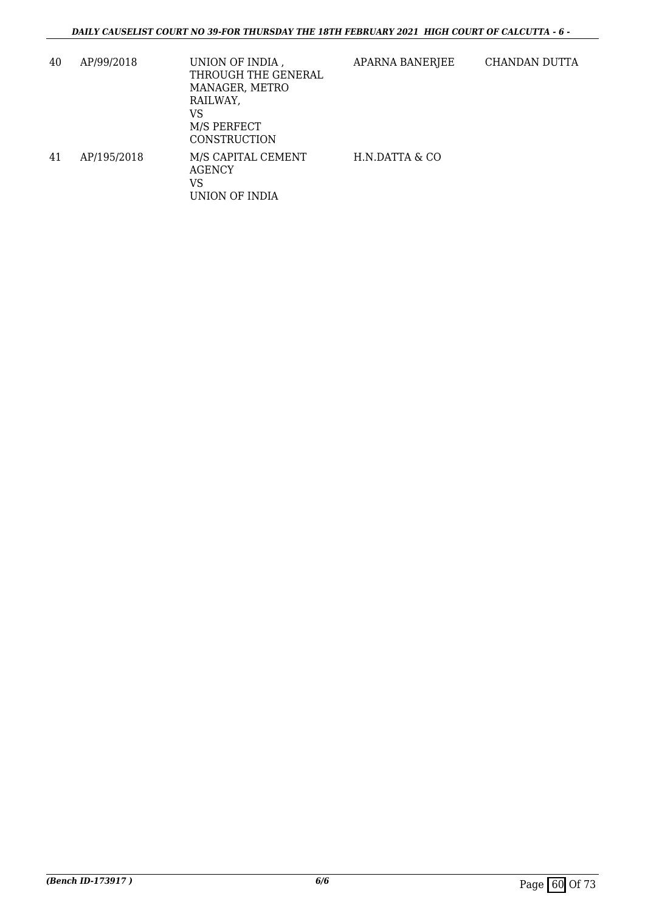| 40 | AP/99/2018 | UNION OF INDIA , THROUGH THE GENERAL MANAGER, METRO RAILWAY, VS M/S PERFECT CONSTRUCTION | APARNA BANERJEE | CHANDAN DUTTA |
|---|---|---|---|---|
| 41 | AP/195/2018 | M/S CAPITAL CEMENT AGENCY VS UNION OF INDIA | H.N.DATTA & CO | |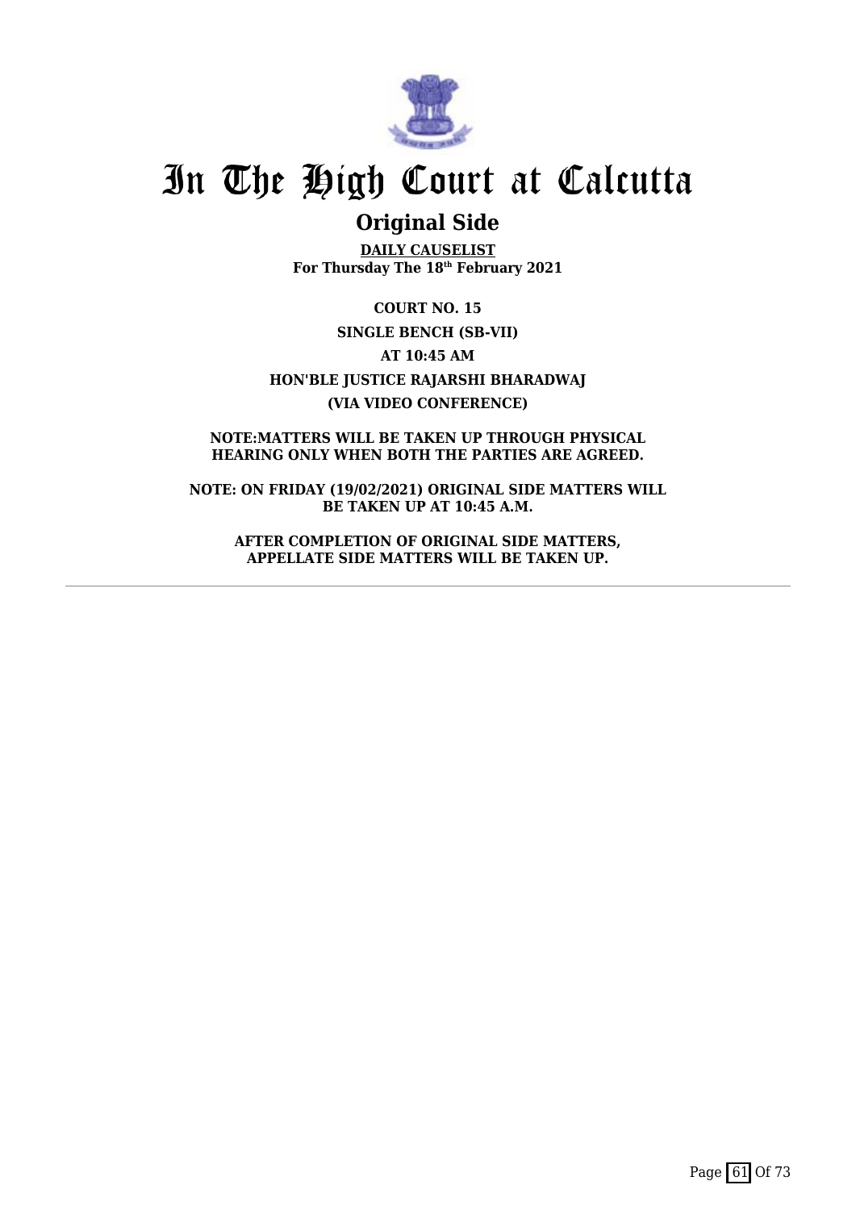# In The High Court at Calcutta

## Original Side

**DAILY CAUSELIST**
**For Thursday The 18th February 2021**

**COURT NO. 15**

**SINGLE BENCH (SB-VII)**

**AT 10:45 AM**

**HON'BLE JUSTICE RAJARSHI BHARADWAJ**

**(VIA VIDEO CONFERENCE)**

**NOTE:MATTERS WILL BE TAKEN UP THROUGH PHYSICAL HEARING ONLY WHEN BOTH THE PARTIES ARE AGREED.**

**NOTE: ON FRIDAY (19/02/2021) ORIGINAL SIDE MATTERS WILL BE TAKEN UP AT 10:45 A.M.**

**AFTER COMPLETION OF ORIGINAL SIDE MATTERS, APPELLATE SIDE MATTERS WILL BE TAKEN UP.**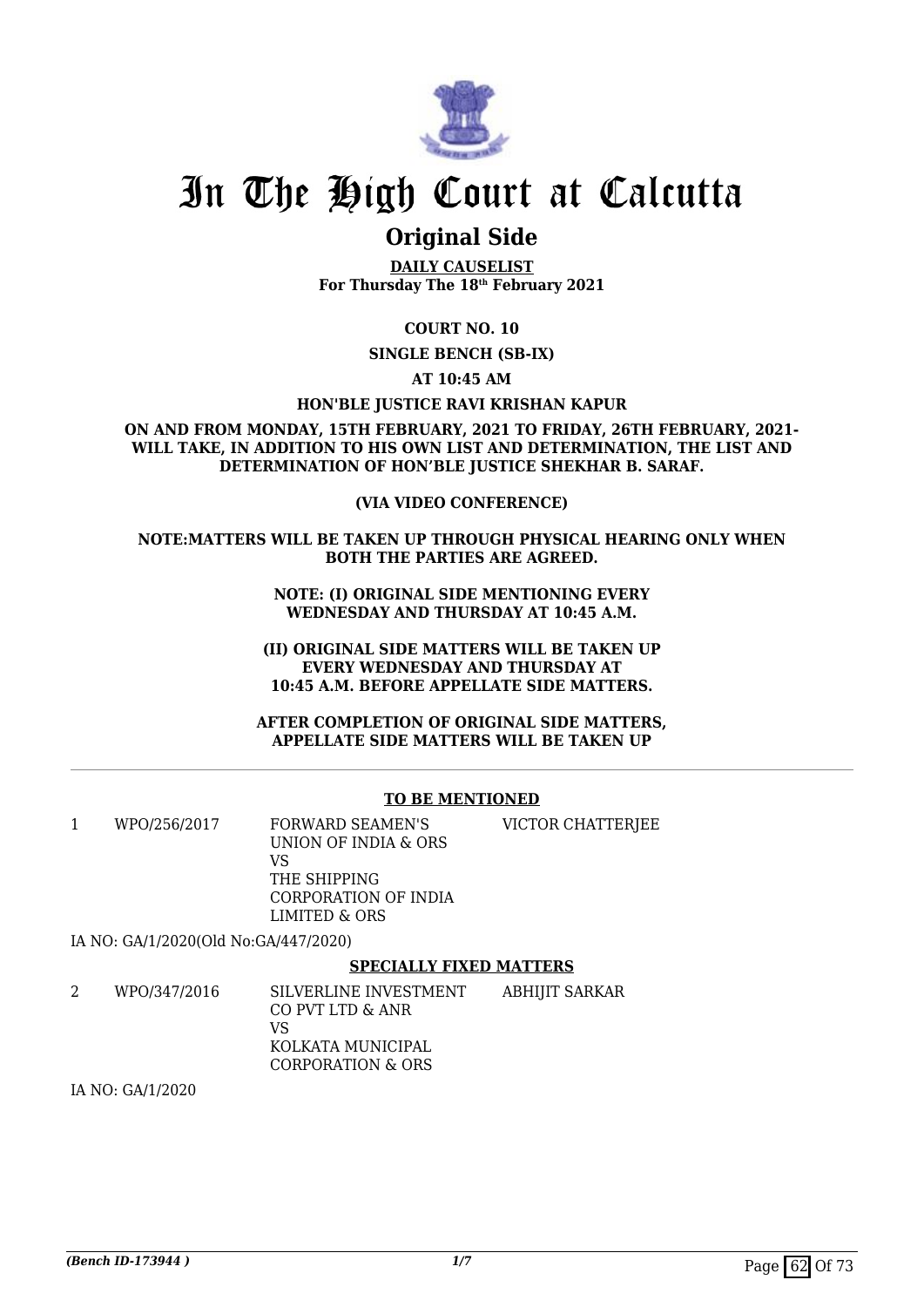# In The High Court at Calcutta

## Original Side

**DAILY CAUSELIST**
**For Thursday The 18th February 2021**

**COURT NO. 10**

**SINGLE BENCH (SB-IX)**

**AT 10:45 AM**

**HON'BLE JUSTICE RAVI KRISHAN KAPUR**

**ON AND FROM MONDAY, 15TH FEBRUARY, 2021 TO FRIDAY, 26TH FEBRUARY, 2021- WILL TAKE, IN ADDITION TO HIS OWN LIST AND DETERMINATION, THE LIST AND DETERMINATION OF HON'BLE JUSTICE SHEKHAR B. SARAF.**

**(VIA VIDEO CONFERENCE)**

**NOTE:MATTERS WILL BE TAKEN UP THROUGH PHYSICAL HEARING ONLY WHEN BOTH THE PARTIES ARE AGREED.**

**NOTE: (I) ORIGINAL SIDE MENTIONING EVERY WEDNESDAY AND THURSDAY AT 10:45 A.M.**

**(II) ORIGINAL SIDE MATTERS WILL BE TAKEN UP EVERY WEDNESDAY AND THURSDAY AT 10:45 A.M. BEFORE APPELLATE SIDE MATTERS.**

**AFTER COMPLETION OF ORIGINAL SIDE MATTERS, APPELLATE SIDE MATTERS WILL BE TAKEN UP**

---

**TO BE MENTIONED**

| | | | |
|---|---|---|---|
| 1 | WPO/256/2017 | FORWARD SEAMEN'S UNION OF INDIA & ORS VS THE SHIPPING CORPORATION OF INDIA LIMITED & ORS | VICTOR CHATTERJEE |

IA NO: GA/1/2020(Old No:GA/447/2020)

**SPECIALLY FIXED MATTERS**

| | | | |
|---|---|---|---|
| 2 | WPO/347/2016 | SILVERLINE INVESTMENT CO PVT LTD & ANR VS KOLKATA MUNICIPAL CORPORATION & ORS | ABHIJIT SARKAR |

IA NO: GA/1/2020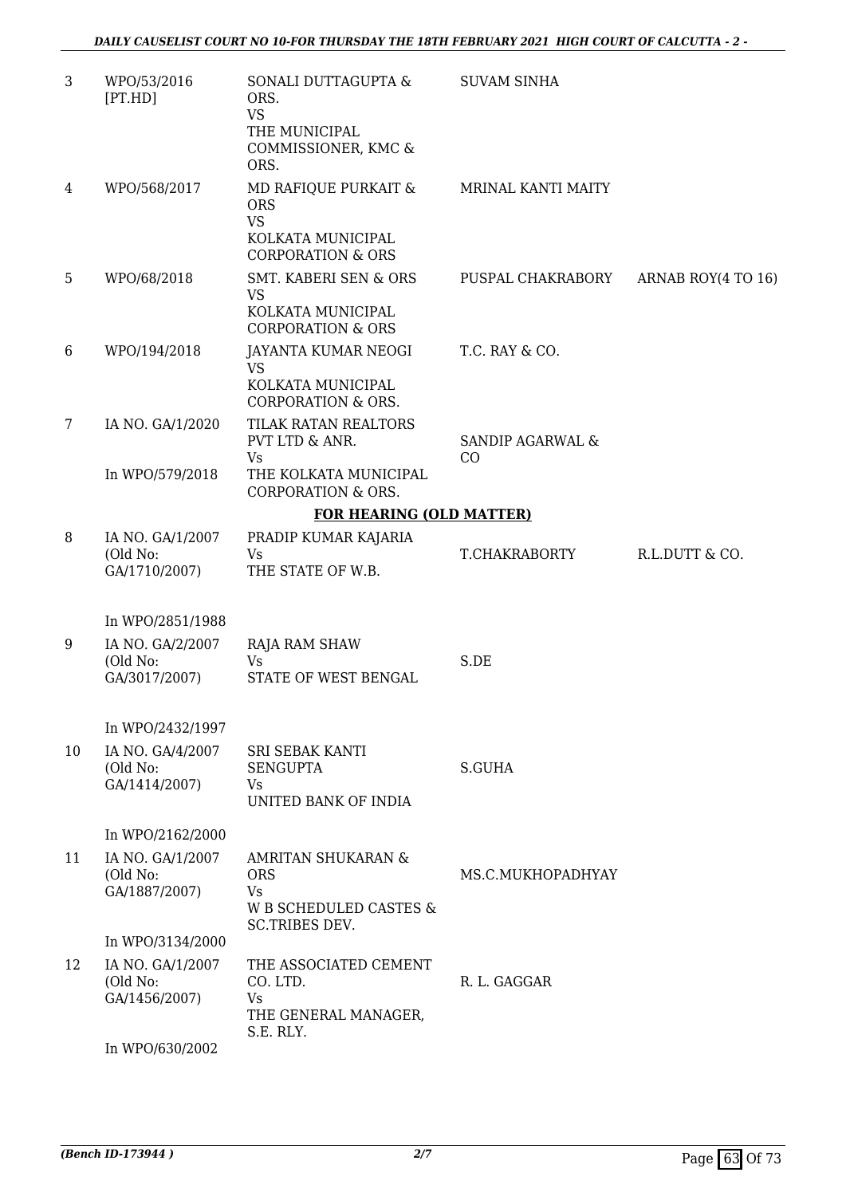| | | | | |
|---|---|---|---|---|
| 3 | WPO/53/2016 [PT.HD] | SONALI DUTTAGUPTA & ORS.<br>VS<br>THE MUNICIPAL COMMISSIONER, KMC & ORS. | SUVAM SINHA | |
| 4 | WPO/568/2017 | MD RAFIQUE PURKAIT & ORS<br>VS<br>KOLKATA MUNICIPAL CORPORATION & ORS | MRINAL KANTI MAITY | |
| 5 | WPO/68/2018 | SMT. KABERI SEN & ORS<br>VS<br>KOLKATA MUNICIPAL CORPORATION & ORS | PUSPAL CHAKRABORY | ARNAB ROY(4 TO 16) |
| 6 | WPO/194/2018 | JAYANTA KUMAR NEOGI<br>VS<br>KOLKATA MUNICIPAL CORPORATION & ORS. | T.C. RAY & CO. | |
| 7 | IA NO. GA/1/2020<br><br>In WPO/579/2018 | TILAK RATAN REALTORS PVT LTD & ANR.<br>Vs<br>THE KOLKATA MUNICIPAL CORPORATION & ORS. | SANDIP AGARWAL & CO | |

**FOR HEARING (OLD MATTER)**

| | | | | |
|---|---|---|---|---|
| 8 | IA NO. GA/1/2007 (Old No: GA/1710/2007)<br><br>In WPO/2851/1988 | PRADIP KUMAR KAJARIA<br>Vs<br>THE STATE OF W.B. | T.CHAKRABORTY | R.L.DUTT & CO. |
| 9 | IA NO. GA/2/2007 (Old No: GA/3017/2007)<br><br>In WPO/2432/1997 | RAJA RAM SHAW<br>Vs<br>STATE OF WEST BENGAL | S.DE | |
| 10 | IA NO. GA/4/2007 (Old No: GA/1414/2007)<br><br>In WPO/2162/2000 | SRI SEBAK KANTI SENGUPTA<br>Vs<br>UNITED BANK OF INDIA | S.GUHA | |
| 11 | IA NO. GA/1/2007 (Old No: GA/1887/2007)<br><br>In WPO/3134/2000 | AMRITAN SHUKARAN & ORS<br>Vs<br>W B SCHEDULED CASTES & SC.TRIBES DEV. | MS.C.MUKHOPADHYAY | |
| 12 | IA NO. GA/1/2007 (Old No: GA/1456/2007)<br><br>In WPO/630/2002 | THE ASSOCIATED CEMENT CO. LTD.<br>Vs<br>THE GENERAL MANAGER, S.E. RLY. | R. L. GAGGAR | |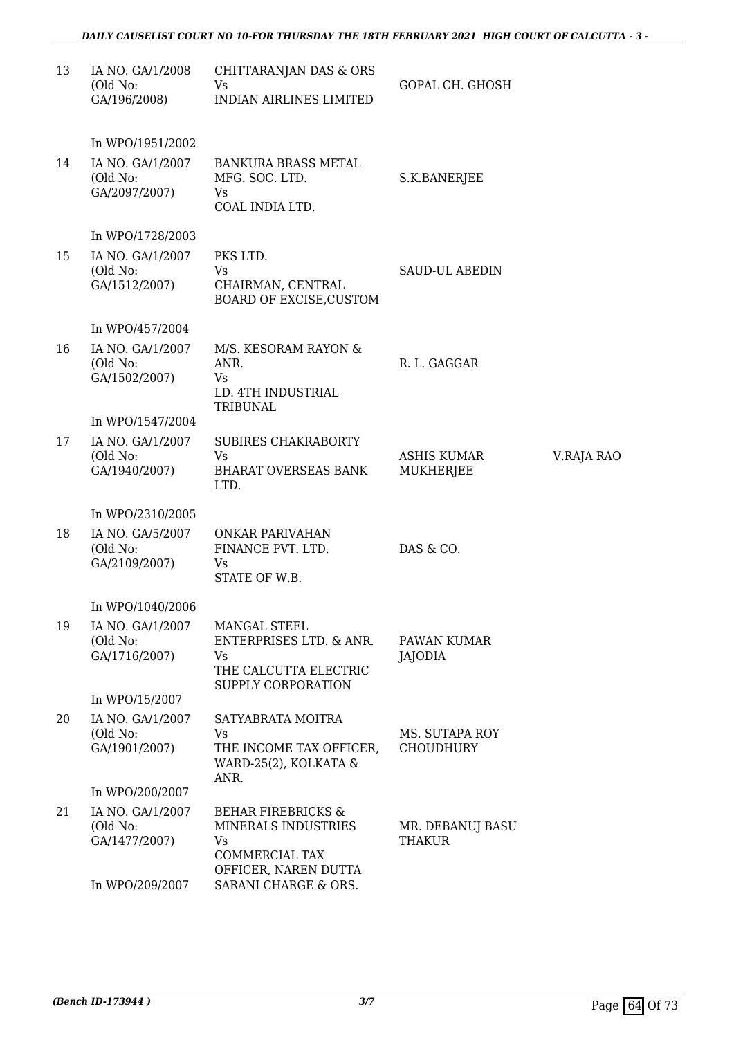| | | | | |
|---|---|---|---|---|
| 13 | IA NO. GA/1/2008 (Old No: GA/196/2008) | CHITTARANJAN DAS & ORS Vs INDIAN AIRLINES LIMITED | GOPAL CH. GHOSH | |
| | In WPO/1951/2002 | | | |
| 14 | IA NO. GA/1/2007 (Old No: GA/2097/2007) | BANKURA BRASS METAL MFG. SOC. LTD. Vs COAL INDIA LTD. | S.K.BANERJEE | |
| | In WPO/1728/2003 | | | |
| 15 | IA NO. GA/1/2007 (Old No: GA/1512/2007) | PKS LTD. Vs CHAIRMAN, CENTRAL BOARD OF EXCISE,CUSTOM | SAUD-UL ABEDIN | |
| | In WPO/457/2004 | | | |
| 16 | IA NO. GA/1/2007 (Old No: GA/1502/2007) | M/S. KESORAM RAYON & ANR. Vs LD. 4TH INDUSTRIAL TRIBUNAL | R. L. GAGGAR | |
| | In WPO/1547/2004 | | | |
| 17 | IA NO. GA/1/2007 (Old No: GA/1940/2007) | SUBIRES CHAKRABORTY Vs BHARAT OVERSEAS BANK LTD. | ASHIS KUMAR MUKHERJEE | V.RAJA RAO |
| | In WPO/2310/2005 | | | |
| 18 | IA NO. GA/5/2007 (Old No: GA/2109/2007) | ONKAR PARIVAHAN FINANCE PVT. LTD. Vs STATE OF W.B. | DAS & CO. | |
| | In WPO/1040/2006 | | | |
| 19 | IA NO. GA/1/2007 (Old No: GA/1716/2007) | MANGAL STEEL ENTERPRISES LTD. & ANR. Vs THE CALCUTTA ELECTRIC SUPPLY CORPORATION | PAWAN KUMAR JAJODIA | |
| | In WPO/15/2007 | | | |
| 20 | IA NO. GA/1/2007 (Old No: GA/1901/2007) | SATYABRATA MOITRA Vs THE INCOME TAX OFFICER, WARD-25(2), KOLKATA & ANR. | MS. SUTAPA ROY CHOUDHURY | |
| | In WPO/200/2007 | | | |
| 21 | IA NO. GA/1/2007 (Old No: GA/1477/2007) | BEHAR FIREBRICKS & MINERALS INDUSTRIES Vs COMMERCIAL TAX OFFICER, NAREN DUTTA SARANI CHARGE & ORS. | MR. DEBANUJ BASU THAKUR | |
| | In WPO/209/2007 | | | |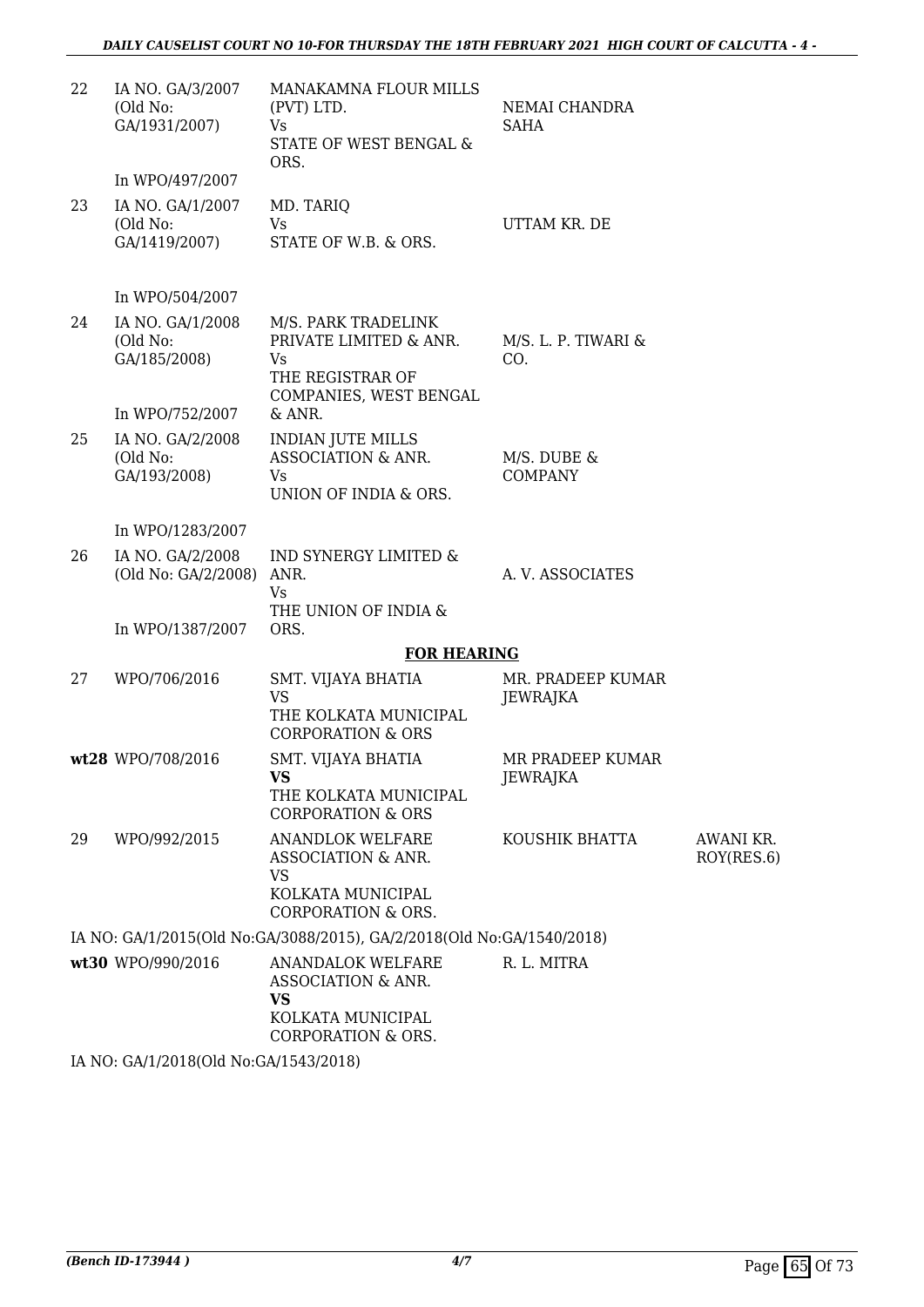| | | | | |
|---|---|---|---|---|
| 22 | IA NO. GA/3/2007 (Old No: GA/1931/2007) In WPO/497/2007 | MANAKAMNA FLOUR MILLS (PVT) LTD. Vs STATE OF WEST BENGAL & ORS. | NEMAI CHANDRA SAHA | |
| 23 | IA NO. GA/1/2007 (Old No: GA/1419/2007) In WPO/504/2007 | MD. TARIQ Vs STATE OF W.B. & ORS. | UTTAM KR. DE | |
| 24 | IA NO. GA/1/2008 (Old No: GA/185/2008) In WPO/752/2007 | M/S. PARK TRADELINK PRIVATE LIMITED & ANR. Vs THE REGISTRAR OF COMPANIES, WEST BENGAL & ANR. | M/S. L. P. TIWARI & CO. | |
| 25 | IA NO. GA/2/2008 (Old No: GA/193/2008) In WPO/1283/2007 | INDIAN JUTE MILLS ASSOCIATION & ANR. Vs UNION OF INDIA & ORS. | M/S. DUBE & COMPANY | |
| 26 | IA NO. GA/2/2008 (Old No: GA/2/2008) In WPO/1387/2007 | IND SYNERGY LIMITED & ANR. Vs THE UNION OF INDIA & ORS. | A. V. ASSOCIATES | |

**FOR HEARING**

| | | | | |
|---|---|---|---|---|
| 27 | WPO/706/2016 | SMT. VIJAYA BHATIA VS THE KOLKATA MUNICIPAL CORPORATION & ORS | MR. PRADEEP KUMAR JEWRAJKA | |
| wt28 | WPO/708/2016 | SMT. VIJAYA BHATIA **VS** THE KOLKATA MUNICIPAL CORPORATION & ORS | MR PRADEEP KUMAR JEWRAJKA | |
| 29 | WPO/992/2015 | ANANDLOK WELFARE ASSOCIATION & ANR. VS KOLKATA MUNICIPAL CORPORATION & ORS. | KOUSHIK BHATTA | AWANI KR. ROY(RES.6) |

IA NO: GA/1/2015(Old No:GA/3088/2015), GA/2/2018(Old No:GA/1540/2018)

| | | | | |
|---|---|---|---|---|
| wt30 | WPO/990/2016 | ANANDALOK WELFARE ASSOCIATION & ANR. **VS** KOLKATA MUNICIPAL CORPORATION & ORS. | R. L. MITRA | |

IA NO: GA/1/2018(Old No:GA/1543/2018)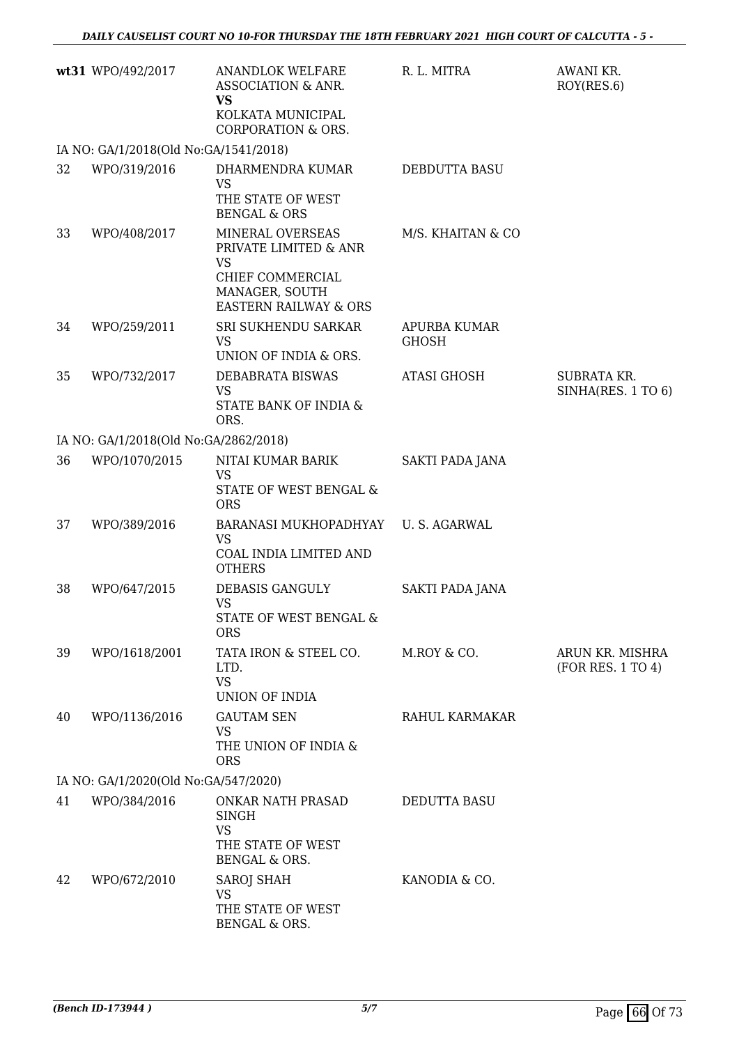| | | | | |
|---|---|---|---|---|
| **wt31** | WPO/492/2017 | ANANDLOK WELFARE ASSOCIATION & ANR. **VS** KOLKATA MUNICIPAL CORPORATION & ORS. | R. L. MITRA | AWANI KR. ROY(RES.6) |
| IA NO: GA/1/2018(Old No:GA/1541/2018) | | | | |
| 32 | WPO/319/2016 | DHARMENDRA KUMAR VS THE STATE OF WEST BENGAL & ORS | DEBDUTTA BASU | |
| 33 | WPO/408/2017 | MINERAL OVERSEAS PRIVATE LIMITED & ANR VS CHIEF COMMERCIAL MANAGER, SOUTH EASTERN RAILWAY & ORS | M/S. KHAITAN & CO | |
| 34 | WPO/259/2011 | SRI SUKHENDU SARKAR VS UNION OF INDIA & ORS. | APURBA KUMAR GHOSH | |
| 35 | WPO/732/2017 | DEBABRATA BISWAS VS STATE BANK OF INDIA & ORS. | ATASI GHOSH | SUBRATA KR. SINHA(RES. 1 TO 6) |
| IA NO: GA/1/2018(Old No:GA/2862/2018) | | | | |
| 36 | WPO/1070/2015 | NITAI KUMAR BARIK VS STATE OF WEST BENGAL & ORS | SAKTI PADA JANA | |
| 37 | WPO/389/2016 | BARANASI MUKHOPADHYAY VS COAL INDIA LIMITED AND OTHERS | U. S. AGARWAL | |
| 38 | WPO/647/2015 | DEBASIS GANGULY VS STATE OF WEST BENGAL & ORS | SAKTI PADA JANA | |
| 39 | WPO/1618/2001 | TATA IRON & STEEL CO. LTD. VS UNION OF INDIA | M.ROY & CO. | ARUN KR. MISHRA (FOR RES. 1 TO 4) |
| 40 | WPO/1136/2016 | GAUTAM SEN VS THE UNION OF INDIA & ORS | RAHUL KARMAKAR | |
| IA NO: GA/1/2020(Old No:GA/547/2020) | | | | |
| 41 | WPO/384/2016 | ONKAR NATH PRASAD SINGH VS THE STATE OF WEST BENGAL & ORS. | DEDUTTA BASU | |
| 42 | WPO/672/2010 | SAROJ SHAH VS THE STATE OF WEST BENGAL & ORS. | KANODIA & CO. | |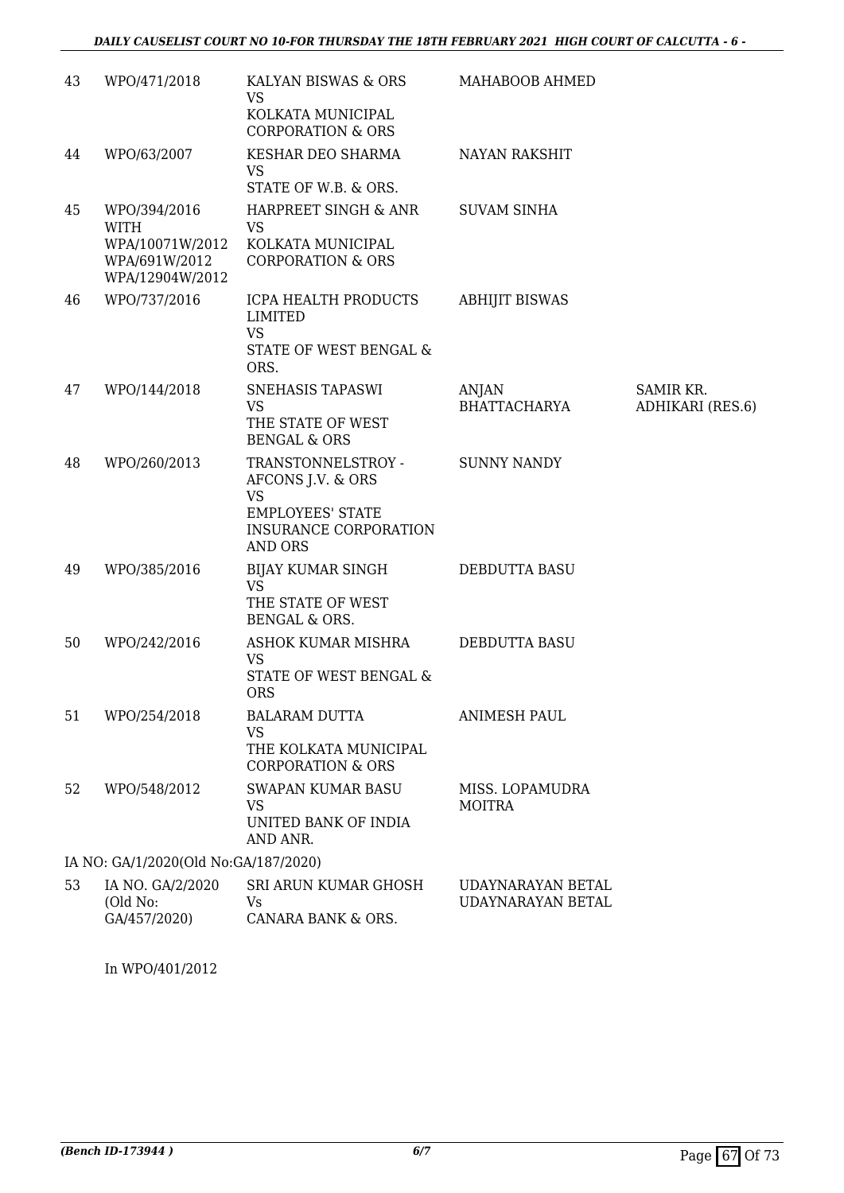| 43 | WPO/471/2018 | KALYAN BISWAS & ORS<br>VS<br>KOLKATA MUNICIPAL CORPORATION & ORS | MAHABOOB AHMED | |
|---|---|---|---|---|
| 44 | WPO/63/2007 | KESHAR DEO SHARMA<br>VS<br>STATE OF W.B. & ORS. | NAYAN RAKSHIT | |
| 45 | WPO/394/2016<br>WITH<br>WPA/10071W/2012<br>WPA/691W/2012<br>WPA/12904W/2012 | HARPREET SINGH & ANR<br>VS<br>KOLKATA MUNICIPAL CORPORATION & ORS | SUVAM SINHA | |
| 46 | WPO/737/2016 | ICPA HEALTH PRODUCTS LIMITED<br>VS<br>STATE OF WEST BENGAL & ORS. | ABHIJIT BISWAS | |
| 47 | WPO/144/2018 | SNEHASIS TAPASWI<br>VS<br>THE STATE OF WEST BENGAL & ORS | ANJAN BHATTACHARYA | SAMIR KR. ADHIKARI (RES.6) |
| 48 | WPO/260/2013 | TRANSTONNELSTROY - AFCONS J.V. & ORS<br>VS<br>EMPLOYEES' STATE INSURANCE CORPORATION AND ORS | SUNNY NANDY | |
| 49 | WPO/385/2016 | BIJAY KUMAR SINGH<br>VS<br>THE STATE OF WEST BENGAL & ORS. | DEBDUTTA BASU | |
| 50 | WPO/242/2016 | ASHOK KUMAR MISHRA<br>VS<br>STATE OF WEST BENGAL & ORS | DEBDUTTA BASU | |
| 51 | WPO/254/2018 | BALARAM DUTTA<br>VS<br>THE KOLKATA MUNICIPAL CORPORATION & ORS | ANIMESH PAUL | |
| 52 | WPO/548/2012 | SWAPAN KUMAR BASU<br>VS<br>UNITED BANK OF INDIA AND ANR. | MISS. LOPAMUDRA MOITRA | |

IA NO: GA/1/2020(Old No:GA/187/2020)

| 53 | IA NO. GA/2/2020<br>(Old No:<br>GA/457/2020) | SRI ARUN KUMAR GHOSH<br>Vs<br>CANARA BANK & ORS. | UDAYNARAYAN BETAL<br>UDAYNARAYAN BETAL |
|---|---|---|---|

In WPO/401/2012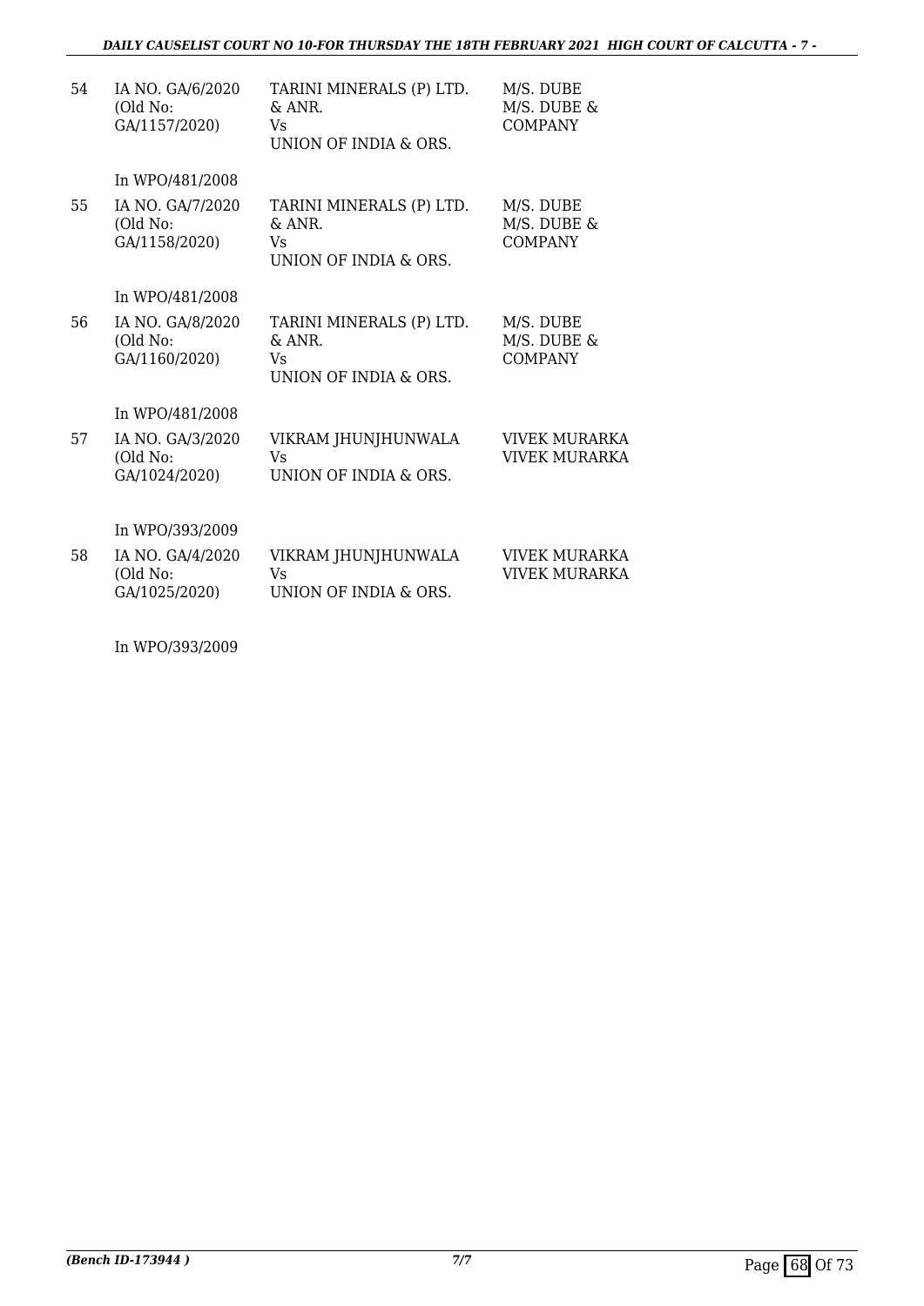| | | | |
|---|---|---|---|
| 54 | IA NO. GA/6/2020 (Old No: GA/1157/2020) | TARINI MINERALS (P) LTD. & ANR. Vs UNION OF INDIA & ORS. | M/S. DUBE M/S. DUBE & COMPANY |
| | In WPO/481/2008 | | |
| 55 | IA NO. GA/7/2020 (Old No: GA/1158/2020) | TARINI MINERALS (P) LTD. & ANR. Vs UNION OF INDIA & ORS. | M/S. DUBE M/S. DUBE & COMPANY |
| | In WPO/481/2008 | | |
| 56 | IA NO. GA/8/2020 (Old No: GA/1160/2020) | TARINI MINERALS (P) LTD. & ANR. Vs UNION OF INDIA & ORS. | M/S. DUBE M/S. DUBE & COMPANY |
| | In WPO/481/2008 | | |
| 57 | IA NO. GA/3/2020 (Old No: GA/1024/2020) | VIKRAM JHUNJHUNWALA Vs UNION OF INDIA & ORS. | VIVEK MURARKA VIVEK MURARKA |
| | In WPO/393/2009 | | |
| 58 | IA NO. GA/4/2020 (Old No: GA/1025/2020) | VIKRAM JHUNJHUNWALA Vs UNION OF INDIA & ORS. | VIVEK MURARKA VIVEK MURARKA |
| | In WPO/393/2009 | | |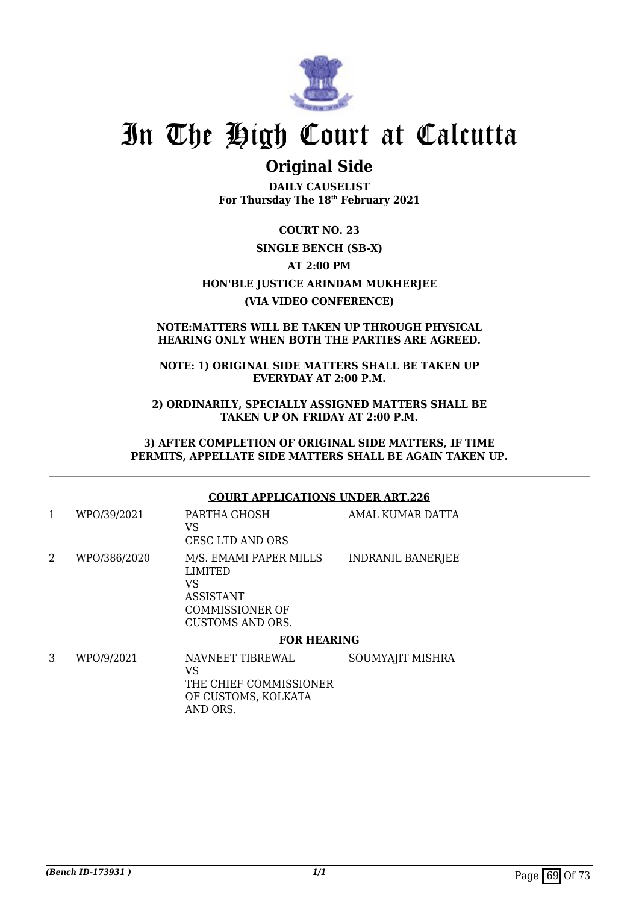# In The High Court at Calcutta

## Original Side

**DAILY CAUSELIST**
**For Thursday The 18th February 2021**

**COURT NO. 23**

**SINGLE BENCH (SB-X)**

**AT 2:00 PM**

**HON'BLE JUSTICE ARINDAM MUKHERJEE**

**(VIA VIDEO CONFERENCE)**

**NOTE:MATTERS WILL BE TAKEN UP THROUGH PHYSICAL HEARING ONLY WHEN BOTH THE PARTIES ARE AGREED.**

**NOTE: 1) ORIGINAL SIDE MATTERS SHALL BE TAKEN UP EVERYDAY AT 2:00 P.M.**

**2) ORDINARILY, SPECIALLY ASSIGNED MATTERS SHALL BE TAKEN UP ON FRIDAY AT 2:00 P.M.**

**3) AFTER COMPLETION OF ORIGINAL SIDE MATTERS, IF TIME PERMITS, APPELLATE SIDE MATTERS SHALL BE AGAIN TAKEN UP.**

**COURT APPLICATIONS UNDER ART.226**

| | | | |
|---|---|---|---|
| 1 | WPO/39/2021 | PARTHA GHOSH VS CESC LTD AND ORS | AMAL KUMAR DATTA |
| 2 | WPO/386/2020 | M/S. EMAMI PAPER MILLS LIMITED VS ASSISTANT COMMISSIONER OF CUSTOMS AND ORS. | INDRANIL BANERJEE |

**FOR HEARING**

| | | | |
|---|---|---|---|
| 3 | WPO/9/2021 | NAVNEET TIBREWAL VS THE CHIEF COMMISSIONER OF CUSTOMS, KOLKATA AND ORS. | SOUMYAJIT MISHRA |

*(Bench ID-173931 )* 1/1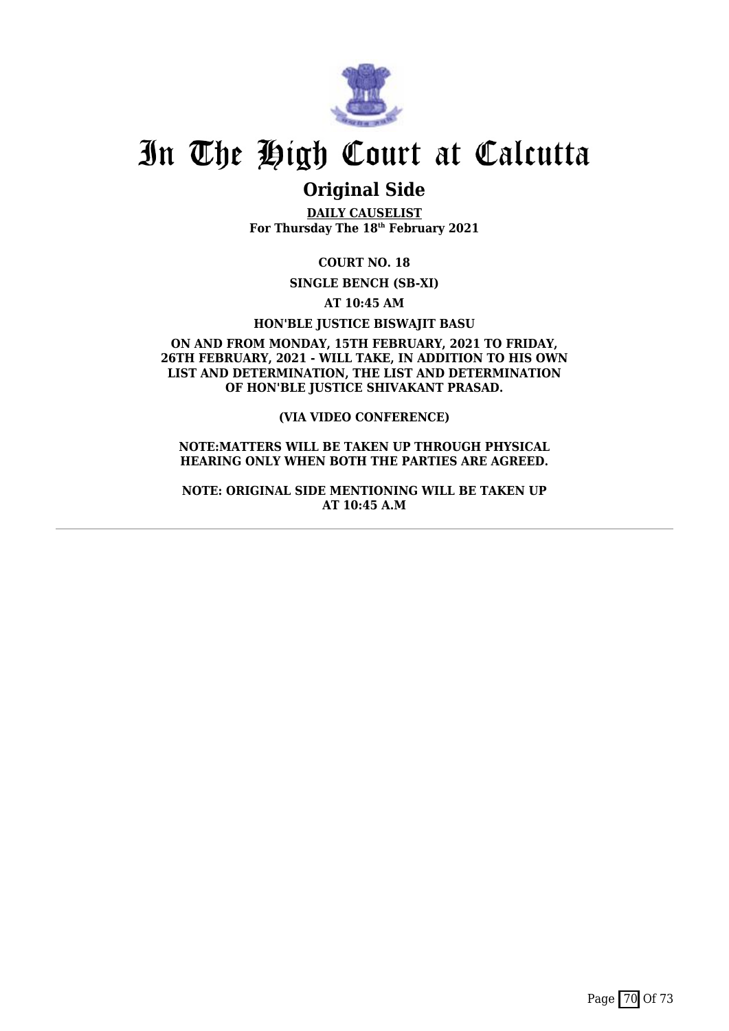# In The High Court at Calcutta

## Original Side

**DAILY CAUSELIST**
**For Thursday The 18th February 2021**

**COURT NO. 18**

**SINGLE BENCH (SB-XI)**

**AT 10:45 AM**

**HON'BLE JUSTICE BISWAJIT BASU**

**ON AND FROM MONDAY, 15TH FEBRUARY, 2021 TO FRIDAY, 26TH FEBRUARY, 2021 - WILL TAKE, IN ADDITION TO HIS OWN LIST AND DETERMINATION, THE LIST AND DETERMINATION OF HON'BLE JUSTICE SHIVAKANT PRASAD.**

**(VIA VIDEO CONFERENCE)**

**NOTE:MATTERS WILL BE TAKEN UP THROUGH PHYSICAL HEARING ONLY WHEN BOTH THE PARTIES ARE AGREED.**

**NOTE: ORIGINAL SIDE MENTIONING WILL BE TAKEN UP AT 10:45 A.M**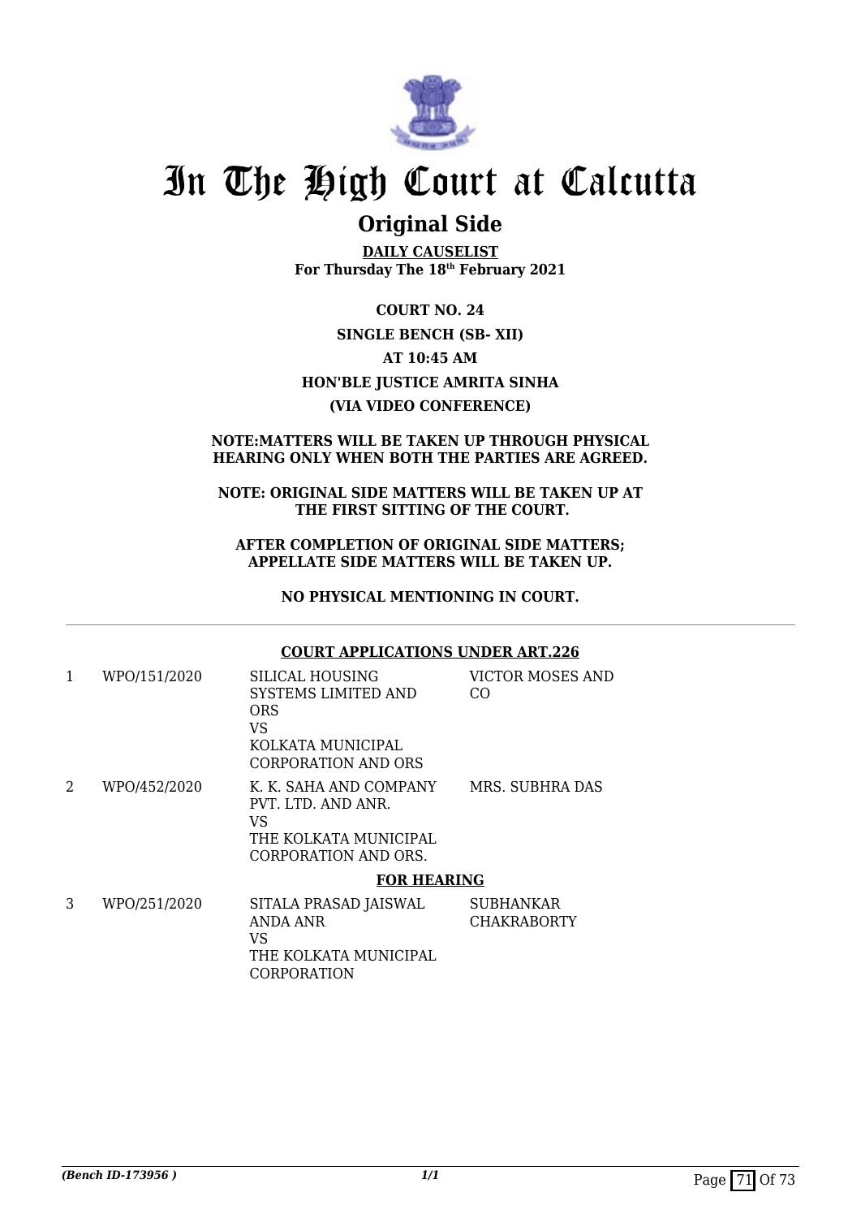# In The High Court at Calcutta

## Original Side

**DAILY CAUSELIST**
**For Thursday The 18th February 2021**

**COURT NO. 24**

**SINGLE BENCH (SB- XII)**

**AT 10:45 AM**

**HON'BLE JUSTICE AMRITA SINHA**

**(VIA VIDEO CONFERENCE)**

**NOTE:MATTERS WILL BE TAKEN UP THROUGH PHYSICAL HEARING ONLY WHEN BOTH THE PARTIES ARE AGREED.**

**NOTE: ORIGINAL SIDE MATTERS WILL BE TAKEN UP AT THE FIRST SITTING OF THE COURT.**

**AFTER COMPLETION OF ORIGINAL SIDE MATTERS; APPELLATE SIDE MATTERS WILL BE TAKEN UP.**

**NO PHYSICAL MENTIONING IN COURT.**

**COURT APPLICATIONS UNDER ART.226**

| | | | |
|---|---|---|---|
| 1 | WPO/151/2020 | SILICAL HOUSING SYSTEMS LIMITED AND ORS VS KOLKATA MUNICIPAL CORPORATION AND ORS | VICTOR MOSES AND CO |
| 2 | WPO/452/2020 | K. K. SAHA AND COMPANY PVT. LTD. AND ANR. VS THE KOLKATA MUNICIPAL CORPORATION AND ORS. | MRS. SUBHRA DAS |

**FOR HEARING**

| | | | |
|---|---|---|---|
| 3 | WPO/251/2020 | SITALA PRASAD JAISWAL ANDA ANR VS THE KOLKATA MUNICIPAL CORPORATION | SUBHANKAR CHAKRABORTY |

*(Bench ID-173956 )*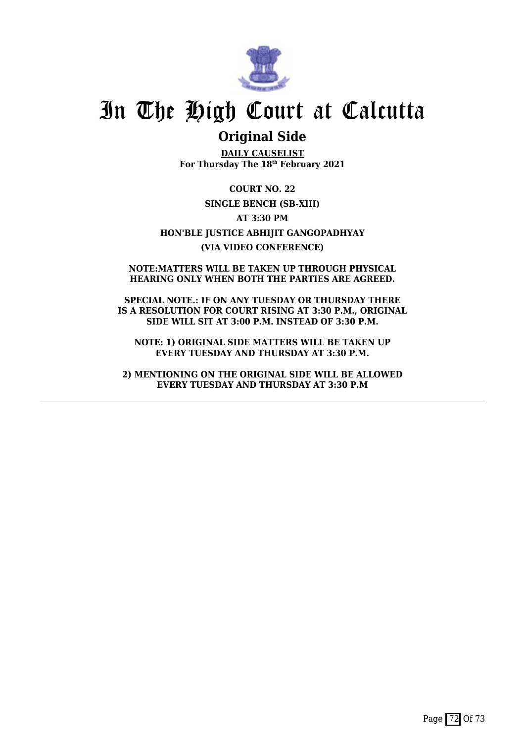# In The High Court at Calcutta

## Original Side

**DAILY CAUSELIST**
**For Thursday The 18th February 2021**

**COURT NO. 22**

**SINGLE BENCH (SB-XIII)**

**AT 3:30 PM**

**HON'BLE JUSTICE ABHIJIT GANGOPADHYAY**

**(VIA VIDEO CONFERENCE)**

**NOTE:MATTERS WILL BE TAKEN UP THROUGH PHYSICAL HEARING ONLY WHEN BOTH THE PARTIES ARE AGREED.**

**SPECIAL NOTE.: IF ON ANY TUESDAY OR THURSDAY THERE IS A RESOLUTION FOR COURT RISING AT 3:30 P.M., ORIGINAL SIDE WILL SIT AT 3:00 P.M. INSTEAD OF 3:30 P.M.**

**NOTE: 1) ORIGINAL SIDE MATTERS WILL BE TAKEN UP EVERY TUESDAY AND THURSDAY AT 3:30 P.M.**

**2) MENTIONING ON THE ORIGINAL SIDE WILL BE ALLOWED EVERY TUESDAY AND THURSDAY AT 3:30 P.M**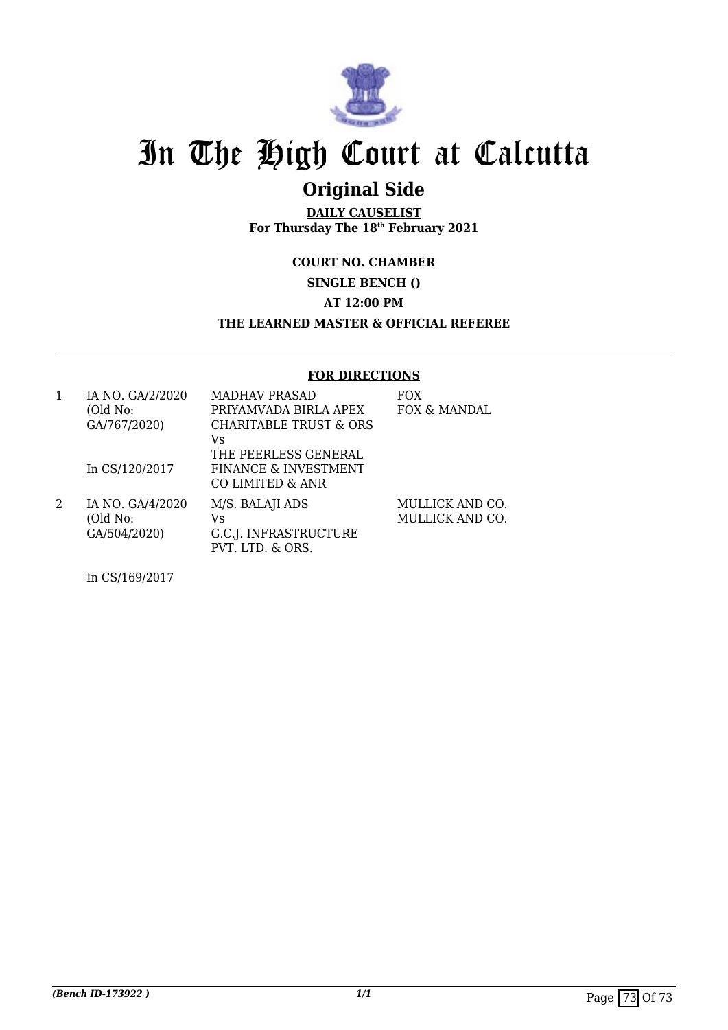# In The High Court at Calcutta

## Original Side

**DAILY CAUSELIST**
**For Thursday The 18th February 2021**

**COURT NO. CHAMBER**

**SINGLE BENCH ()**

**AT 12:00 PM**

**THE LEARNED MASTER & OFFICIAL REFEREE**

---

**FOR DIRECTIONS**

| | | | |
|---|---|---|---|
| 1 | IA NO. GA/2/2020 (Old No: GA/767/2020)<br><br>In CS/120/2017 | MADHAV PRASAD PRIYAMVADA BIRLA APEX CHARITABLE TRUST & ORS<br>Vs<br>THE PEERLESS GENERAL FINANCE & INVESTMENT CO LIMITED & ANR | FOX<br>FOX & MANDAL |
| 2 | IA NO. GA/4/2020 (Old No: GA/504/2020)<br><br>In CS/169/2017 | M/S. BALAJI ADS<br>Vs<br>G.C.J. INFRASTRUCTURE PVT. LTD. & ORS. | MULLICK AND CO.<br>MULLICK AND CO. |

*(Bench ID-173922 )*